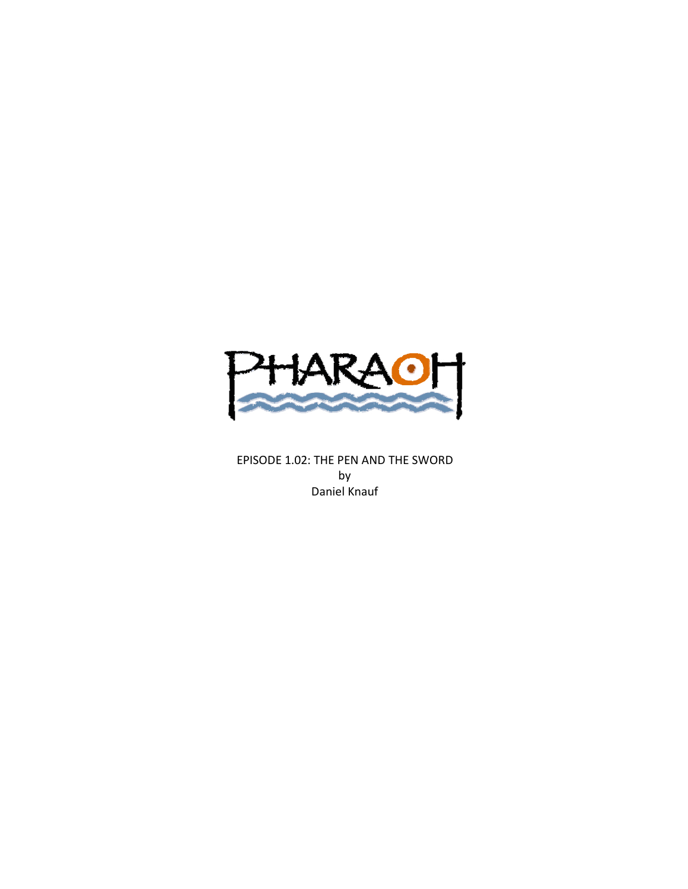# PHARAOH

EPISODE 1.02: THE PEN AND THE SWORD

by

Daniel Knauf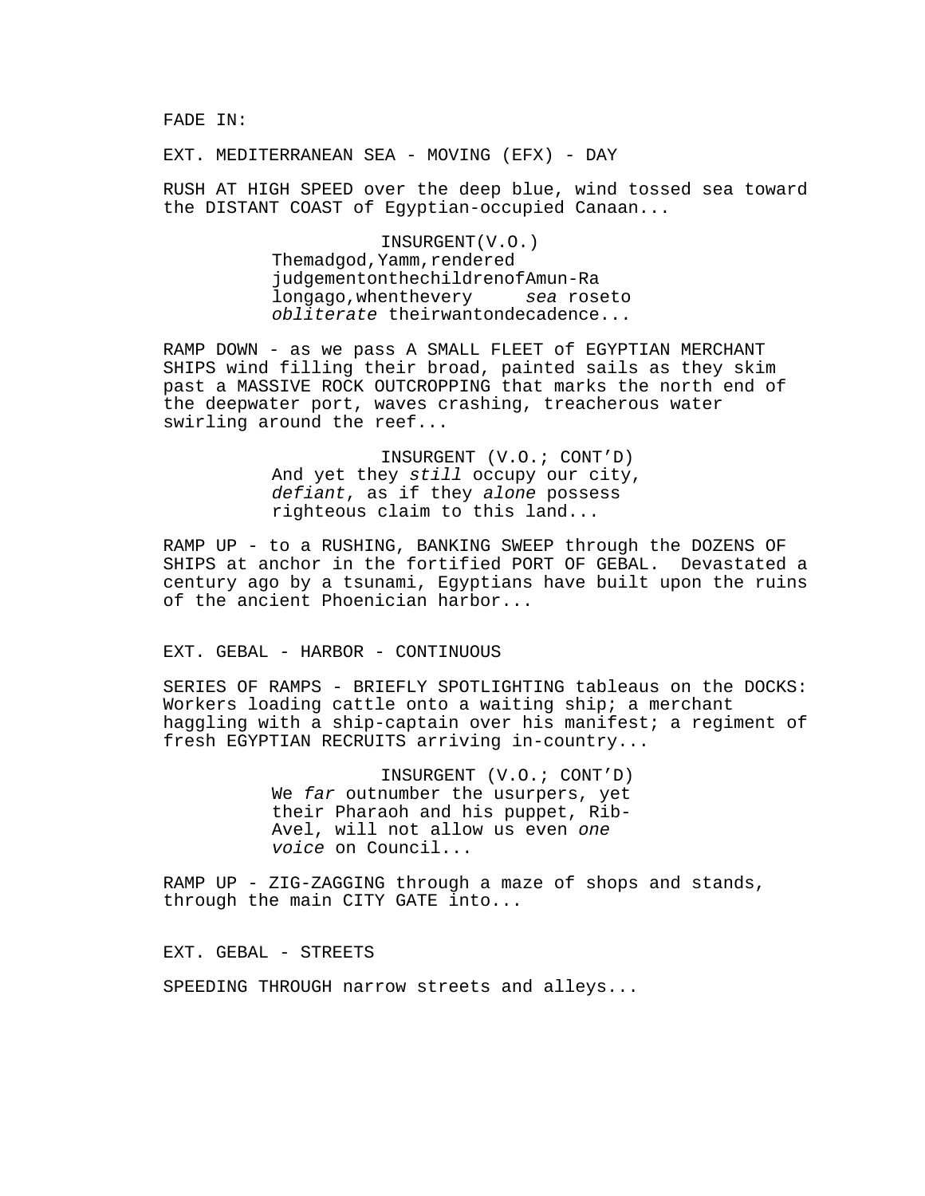FADE IN:

EXT. MEDITERRANEAN SEA - MOVING (EFX) - DAY

RUSH AT HIGH SPEED over the deep blue, wind tossed sea toward the DISTANT COAST of Egyptian-occupied Canaan...

INSURGENT(V.O.)
Themadgod,Yamm,rendered judgementonthechildrenofAmun-Ra longago,whenthevery *sea* roseto *obliterate* theirwantondecadence...

RAMP DOWN - as we pass A SMALL FLEET of EGYPTIAN MERCHANT SHIPS wind filling their broad, painted sails as they skim past a MASSIVE ROCK OUTCROPPING that marks the north end of the deepwater port, waves crashing, treacherous water swirling around the reef...

INSURGENT (V.O.; CONT'D)
And yet they *still* occupy our city, *defiant*, as if they *alone* possess righteous claim to this land...

RAMP UP - to a RUSHING, BANKING SWEEP through the DOZENS OF SHIPS at anchor in the fortified PORT OF GEBAL. Devastated a century ago by a tsunami, Egyptians have built upon the ruins of the ancient Phoenician harbor...

EXT. GEBAL - HARBOR - CONTINUOUS

SERIES OF RAMPS - BRIEFLY SPOTLIGHTING tableaus on the DOCKS: Workers loading cattle onto a waiting ship; a merchant haggling with a ship-captain over his manifest; a regiment of fresh EGYPTIAN RECRUITS arriving in-country...

INSURGENT (V.O.; CONT'D)
We *far* outnumber the usurpers, yet their Pharaoh and his puppet, Rib-Avel, will not allow us even *one voice* on Council...

RAMP UP - ZIG-ZAGGING through a maze of shops and stands, through the main CITY GATE into...

EXT. GEBAL - STREETS

SPEEDING THROUGH narrow streets and alleys...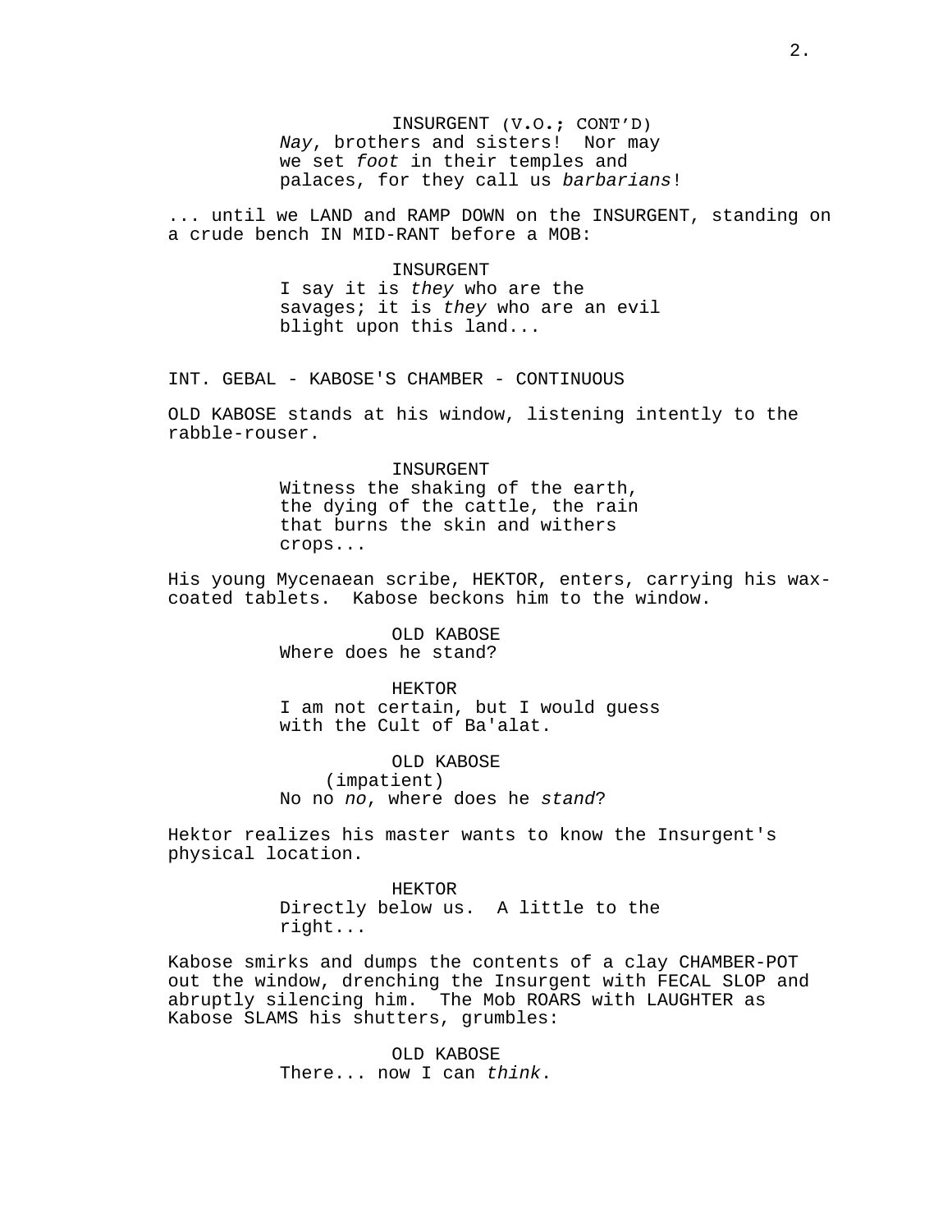INSURGENT (V.O.; CONT'D)
*Nay*, brothers and sisters! Nor may we set *foot* in their temples and palaces, for they call us *barbarians*!

... until we LAND and RAMP DOWN on the INSURGENT, standing on a crude bench IN MID-RANT before a MOB:

INSURGENT
I say it is *they* who are the savages; it is *they* who are an evil blight upon this land...

INT. GEBAL - KABOSE'S CHAMBER - CONTINUOUS

OLD KABOSE stands at his window, listening intently to the rabble-rouser.

INSURGENT
Witness the shaking of the earth, the dying of the cattle, the rain that burns the skin and withers crops...

His young Mycenaean scribe, HEKTOR, enters, carrying his wax-coated tablets. Kabose beckons him to the window.

OLD KABOSE
Where does he stand?

HEKTOR
I am not certain, but I would guess with the Cult of Ba'alat.

OLD KABOSE
(impatient)
No no *no*, where does he *stand*?

Hektor realizes his master wants to know the Insurgent's physical location.

HEKTOR
Directly below us. A little to the right...

Kabose smirks and dumps the contents of a clay CHAMBER-POT out the window, drenching the Insurgent with FECAL SLOP and abruptly silencing him. The Mob ROARS with LAUGHTER as Kabose SLAMS his shutters, grumbles:

OLD KABOSE
There... now I can *think*.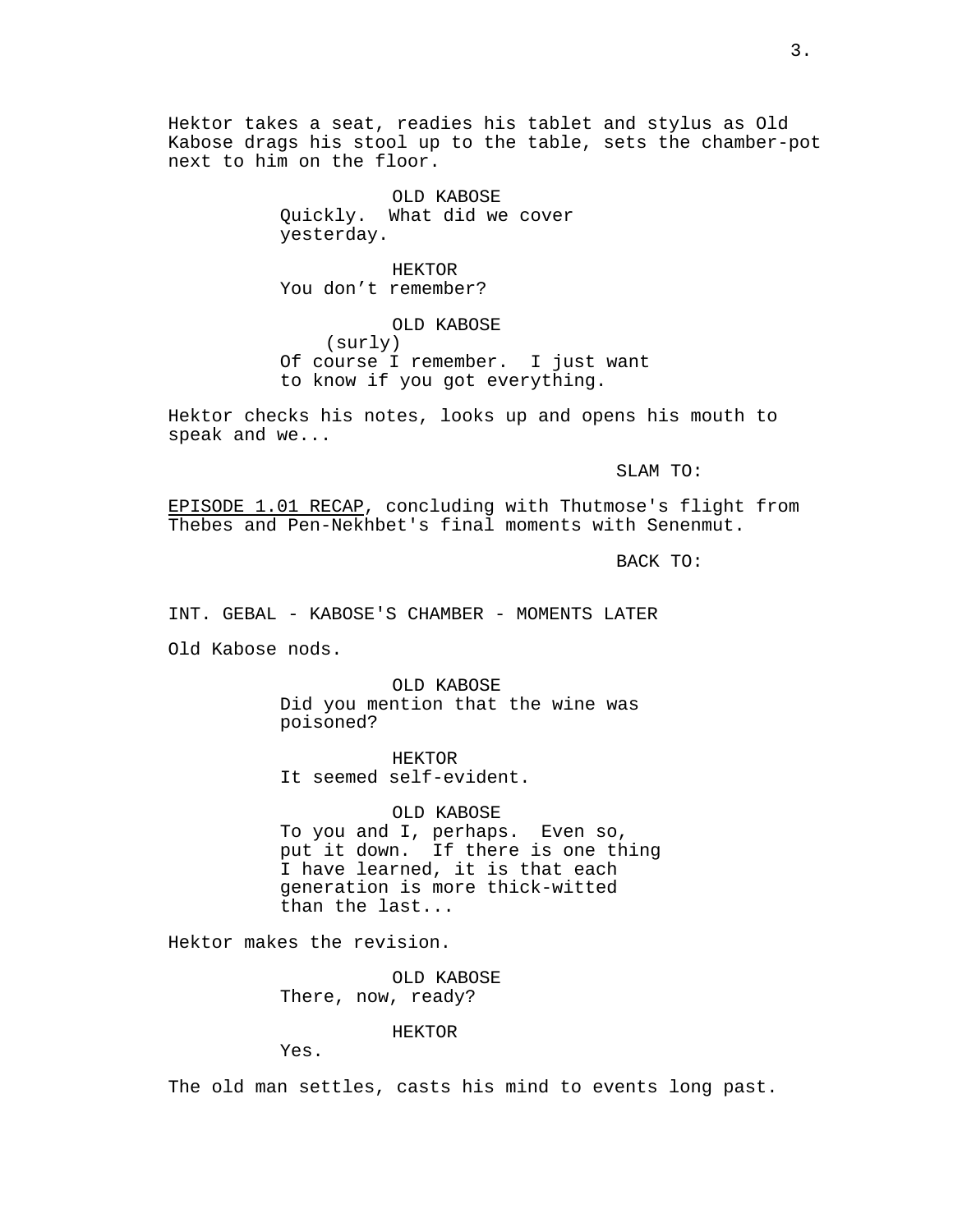Hektor takes a seat, readies his tablet and stylus as Old Kabose drags his stool up to the table, sets the chamber-pot next to him on the floor.

OLD KABOSE
Quickly. What did we cover yesterday.

HEKTOR
You don't remember?

OLD KABOSE
(surly)
Of course I remember. I just want to know if you got everything.

Hektor checks his notes, looks up and opens his mouth to speak and we...

SLAM TO:

<u>EPISODE 1.01 RECAP</u>, concluding with Thutmose's flight from Thebes and Pen-Nekhbet's final moments with Senenmut.

BACK TO:

INT. GEBAL - KABOSE'S CHAMBER - MOMENTS LATER

Old Kabose nods.

OLD KABOSE
Did you mention that the wine was poisoned?

HEKTOR
It seemed self-evident.

OLD KABOSE
To you and I, perhaps. Even so, put it down. If there is one thing I have learned, it is that each generation is more thick-witted than the last...

Hektor makes the revision.

OLD KABOSE
There, now, ready?

HEKTOR
Yes.

The old man settles, casts his mind to events long past.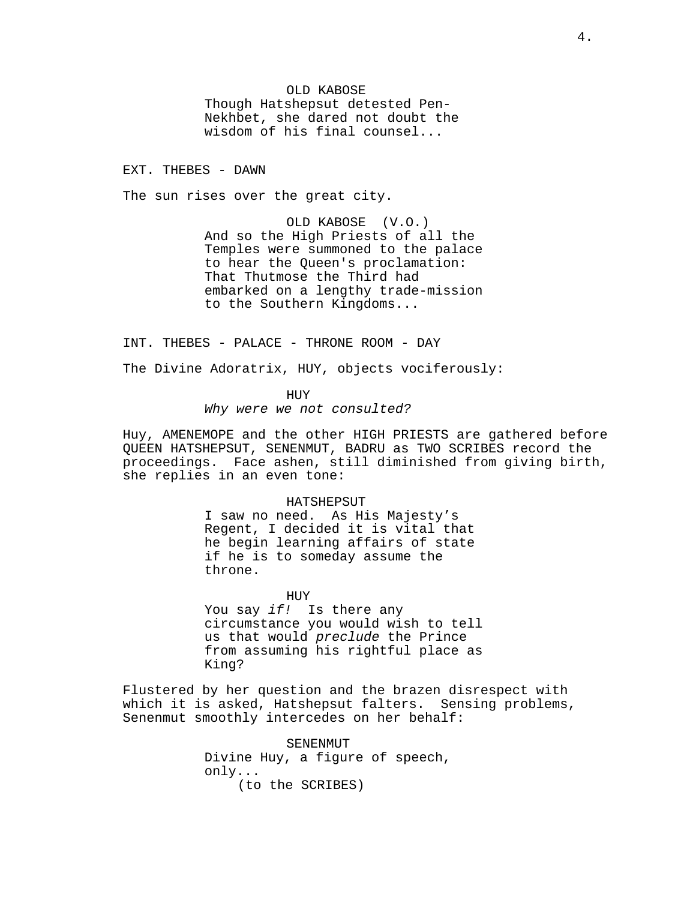OLD KABOSE
Though Hatshepsut detested Pen-Nekhbet, she dared not doubt the wisdom of his final counsel...

EXT. THEBES - DAWN

The sun rises over the great city.

OLD KABOSE (V.O.)
And so the High Priests of all the Temples were summoned to the palace to hear the Queen's proclamation: That Thutmose the Third had embarked on a lengthy trade-mission to the Southern Kingdoms...

INT. THEBES - PALACE - THRONE ROOM - DAY

The Divine Adoratrix, HUY, objects vociferously:

HUY
*Why were we not consulted?*

Huy, AMENEMOPE and the other HIGH PRIESTS are gathered before QUEEN HATSHEPSUT, SENENMUT, BADRU as TWO SCRIBES record the proceedings. Face ashen, still diminished from giving birth, she replies in an even tone:

HATSHEPSUT
I saw no need. As His Majesty's Regent, I decided it is vital that he begin learning affairs of state if he is to someday assume the throne.

HUY
You say *if!* Is there any circumstance you would wish to tell us that would *preclude* the Prince from assuming his rightful place as King?

Flustered by her question and the brazen disrespect with which it is asked, Hatshepsut falters. Sensing problems, Senenmut smoothly intercedes on her behalf:

SENENMUT
Divine Huy, a figure of speech, only...
(to the SCRIBES)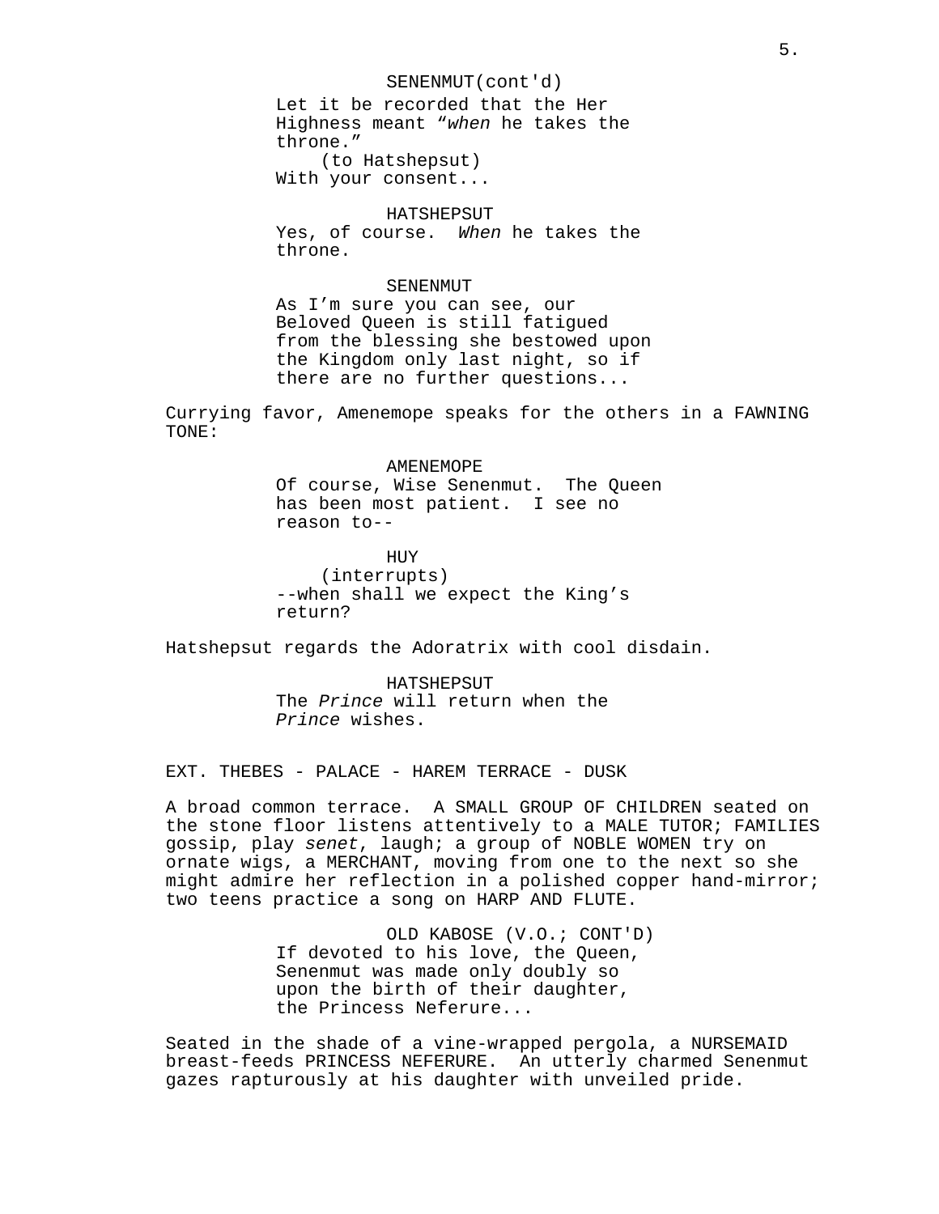SENENMUT(cont'd)
Let it be recorded that the Her Highness meant “*when* he takes the throne.”
(to Hatshepsut)
With your consent...

HATSHEPSUT
Yes, of course. *When* he takes the throne.

SENENMUT
As I’m sure you can see, our Beloved Queen is still fatigued from the blessing she bestowed upon the Kingdom only last night, so if there are no further questions...

Currying favor, Amenemope speaks for the others in a FAWNING TONE:

AMENEMOPE
Of course, Wise Senenmut. The Queen has been most patient. I see no reason to--

HUY
(interrupts)
--when shall we expect the King’s return?

Hatshepsut regards the Adoratrix with cool disdain.

HATSHEPSUT
The *Prince* will return when the *Prince* wishes.

EXT. THEBES - PALACE - HAREM TERRACE - DUSK

A broad common terrace. A SMALL GROUP OF CHILDREN seated on the stone floor listens attentively to a MALE TUTOR; FAMILIES gossip, play *senet*, laugh; a group of NOBLE WOMEN try on ornate wigs, a MERCHANT, moving from one to the next so she might admire her reflection in a polished copper hand-mirror; two teens practice a song on HARP AND FLUTE.

OLD KABOSE (V.O.; CONT'D)
If devoted to his love, the Queen, Senenmut was made only doubly so upon the birth of their daughter, the Princess Neferure...

Seated in the shade of a vine-wrapped pergola, a NURSEMAID breast-feeds PRINCESS NEFERURE. An utterly charmed Senenmut gazes rapturously at his daughter with unveiled pride.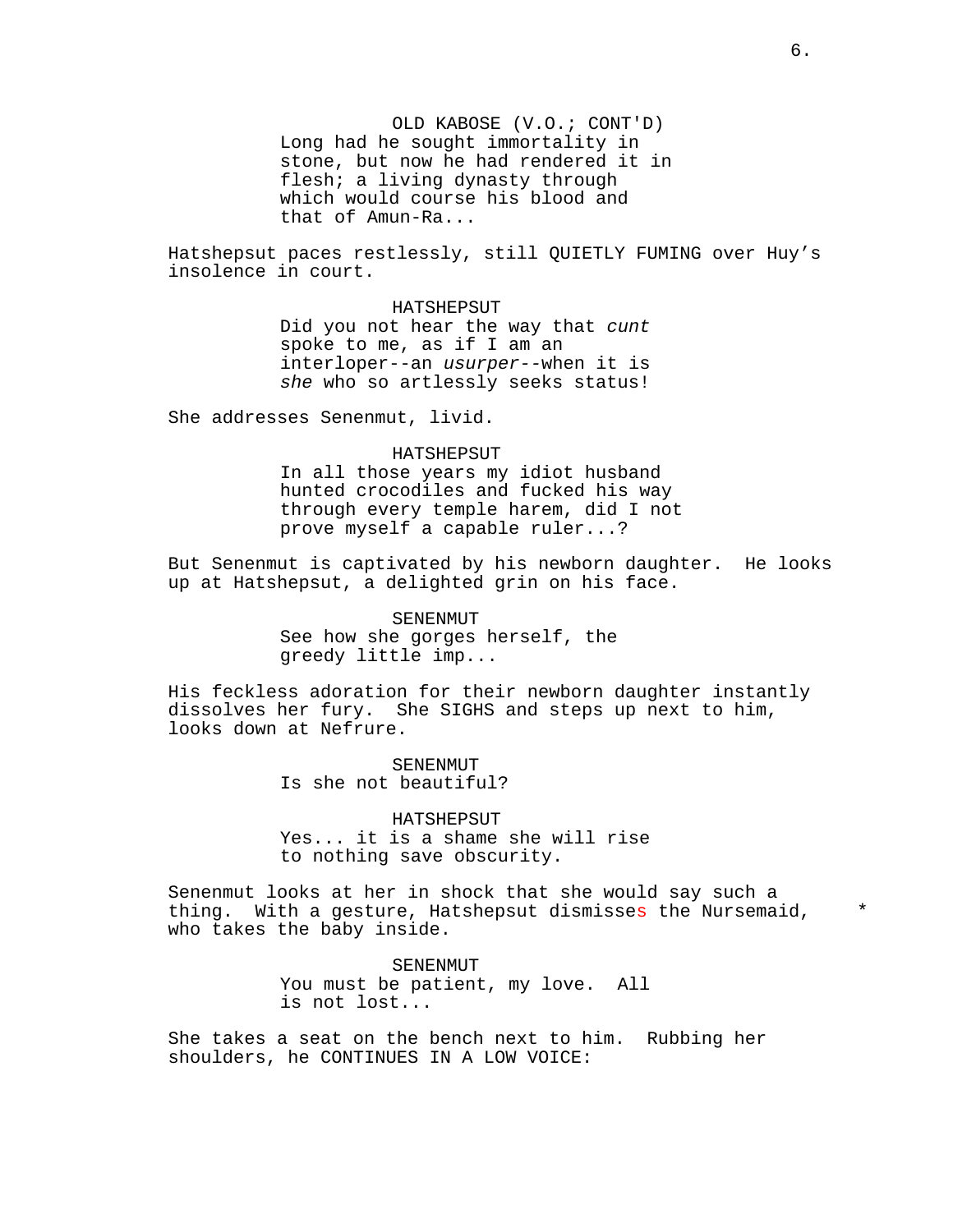OLD KABOSE (V.O.; CONT'D)
Long had he sought immortality in stone, but now he had rendered it in flesh; a living dynasty through which would course his blood and that of Amun-Ra...

Hatshepsut paces restlessly, still QUIETLY FUMING over Huy's insolence in court.

HATSHEPSUT
Did you not hear the way that *cunt* spoke to me, as if I am an interloper--an *usurper*--when it is *she* who so artlessly seeks status!

She addresses Senenmut, livid.

HATSHEPSUT
In all those years my idiot husband hunted crocodiles and fucked his way through every temple harem, did I not prove myself a capable ruler...?

But Senenmut is captivated by his newborn daughter. He looks up at Hatshepsut, a delighted grin on his face.

SENENMUT
See how she gorges herself, the greedy little imp...

His feckless adoration for their newborn daughter instantly dissolves her fury. She SIGHS and steps up next to him, looks down at Nefrure.

SENENMUT
Is she not beautiful?

HATSHEPSUT
Yes... it is a shame she will rise to nothing save obscurity.

Senenmut looks at her in shock that she would say such a thing. With a gesture, Hatshepsut dismisses the Nursemaid, who takes the baby inside. *

SENENMUT
You must be patient, my love. All is not lost...

She takes a seat on the bench next to him. Rubbing her shoulders, he CONTINUES IN A LOW VOICE: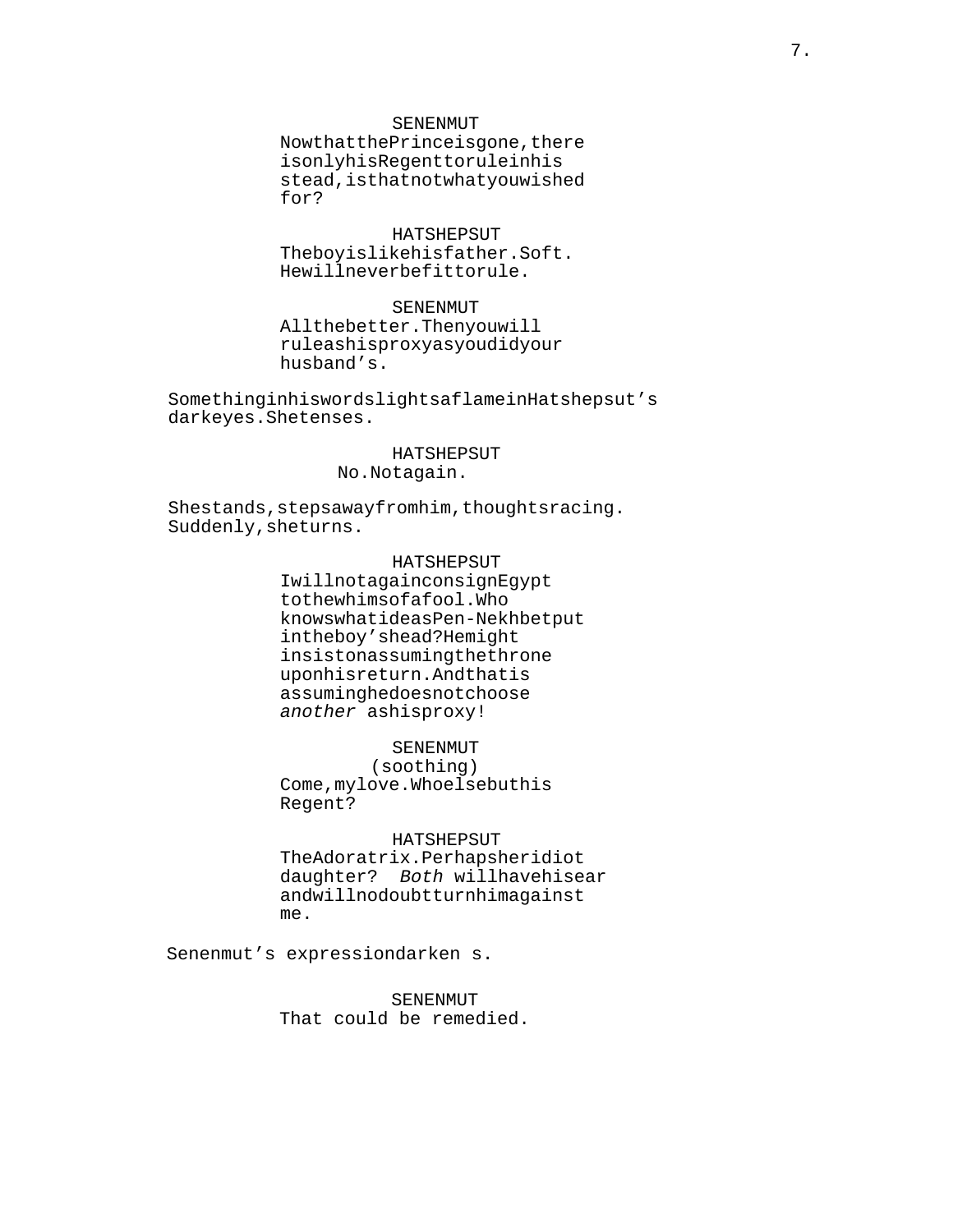SENENMUT
Now that the Prince is gone, there is only his Regent to rule in his stead, is that not what you wished for?

HATSHEPSUT
The boy is like his father. Soft. He will never be fit to rule.

SENENMUT
All the better. Then you will rule as his proxy as you did your husband's.

Something in his words lights a flame in Hatshepsut's dark eyes. She tenses.

HATSHEPSUT
No. Not again.

She stands, steps away from him, thoughts racing. Suddenly, she turns.

HATSHEPSUT
I will not again consign Egypt to the whims of a fool. Who knows what ideas Pen-Nekhbet put in the boy's head? He might insist on assuming the throne upon his return. And that is assuming he does not choose *another* as his proxy!

SENENMUT
(soothing)
Come, my love. Who else but his Regent?

HATSHEPSUT
The Adoratrix. Perhaps her idiot daughter? *Both* will have his ear and will no doubt turn him against me.

Senenmut's expression darkens.

SENENMUT
That could be remedied.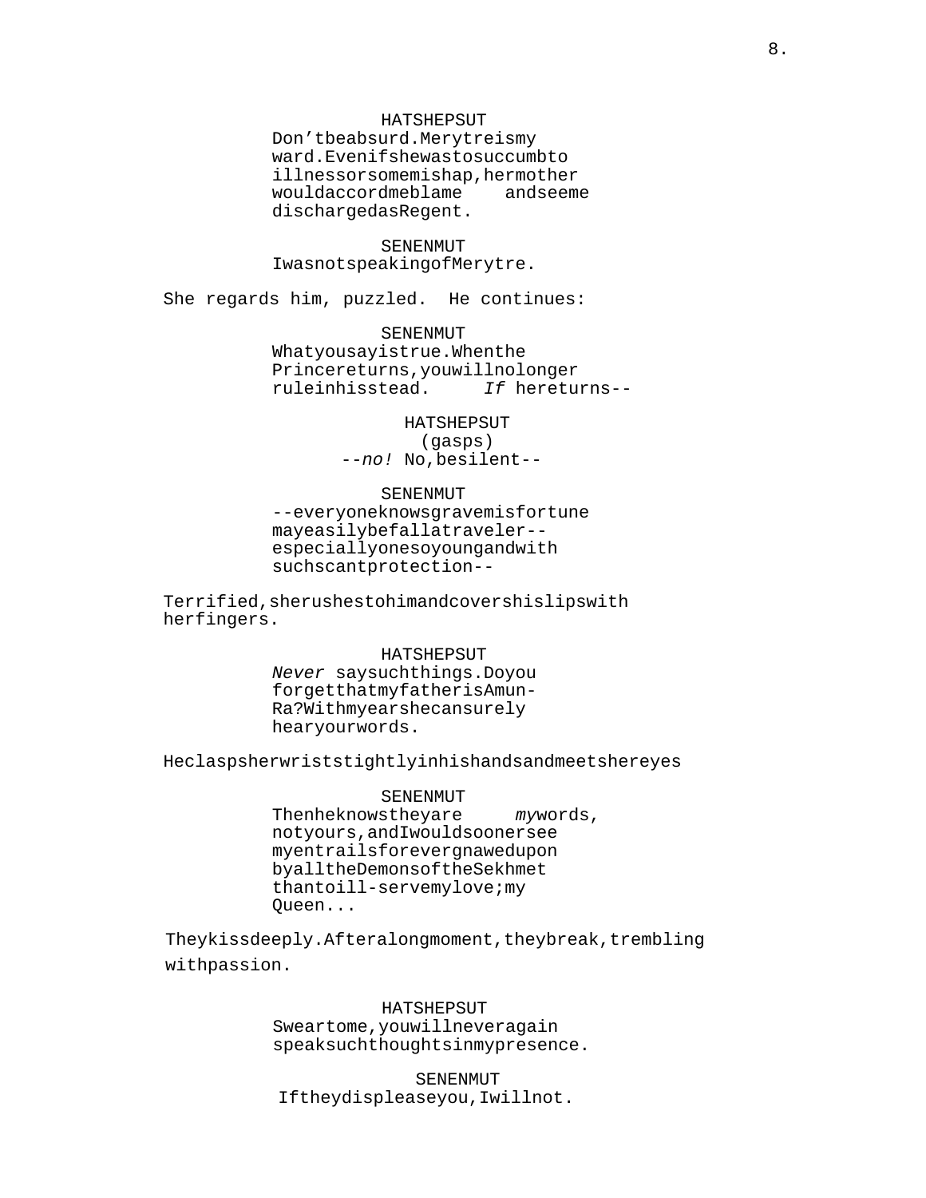HATSHEPSUT
Don't be absurd. Merytre is my ward. Even if she was to succumb to illness or some mishap, her mother would accord me blame and see me discharged as Regent.

SENENMUT
I was not speaking of Merytre.

She regards him, puzzled. He continues:

SENENMUT
What you say is true. When the Prince returns, you will no longer rule in his stead. *If* he returns--

HATSHEPSUT
(gasps)
--*no!* No, be silent--

SENENMUT
--everyone knows grave misfortune may easily befall a traveler--especially one so young and with such scant protection--

Terrified, she rushes to him and covers his lips with her fingers.

HATSHEPSUT
*Never* say such things. Do you forget that my father is Amun-Ra? With my ears he can surely hear your words.

He clasps her wrists tightly in his hands and meets her eyes

SENENMUT
Then he knows they are *my* words, not yours, and I would sooner see my entrails forever gnawed upon by all the Demons of the Sekhmet than to ill-serve my love; my Queen...

They kiss deeply. After a long moment, they break, trembling with passion.

HATSHEPSUT
Swear to me, you will never again speak such thoughts in my presence.

SENENMUT
If they displease you, I will not.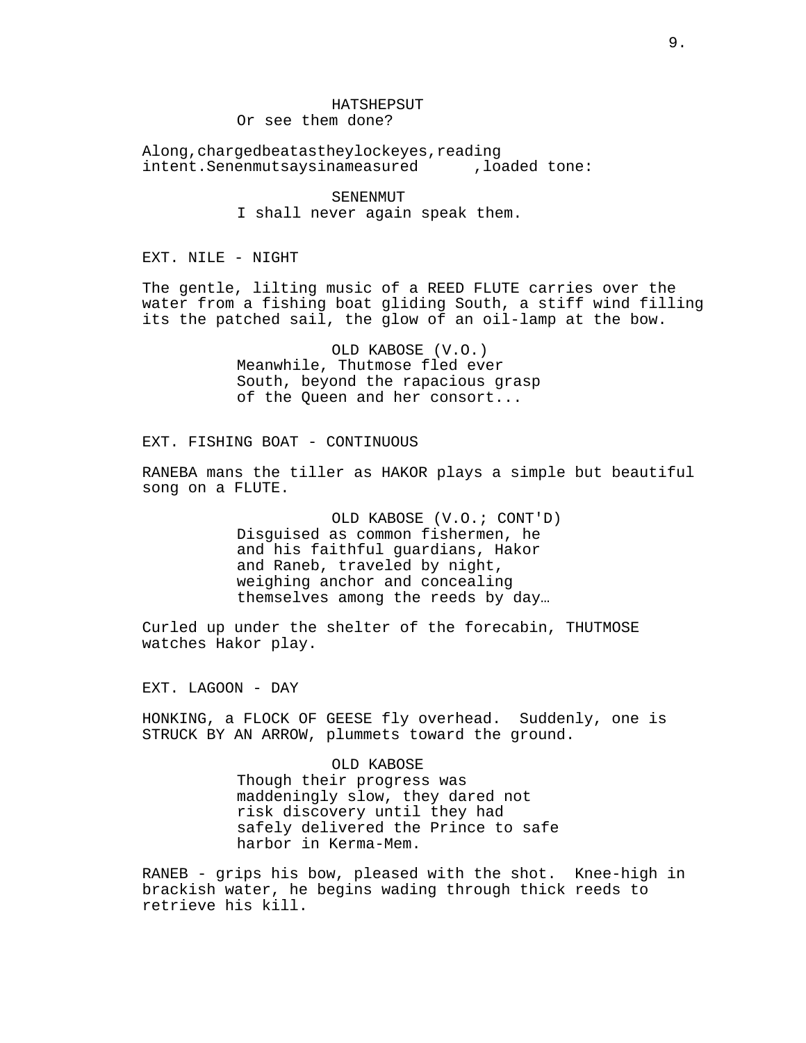HATSHEPSUT
Or see them done?

Along,chargedbeatastheylockeyes,reading intent.Senenmutsaysinameasured ,loaded tone:

SENENMUT
I shall never again speak them.

EXT. NILE - NIGHT

The gentle, lilting music of a REED FLUTE carries over the water from a fishing boat gliding South, a stiff wind filling its the patched sail, the glow of an oil-lamp at the bow.

OLD KABOSE (V.O.)
Meanwhile, Thutmose fled ever South, beyond the rapacious grasp of the Queen and her consort...

EXT. FISHING BOAT - CONTINUOUS

RANEBA mans the tiller as HAKOR plays a simple but beautiful song on a FLUTE.

OLD KABOSE (V.O.; CONT'D)
Disguised as common fishermen, he and his faithful guardians, Hakor and Raneb, traveled by night, weighing anchor and concealing themselves among the reeds by day…

Curled up under the shelter of the forecabin, THUTMOSE watches Hakor play.

EXT. LAGOON - DAY

HONKING, a FLOCK OF GEESE fly overhead. Suddenly, one is STRUCK BY AN ARROW, plummets toward the ground.

OLD KABOSE
Though their progress was maddeningly slow, they dared not risk discovery until they had safely delivered the Prince to safe harbor in Kerma-Mem.

RANEB - grips his bow, pleased with the shot. Knee-high in brackish water, he begins wading through thick reeds to retrieve his kill.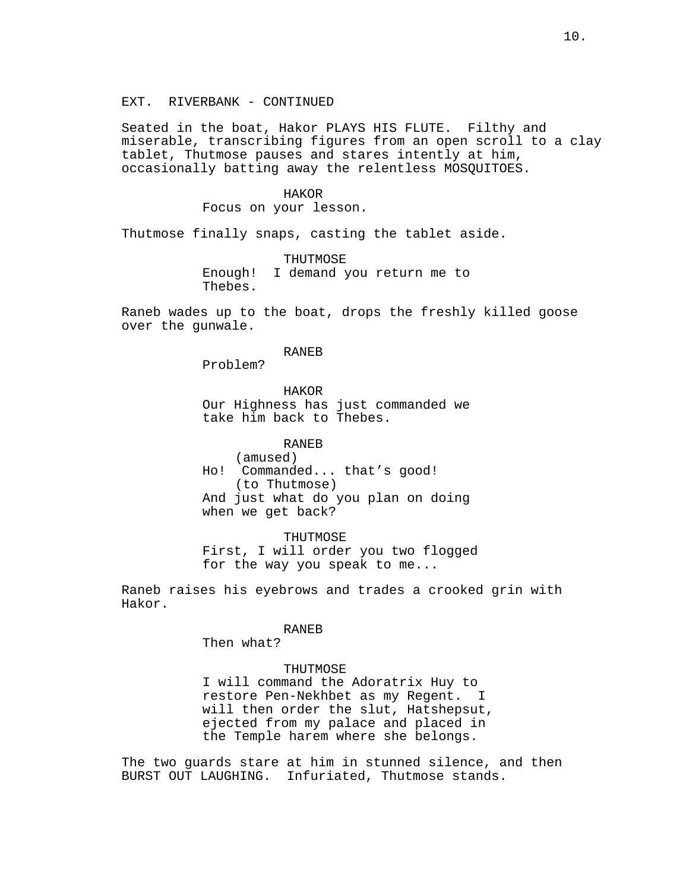EXT.  RIVERBANK - CONTINUED

Seated in the boat, Hakor PLAYS HIS FLUTE.  Filthy and miserable, transcribing figures from an open scroll to a clay tablet, Thutmose pauses and stares intently at him, occasionally batting away the relentless MOSQUITOES.

HAKOR
Focus on your lesson.

Thutmose finally snaps, casting the tablet aside.

THUTMOSE
Enough!  I demand you return me to Thebes.

Raneb wades up to the boat, drops the freshly killed goose over the gunwale.

RANEB
Problem?

HAKOR
Our Highness has just commanded we take him back to Thebes.

RANEB
(amused)
Ho!  Commanded... that's good!
(to Thutmose)
And just what do you plan on doing when we get back?

THUTMOSE
First, I will order you two flogged for the way you speak to me...

Raneb raises his eyebrows and trades a crooked grin with Hakor.

RANEB
Then what?

THUTMOSE
I will command the Adoratrix Huy to restore Pen-Nekhbet as my Regent.  I will then order the slut, Hatshepsut, ejected from my palace and placed in the Temple harem where she belongs.

The two guards stare at him in stunned silence, and then BURST OUT LAUGHING.  Infuriated, Thutmose stands.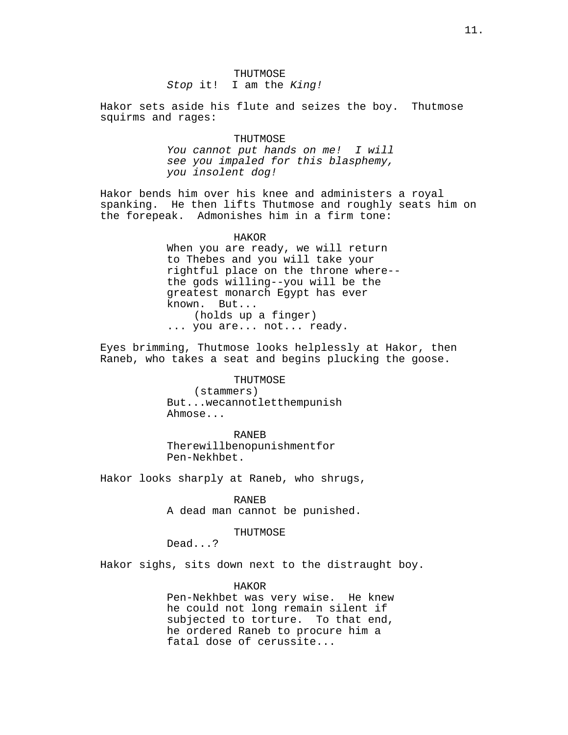THUTMOSE
*Stop* it!  I am the *King!*

Hakor sets aside his flute and seizes the boy.  Thutmose squirms and rages:

THUTMOSE
*You cannot put hands on me!  I will see you impaled for this blasphemy, you insolent dog!*

Hakor bends him over his knee and administers a royal spanking.  He then lifts Thutmose and roughly seats him on the forepeak.  Admonishes him in a firm tone:

HAKOR
When you are ready, we will return to Thebes and you will take your rightful place on the throne where--the gods willing--you will be the greatest monarch Egypt has ever known.  But...
(holds up a finger)
... you are... not... ready.

Eyes brimming, Thutmose looks helplessly at Hakor, then Raneb, who takes a seat and begins plucking the goose.

THUTMOSE
(stammers)
But...wecannotletthempunish Ahmose...

RANEB
Therewillbenopunishmentfor Pen-Nekhbet.

Hakor looks sharply at Raneb, who shrugs,

RANEB
A dead man cannot be punished.

THUTMOSE
Dead...?

Hakor sighs, sits down next to the distraught boy.

HAKOR
Pen-Nekhbet was very wise.  He knew he could not long remain silent if subjected to torture.  To that end, he ordered Raneb to procure him a fatal dose of cerussite...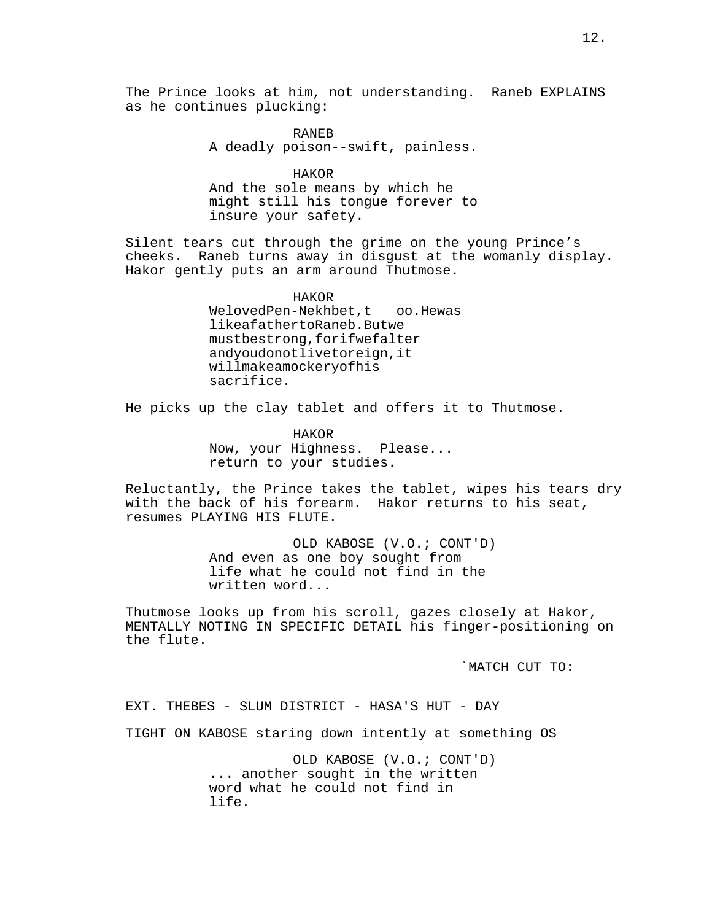The Prince looks at him, not understanding. Raneb EXPLAINS as he continues plucking:

RANEB
A deadly poison--swift, painless.

HAKOR
And the sole means by which he might still his tongue forever to insure your safety.

Silent tears cut through the grime on the young Prince's cheeks. Raneb turns away in disgust at the womanly display. Hakor gently puts an arm around Thutmose.

HAKOR
WelovedPen-Nekhbet,t oo.Hewas likeafathertoRaneb.Butwe mustbestrong,forifwefalter andyoudonotlivetoreign,it willmakeamockeryofhis sacrifice.

He picks up the clay tablet and offers it to Thutmose.

HAKOR
Now, your Highness. Please... return to your studies.

Reluctantly, the Prince takes the tablet, wipes his tears dry with the back of his forearm. Hakor returns to his seat, resumes PLAYING HIS FLUTE.

OLD KABOSE (V.O.; CONT'D)
And even as one boy sought from life what he could not find in the written word...

Thutmose looks up from his scroll, gazes closely at Hakor, MENTALLY NOTING IN SPECIFIC DETAIL his finger-positioning on the flute.

`MATCH CUT TO:

EXT. THEBES - SLUM DISTRICT - HASA'S HUT - DAY

TIGHT ON KABOSE staring down intently at something OS

OLD KABOSE (V.O.; CONT'D)
... another sought in the written word what he could not find in life.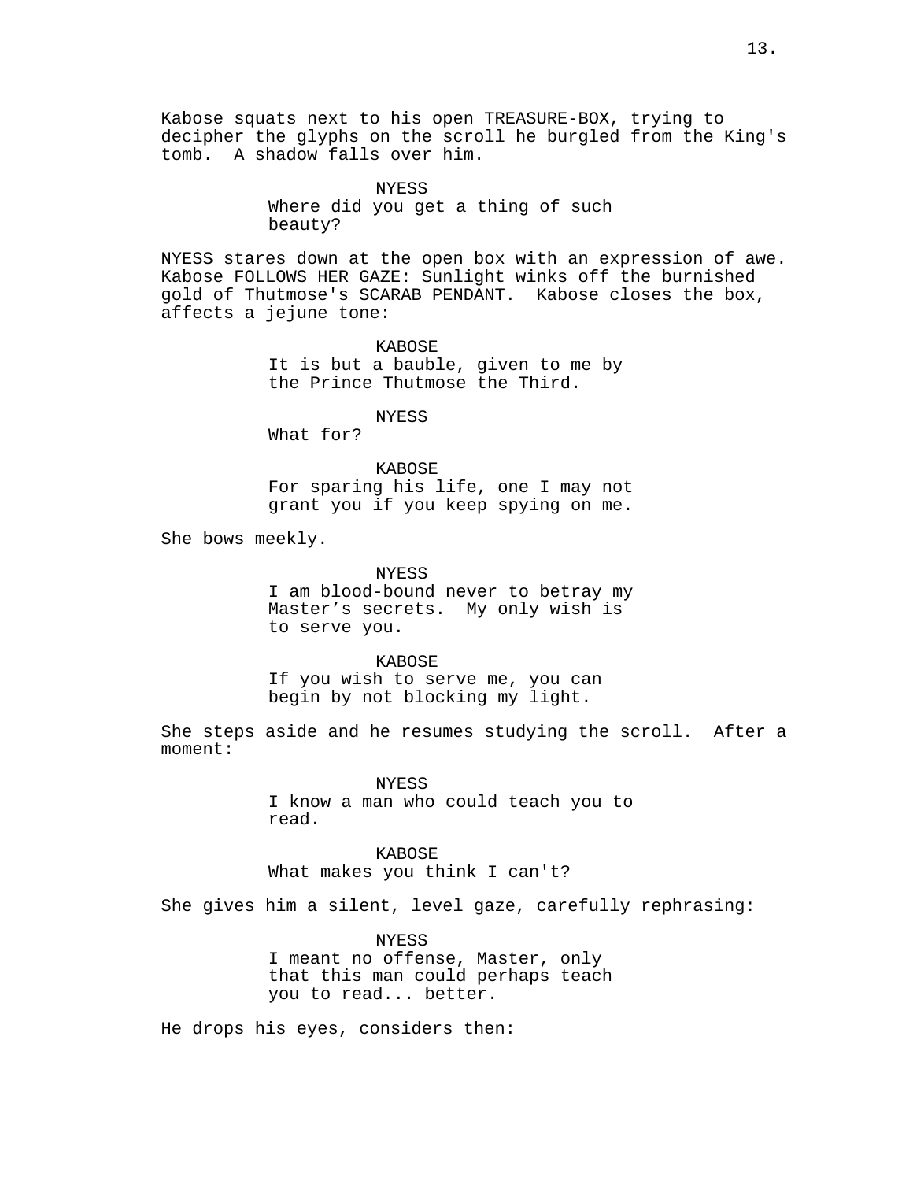Kabose squats next to his open TREASURE-BOX, trying to decipher the glyphs on the scroll he burgled from the King's tomb. A shadow falls over him.

NYESS
Where did you get a thing of such beauty?

NYESS stares down at the open box with an expression of awe. Kabose FOLLOWS HER GAZE: Sunlight winks off the burnished gold of Thutmose's SCARAB PENDANT. Kabose closes the box, affects a jejune tone:

KABOSE
It is but a bauble, given to me by the Prince Thutmose the Third.

NYESS
What for?

KABOSE
For sparing his life, one I may not grant you if you keep spying on me.

She bows meekly.

NYESS
I am blood-bound never to betray my Master’s secrets. My only wish is to serve you.

KABOSE
If you wish to serve me, you can begin by not blocking my light.

She steps aside and he resumes studying the scroll. After a moment:

NYESS
I know a man who could teach you to read.

KABOSE
What makes you think I can't?

She gives him a silent, level gaze, carefully rephrasing:

NYESS
I meant no offense, Master, only that this man could perhaps teach you to read... better.

He drops his eyes, considers then: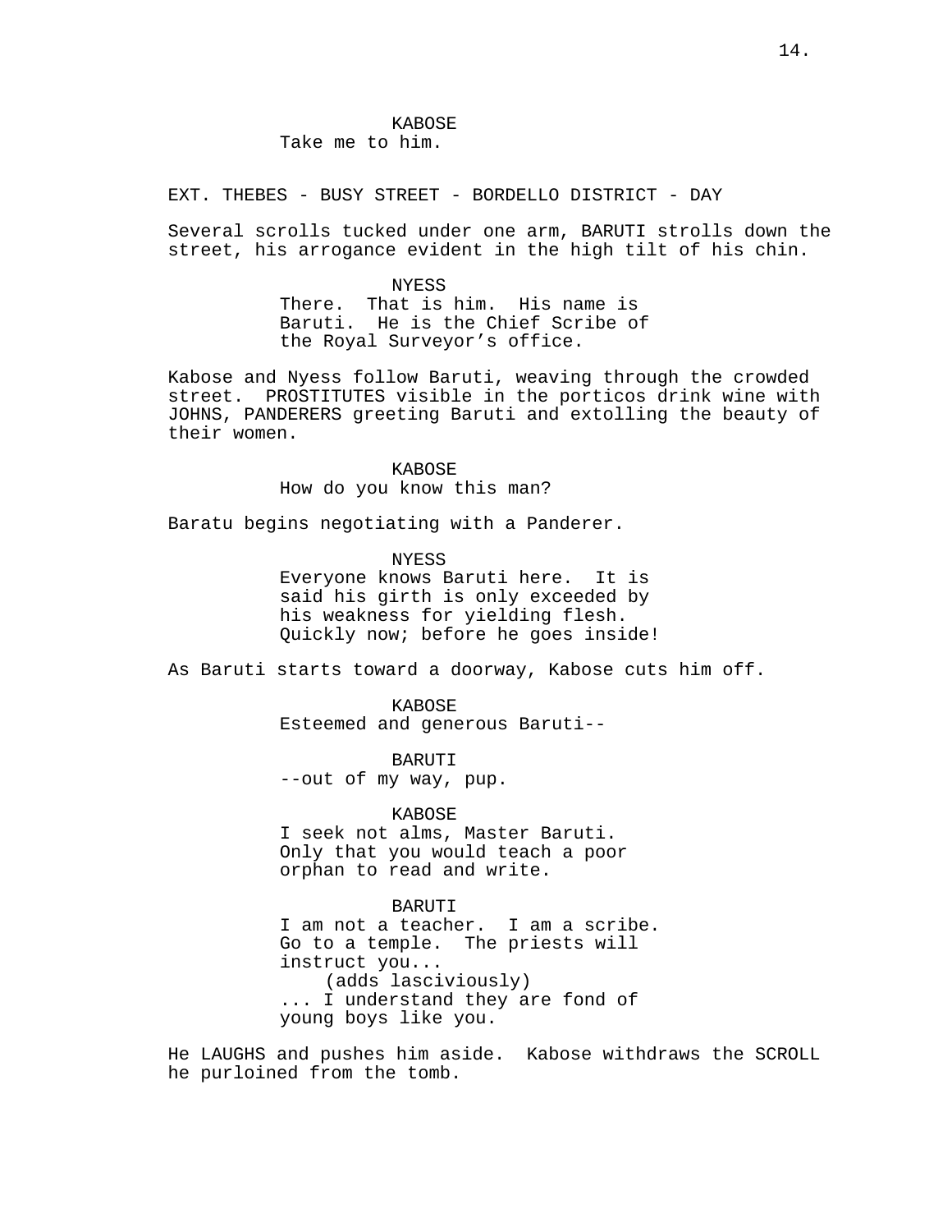KABOSE
Take me to him.

EXT. THEBES - BUSY STREET - BORDELLO DISTRICT - DAY

Several scrolls tucked under one arm, BARUTI strolls down the street, his arrogance evident in the high tilt of his chin.

NYESS
There. That is him. His name is Baruti. He is the Chief Scribe of the Royal Surveyor's office.

Kabose and Nyess follow Baruti, weaving through the crowded street. PROSTITUTES visible in the porticos drink wine with JOHNS, PANDERERS greeting Baruti and extolling the beauty of their women.

KABOSE
How do you know this man?

Baratu begins negotiating with a Panderer.

NYESS
Everyone knows Baruti here. It is said his girth is only exceeded by his weakness for yielding flesh. Quickly now; before he goes inside!

As Baruti starts toward a doorway, Kabose cuts him off.

KABOSE
Esteemed and generous Baruti--

BARUTI
--out of my way, pup.

KABOSE
I seek not alms, Master Baruti. Only that you would teach a poor orphan to read and write.

BARUTI
I am not a teacher. I am a scribe. Go to a temple. The priests will instruct you...
(adds lasciviously)
... I understand they are fond of young boys like you.

He LAUGHS and pushes him aside. Kabose withdraws the SCROLL he purloined from the tomb.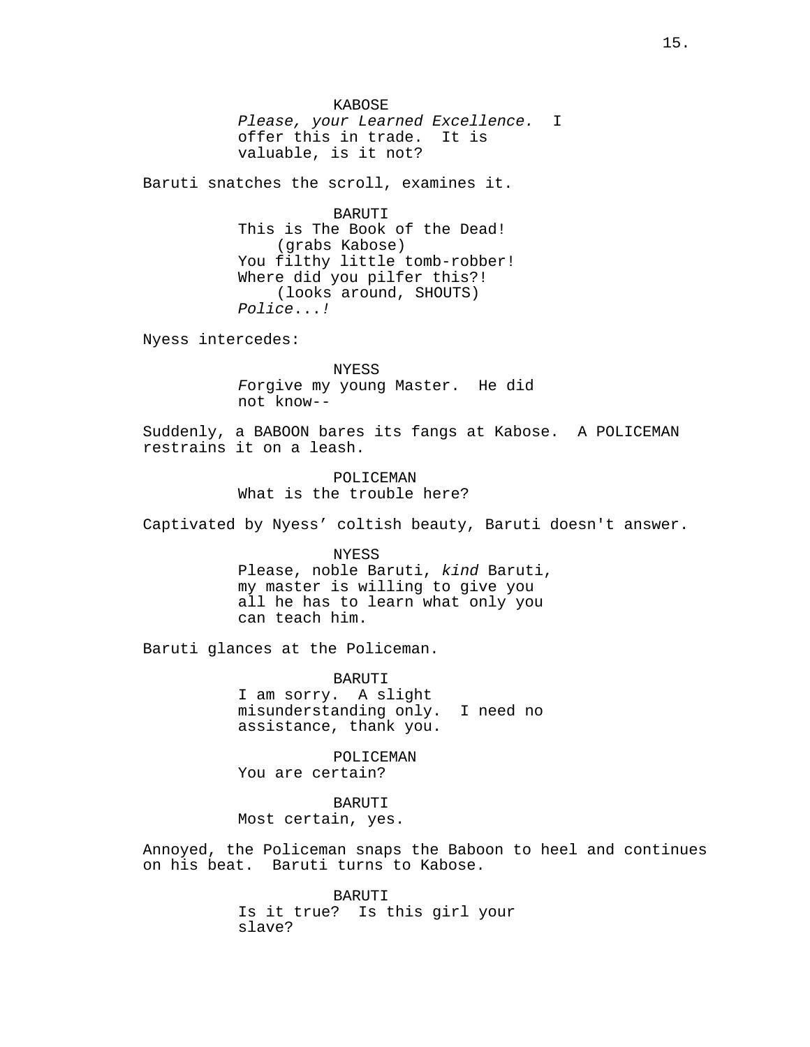KABOSE

*Please, your Learned Excellence.* I offer this in trade. It is valuable, is it not?

Baruti snatches the scroll, examines it.

BARUTI

This is The Book of the Dead!

(grabs Kabose)

You filthy little tomb-robber! Where did you pilfer this?!

(looks around, SHOUTS)

*Police...!*

Nyess intercedes:

NYESS

Forgive my young Master. He did not know--

Suddenly, a BABOON bares its fangs at Kabose. A POLICEMAN restrains it on a leash.

POLICEMAN

What is the trouble here?

Captivated by Nyess' coltish beauty, Baruti doesn't answer.

NYESS

Please, noble Baruti, *kind* Baruti, my master is willing to give you all he has to learn what only you can teach him.

Baruti glances at the Policeman.

BARUTI

I am sorry. A slight misunderstanding only. I need no assistance, thank you.

POLICEMAN

You are certain?

BARUTI

Most certain, yes.

Annoyed, the Policeman snaps the Baboon to heel and continues on his beat. Baruti turns to Kabose.

BARUTI

Is it true? Is this girl your slave?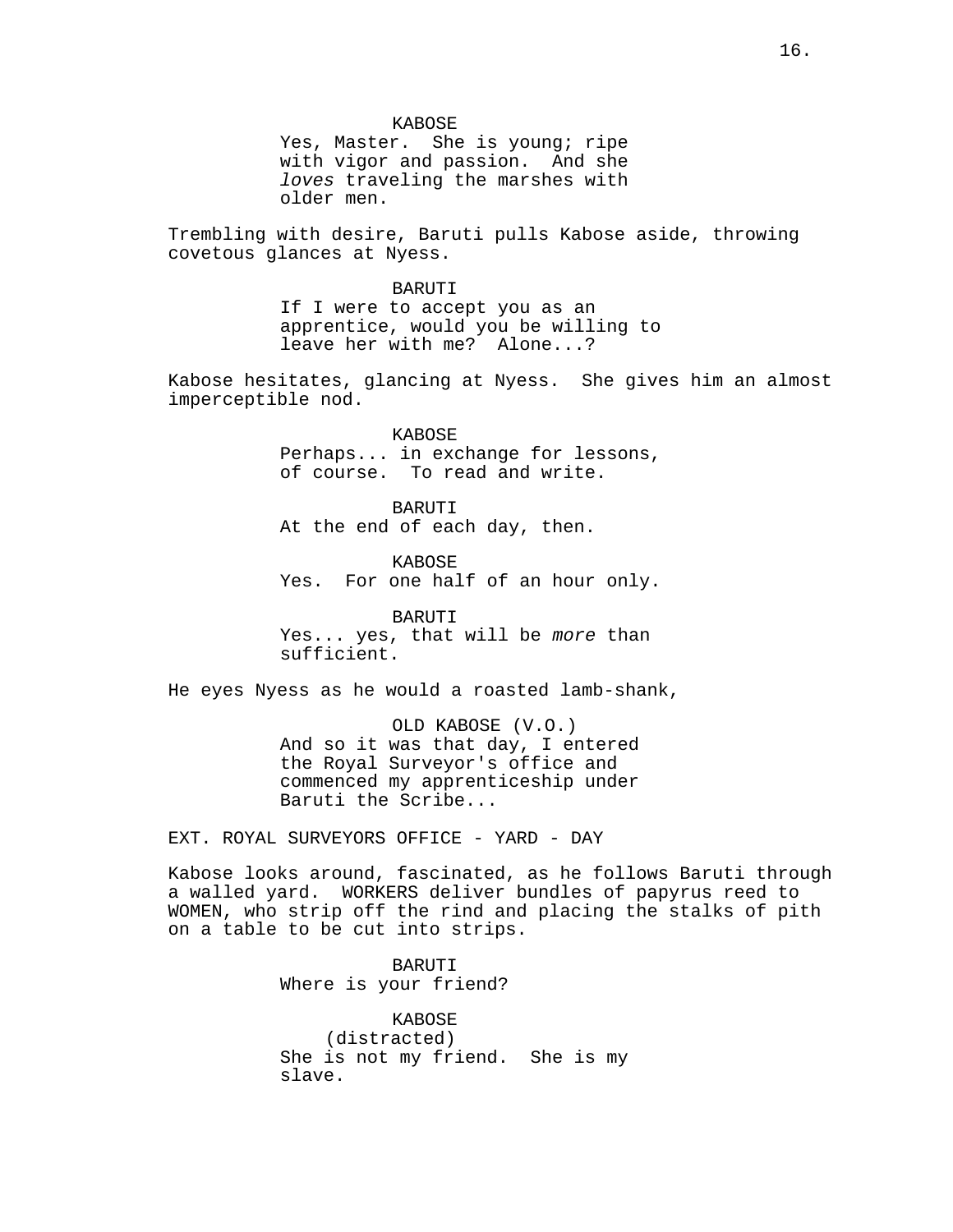KABOSE
Yes, Master. She is young; ripe with vigor and passion. And she *loves* traveling the marshes with older men.

Trembling with desire, Baruti pulls Kabose aside, throwing covetous glances at Nyess.

BARUTI
If I were to accept you as an apprentice, would you be willing to leave her with me? Alone...?

Kabose hesitates, glancing at Nyess. She gives him an almost imperceptible nod.

KABOSE
Perhaps... in exchange for lessons, of course. To read and write.

BARUTI
At the end of each day, then.

KABOSE
Yes. For one half of an hour only.

BARUTI
Yes... yes, that will be *more* than sufficient.

He eyes Nyess as he would a roasted lamb-shank,

OLD KABOSE (V.O.)
And so it was that day, I entered the Royal Surveyor's office and commenced my apprenticeship under Baruti the Scribe...

EXT. ROYAL SURVEYORS OFFICE - YARD - DAY

Kabose looks around, fascinated, as he follows Baruti through a walled yard. WORKERS deliver bundles of papyrus reed to WOMEN, who strip off the rind and placing the stalks of pith on a table to be cut into strips.

BARUTI
Where is your friend?

KABOSE
(distracted)
She is not my friend. She is my slave.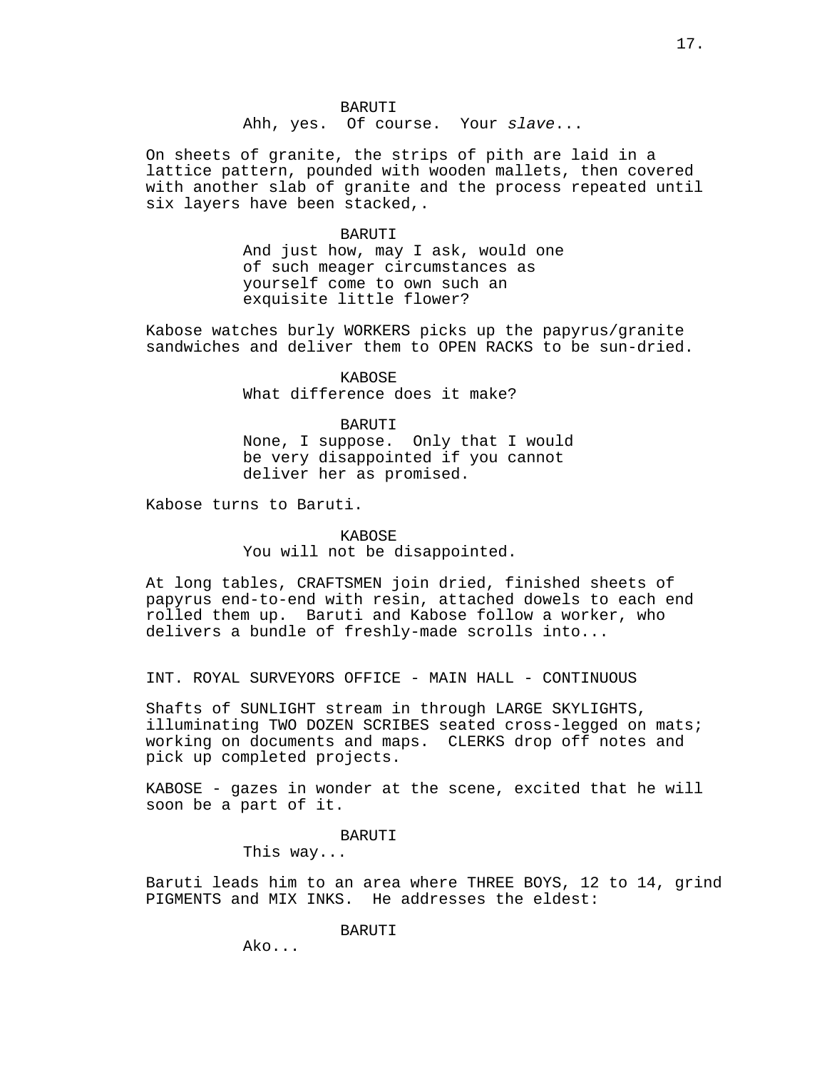BARUTI
Ahh, yes. Of course. Your *slave*...

On sheets of granite, the strips of pith are laid in a lattice pattern, pounded with wooden mallets, then covered with another slab of granite and the process repeated until six layers have been stacked,.

BARUTI
And just how, may I ask, would one of such meager circumstances as yourself come to own such an exquisite little flower?

Kabose watches burly WORKERS picks up the papyrus/granite sandwiches and deliver them to OPEN RACKS to be sun-dried.

KABOSE
What difference does it make?

BARUTI
None, I suppose. Only that I would be very disappointed if you cannot deliver her as promised.

Kabose turns to Baruti.

KABOSE
You will not be disappointed.

At long tables, CRAFTSMEN join dried, finished sheets of papyrus end-to-end with resin, attached dowels to each end rolled them up. Baruti and Kabose follow a worker, who delivers a bundle of freshly-made scrolls into...

INT. ROYAL SURVEYORS OFFICE - MAIN HALL - CONTINUOUS

Shafts of SUNLIGHT stream in through LARGE SKYLIGHTS, illuminating TWO DOZEN SCRIBES seated cross-legged on mats; working on documents and maps. CLERKS drop off notes and pick up completed projects.

KABOSE - gazes in wonder at the scene, excited that he will soon be a part of it.

BARUTI
This way...

Baruti leads him to an area where THREE BOYS, 12 to 14, grind PIGMENTS and MIX INKS. He addresses the eldest:

BARUTI
Ako...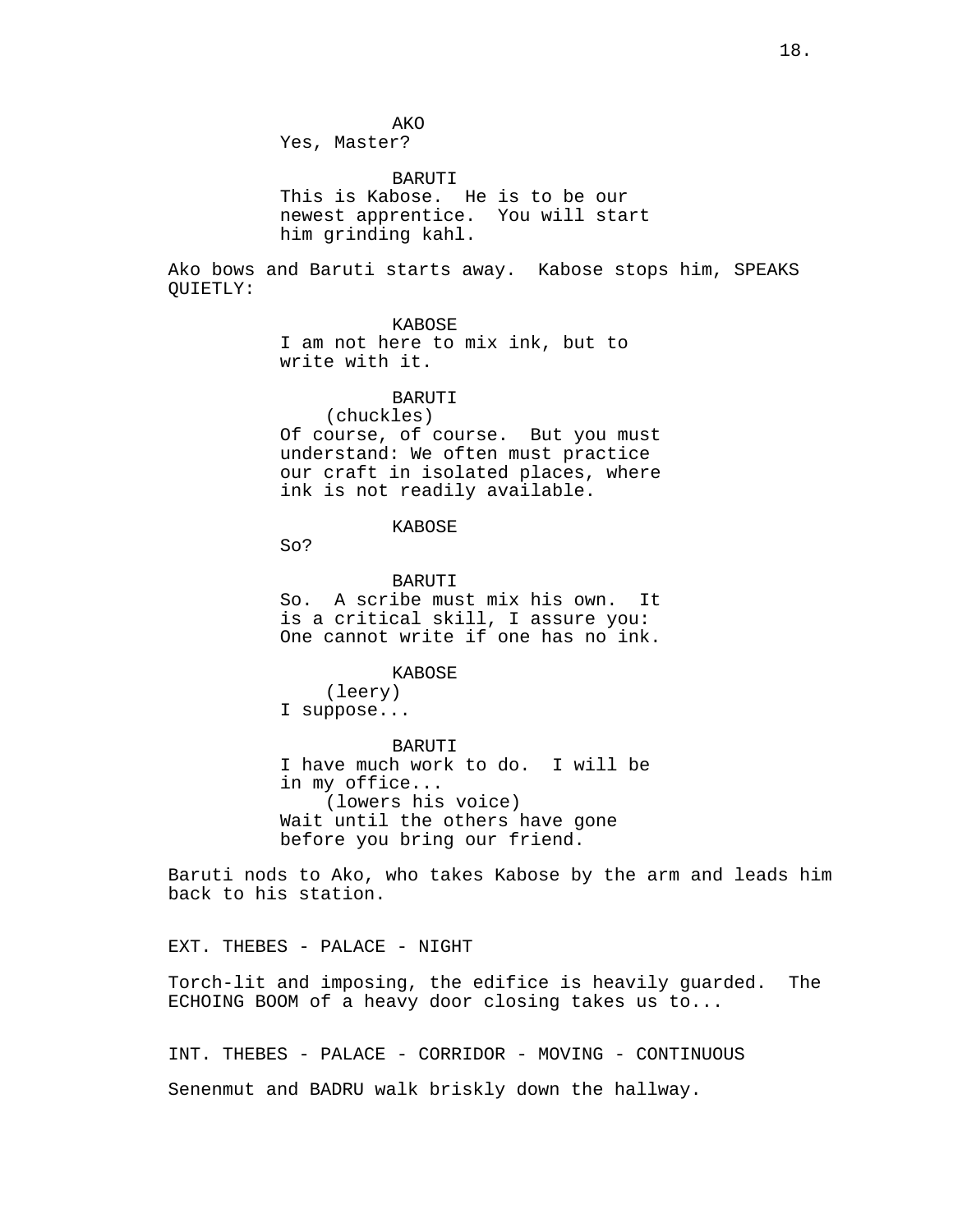AKO
Yes, Master?

BARUTI
This is Kabose. He is to be our newest apprentice. You will start him grinding kahl.

Ako bows and Baruti starts away. Kabose stops him, SPEAKS QUIETLY:

KABOSE
I am not here to mix ink, but to write with it.

BARUTI
(chuckles)
Of course, of course. But you must understand: We often must practice our craft in isolated places, where ink is not readily available.

KABOSE
So?

BARUTI
So. A scribe must mix his own. It is a critical skill, I assure you: One cannot write if one has no ink.

KABOSE
(leery)
I suppose...

BARUTI
I have much work to do. I will be in my office...
(lowers his voice)
Wait until the others have gone before you bring our friend.

Baruti nods to Ako, who takes Kabose by the arm and leads him back to his station.

EXT. THEBES - PALACE - NIGHT

Torch-lit and imposing, the edifice is heavily guarded. The ECHOING BOOM of a heavy door closing takes us to...

INT. THEBES - PALACE - CORRIDOR - MOVING - CONTINUOUS

Senenmut and BADRU walk briskly down the hallway.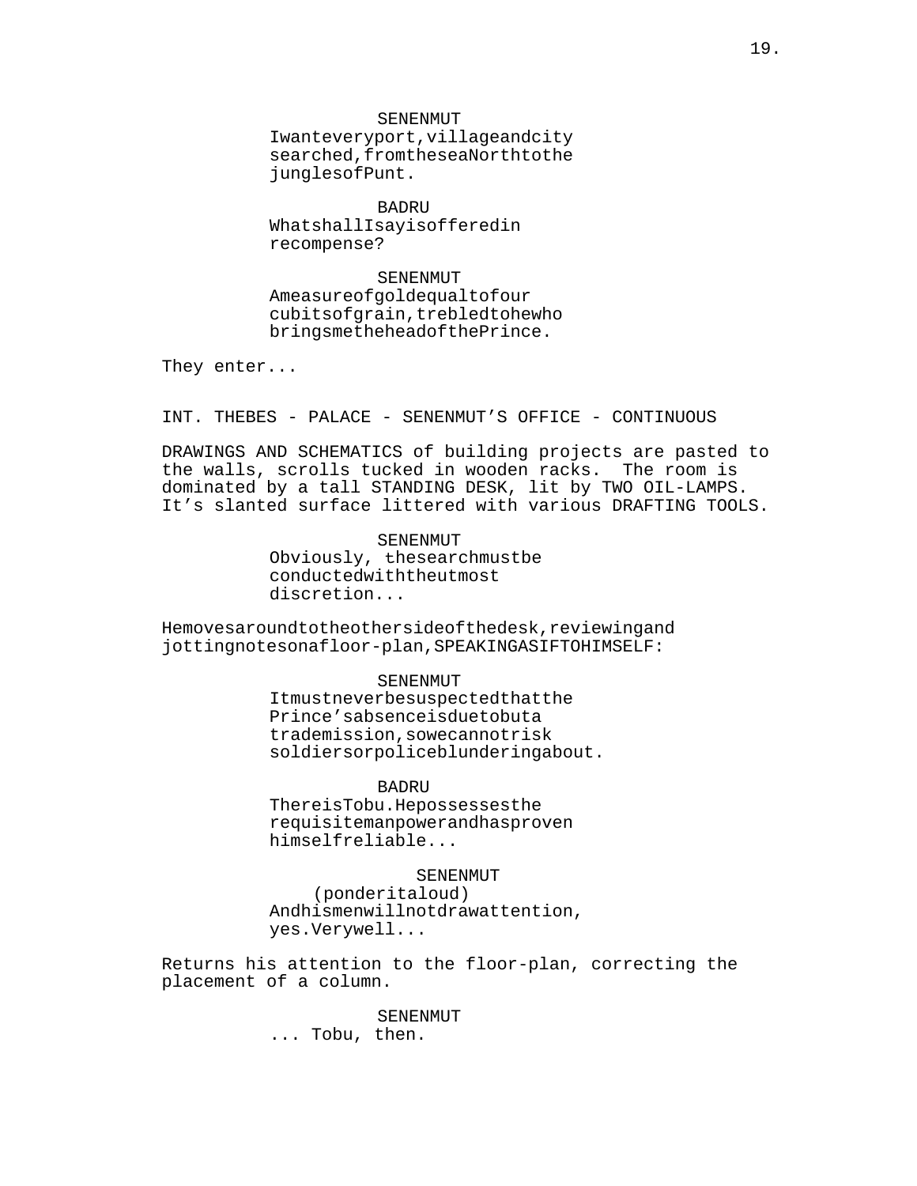SENENMUT
Iwanteveryport,villageandcity searched,fromtheseaNorthtothe junglesofPunt.

BADRU
WhatshallIsayisofferedin recompense?

SENENMUT
Ameasureofgoldequaltofour cubitsofgrain,trebledtohewho bringsmetheheadofthePrince.

They enter...

INT. THEBES - PALACE - SENENMUT’S OFFICE - CONTINUOUS

DRAWINGS AND SCHEMATICS of building projects are pasted to the walls, scrolls tucked in wooden racks. The room is dominated by a tall STANDING DESK, lit by TWO OIL-LAMPS. It’s slanted surface littered with various DRAFTING TOOLS.

SENENMUT
Obviously, thesearchmustbe conductedwiththeutmost discretion...

Hemovesaroundtotheothersideofthedesk,reviewingand jottingnotesonafloor-plan,SPEAKINGASIFTOHIMSELF:

SENENMUT
Itmustneverbesuspectedthatthe Prince’sabsenceisduetobuta trademission,sowecannotrisk soldiersorpoliceblunderingabout.

BADRU
ThereisTobu.Hepossessesthe requisitemanpowerandhasproven himselfreliable...

SENENMUT
(ponderitaloud)
Andhismenwillnotdrawattention, yes.Verywell...

Returns his attention to the floor-plan, correcting the placement of a column.

SENENMUT
... Tobu, then.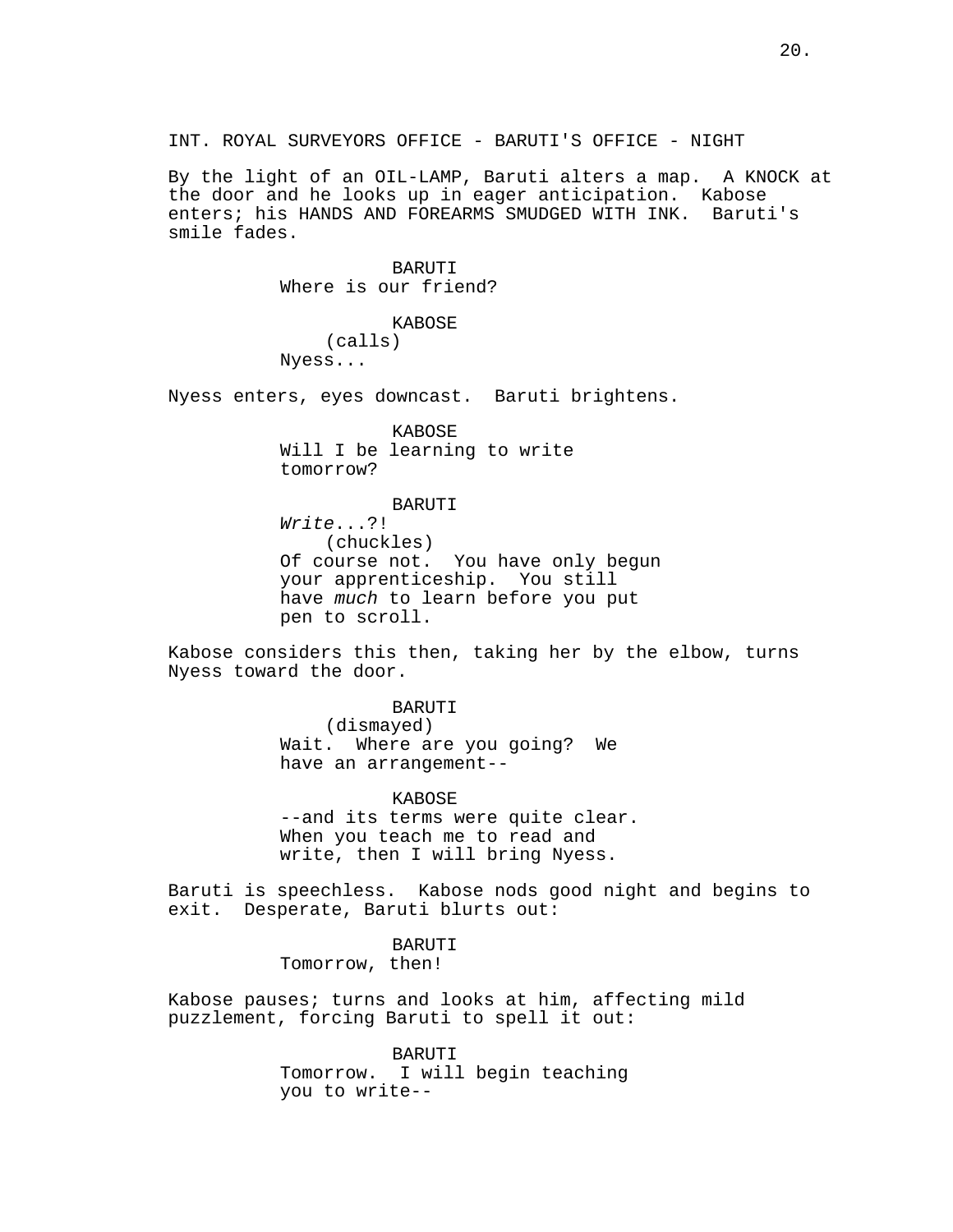INT. ROYAL SURVEYORS OFFICE - BARUTI'S OFFICE - NIGHT

By the light of an OIL-LAMP, Baruti alters a map. A KNOCK at the door and he looks up in eager anticipation. Kabose enters; his HANDS AND FOREARMS SMUDGED WITH INK. Baruti's smile fades.

BARUTI
Where is our friend?

KABOSE
(calls)
Nyess...

Nyess enters, eyes downcast. Baruti brightens.

KABOSE
Will I be learning to write tomorrow?

BARUTI
*Write*...?!
(chuckles)
Of course not. You have only begun your apprenticeship. You still have *much* to learn before you put pen to scroll.

Kabose considers this then, taking her by the elbow, turns Nyess toward the door.

BARUTI
(dismayed)
Wait. Where are you going? We have an arrangement--

KABOSE
--and its terms were quite clear. When you teach me to read and write, then I will bring Nyess.

Baruti is speechless. Kabose nods good night and begins to exit. Desperate, Baruti blurts out:

BARUTI
Tomorrow, then!

Kabose pauses; turns and looks at him, affecting mild puzzlement, forcing Baruti to spell it out:

BARUTI
Tomorrow. I will begin teaching you to write--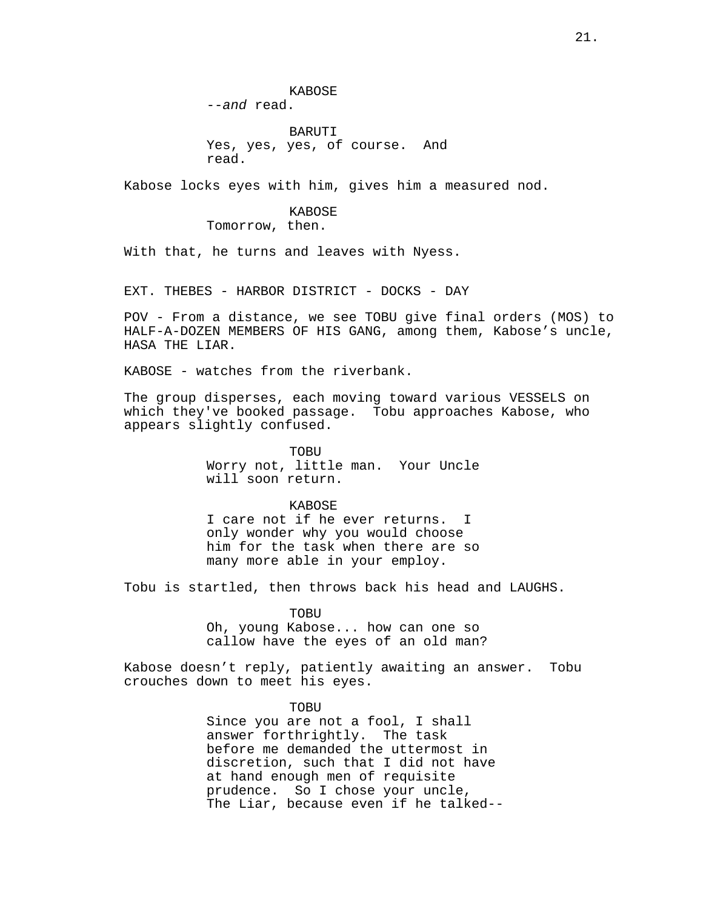KABOSE
--*and* read.

BARUTI
Yes, yes, yes, of course. And read.

Kabose locks eyes with him, gives him a measured nod.

KABOSE
Tomorrow, then.

With that, he turns and leaves with Nyess.

EXT. THEBES - HARBOR DISTRICT - DOCKS - DAY

POV - From a distance, we see TOBU give final orders (MOS) to HALF-A-DOZEN MEMBERS OF HIS GANG, among them, Kabose's uncle, HASA THE LIAR.

KABOSE - watches from the riverbank.

The group disperses, each moving toward various VESSELS on which they've booked passage. Tobu approaches Kabose, who appears slightly confused.

TOBU
Worry not, little man. Your Uncle will soon return.

KABOSE
I care not if he ever returns. I only wonder why you would choose him for the task when there are so many more able in your employ.

Tobu is startled, then throws back his head and LAUGHS.

TOBU
Oh, young Kabose... how can one so callow have the eyes of an old man?

Kabose doesn't reply, patiently awaiting an answer. Tobu crouches down to meet his eyes.

TOBU
Since you are not a fool, I shall answer forthrightly. The task before me demanded the uttermost in discretion, such that I did not have at hand enough men of requisite prudence. So I chose your uncle, The Liar, because even if he talked--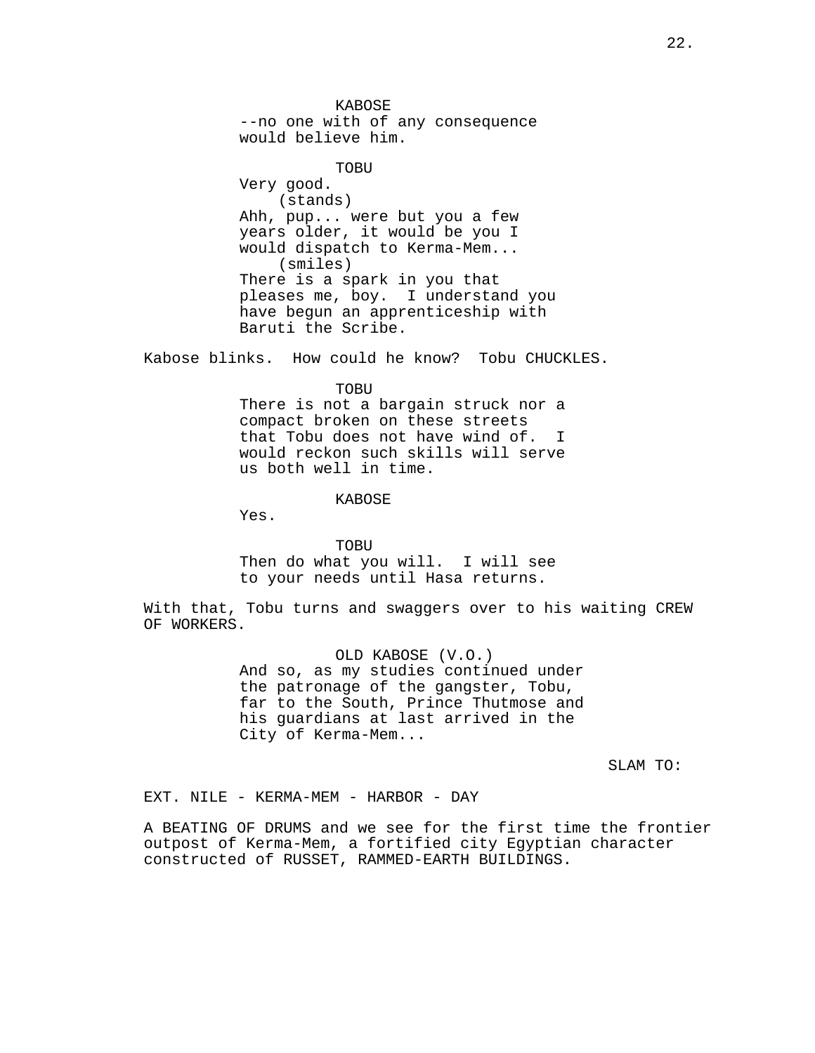KABOSE

--no one with of any consequence would believe him.

TOBU

Very good.

(stands)

Ahh, pup... were but you a few years older, it would be you I would dispatch to Kerma-Mem...

(smiles)

There is a spark in you that pleases me, boy. I understand you have begun an apprenticeship with Baruti the Scribe.

Kabose blinks. How could he know? Tobu CHUCKLES.

TOBU

There is not a bargain struck nor a compact broken on these streets that Tobu does not have wind of. I would reckon such skills will serve us both well in time.

KABOSE

Yes.

TOBU

Then do what you will. I will see to your needs until Hasa returns.

With that, Tobu turns and swaggers over to his waiting CREW OF WORKERS.

OLD KABOSE (V.O.)

And so, as my studies continued under the patronage of the gangster, Tobu, far to the South, Prince Thutmose and his guardians at last arrived in the City of Kerma-Mem...

SLAM TO:

EXT. NILE - KERMA-MEM - HARBOR - DAY

A BEATING OF DRUMS and we see for the first time the frontier outpost of Kerma-Mem, a fortified city Egyptian character constructed of RUSSET, RAMMED-EARTH BUILDINGS.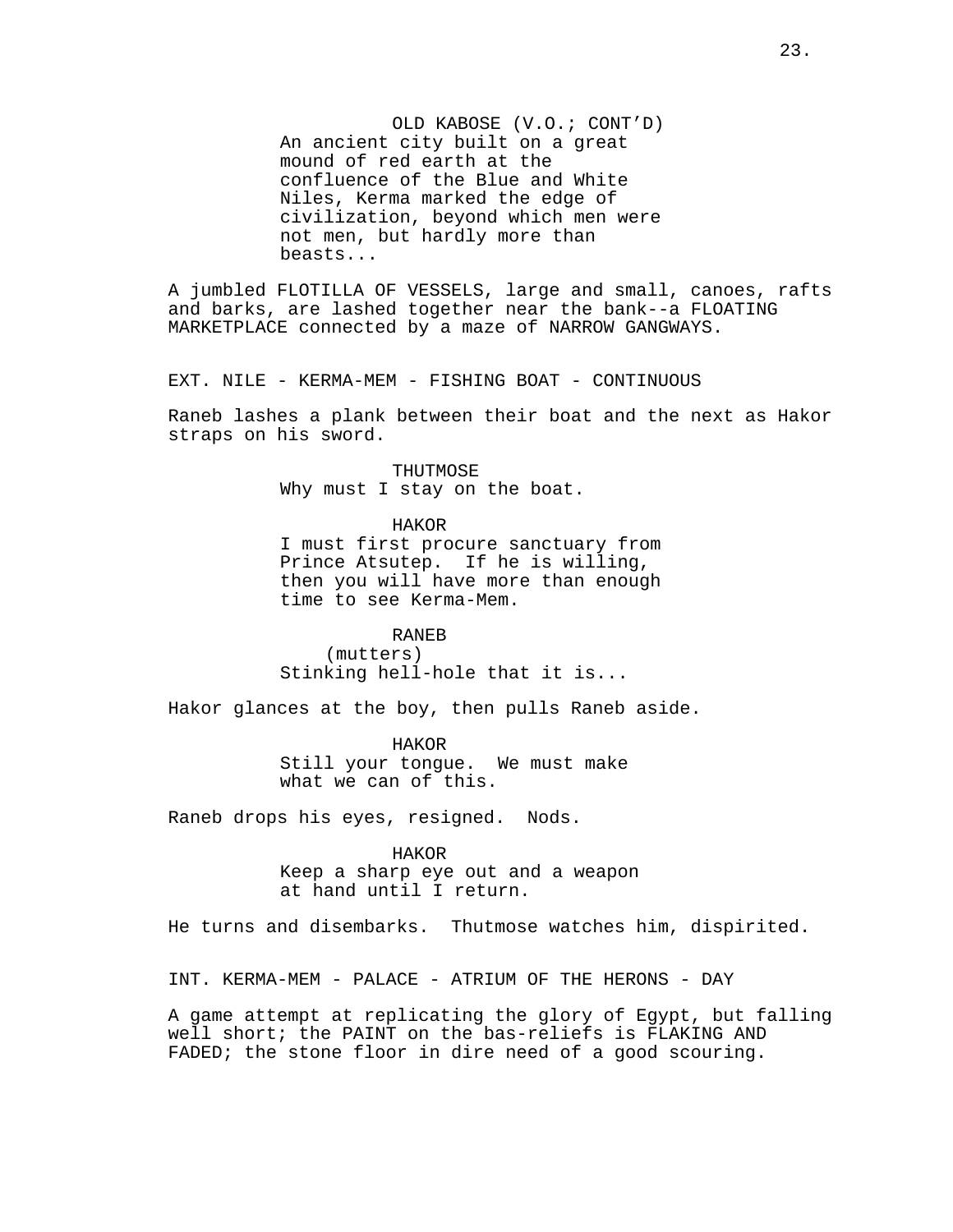OLD KABOSE (V.O.; CONT'D)
An ancient city built on a great mound of red earth at the confluence of the Blue and White Niles, Kerma marked the edge of civilization, beyond which men were not men, but hardly more than beasts...

A jumbled FLOTILLA OF VESSELS, large and small, canoes, rafts and barks, are lashed together near the bank--a FLOATING MARKETPLACE connected by a maze of NARROW GANGWAYS.

EXT. NILE - KERMA-MEM - FISHING BOAT - CONTINUOUS

Raneb lashes a plank between their boat and the next as Hakor straps on his sword.

THUTMOSE
Why must I stay on the boat.

HAKOR
I must first procure sanctuary from Prince Atsutep. If he is willing, then you will have more than enough time to see Kerma-Mem.

RANEB
(mutters)
Stinking hell-hole that it is...

Hakor glances at the boy, then pulls Raneb aside.

HAKOR
Still your tongue. We must make what we can of this.

Raneb drops his eyes, resigned. Nods.

HAKOR
Keep a sharp eye out and a weapon at hand until I return.

He turns and disembarks. Thutmose watches him, dispirited.

INT. KERMA-MEM - PALACE - ATRIUM OF THE HERONS - DAY

A game attempt at replicating the glory of Egypt, but falling well short; the PAINT on the bas-reliefs is FLAKING AND FADED; the stone floor in dire need of a good scouring.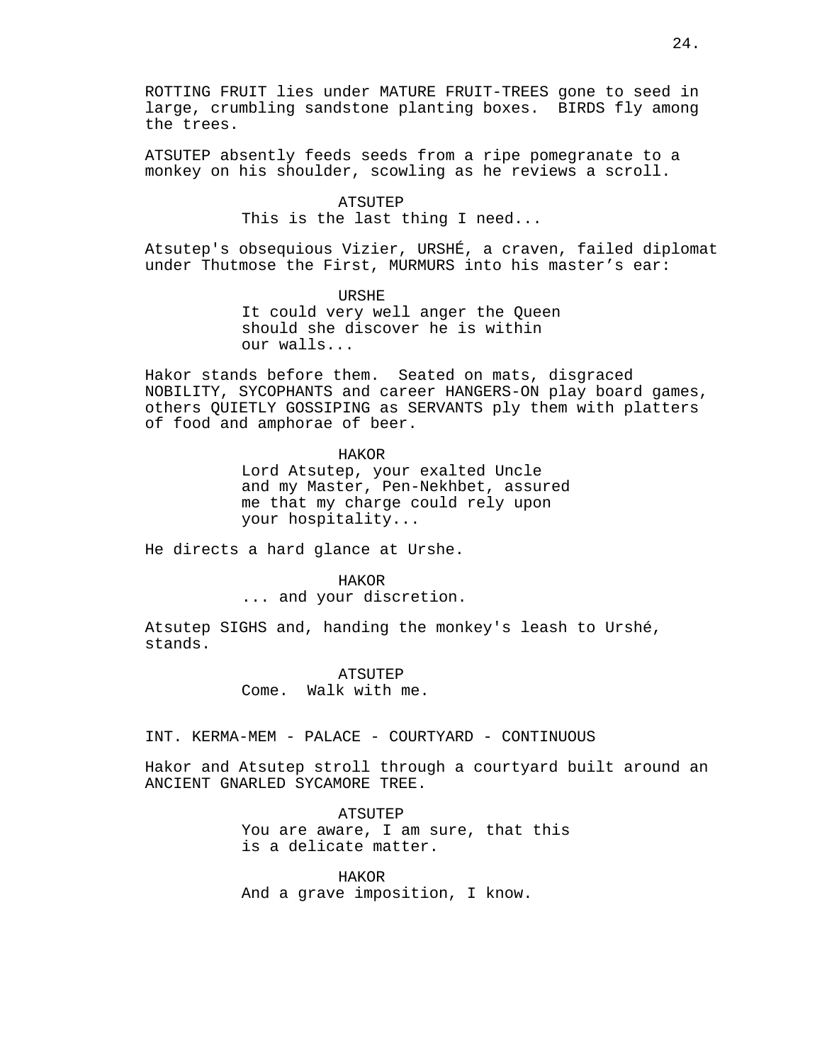ROTTING FRUIT lies under MATURE FRUIT-TREES gone to seed in large, crumbling sandstone planting boxes. BIRDS fly among the trees.

ATSUTEP absently feeds seeds from a ripe pomegranate to a monkey on his shoulder, scowling as he reviews a scroll.

ATSUTEP
This is the last thing I need...

Atsutep's obsequious Vizier, URSHÉ, a craven, failed diplomat under Thutmose the First, MURMURS into his master's ear:

URSHE
It could very well anger the Queen should she discover he is within our walls...

Hakor stands before them. Seated on mats, disgraced NOBILITY, SYCOPHANTS and career HANGERS-ON play board games, others QUIETLY GOSSIPING as SERVANTS ply them with platters of food and amphorae of beer.

HAKOR
Lord Atsutep, your exalted Uncle and my Master, Pen-Nekhbet, assured me that my charge could rely upon your hospitality...

He directs a hard glance at Urshe.

HAKOR
... and your discretion.

Atsutep SIGHS and, handing the monkey's leash to Urshé, stands.

ATSUTEP
Come. Walk with me.

INT. KERMA-MEM - PALACE - COURTYARD - CONTINUOUS

Hakor and Atsutep stroll through a courtyard built around an ANCIENT GNARLED SYCAMORE TREE.

ATSUTEP
You are aware, I am sure, that this is a delicate matter.

HAKOR
And a grave imposition, I know.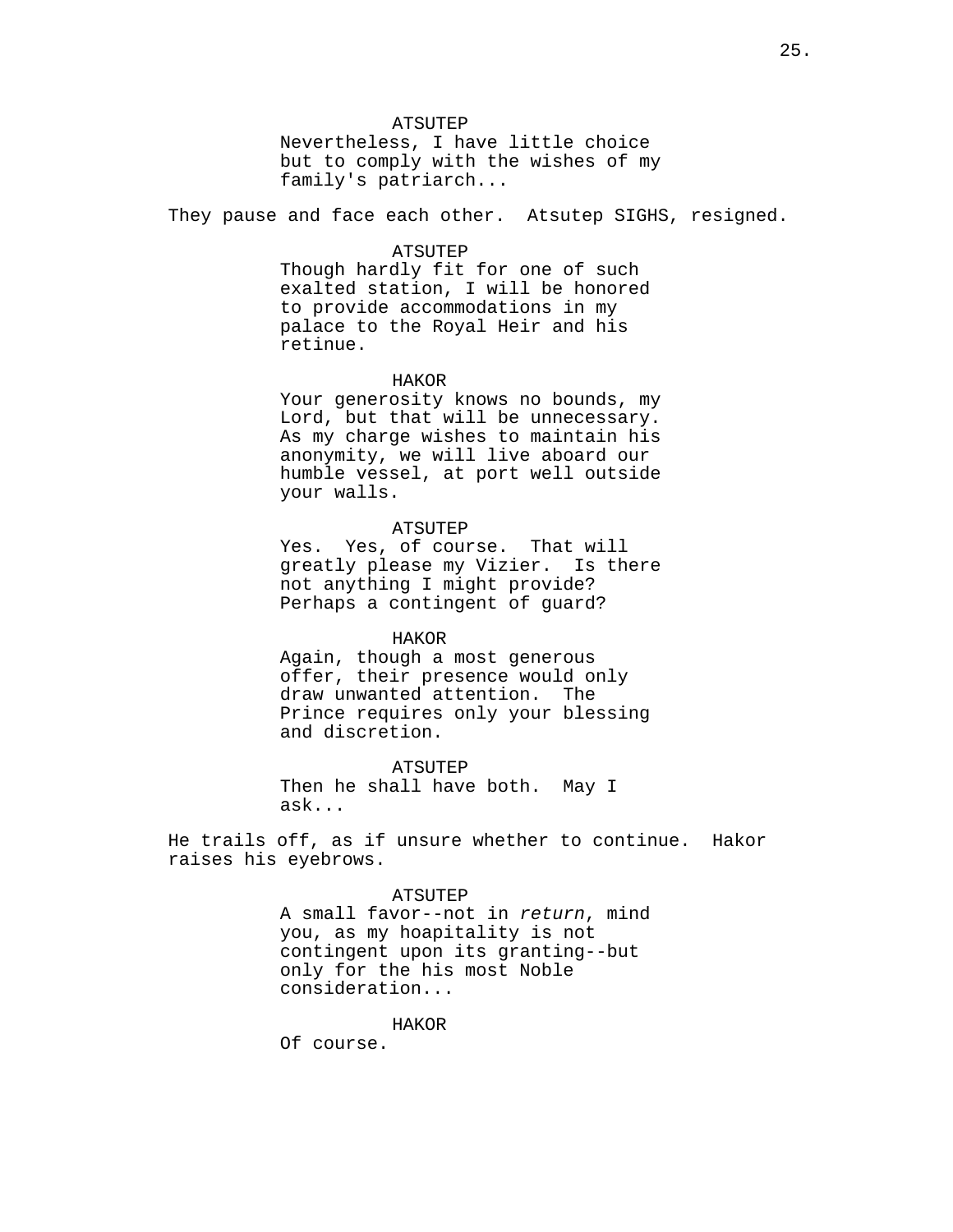ATSUTEP
Nevertheless, I have little choice but to comply with the wishes of my family's patriarch...

They pause and face each other. Atsutep SIGHS, resigned.

ATSUTEP
Though hardly fit for one of such exalted station, I will be honored to provide accommodations in my palace to the Royal Heir and his retinue.

HAKOR
Your generosity knows no bounds, my Lord, but that will be unnecessary. As my charge wishes to maintain his anonymity, we will live aboard our humble vessel, at port well outside your walls.

ATSUTEP
Yes. Yes, of course. That will greatly please my Vizier. Is there not anything I might provide? Perhaps a contingent of guard?

HAKOR
Again, though a most generous offer, their presence would only draw unwanted attention. The Prince requires only your blessing and discretion.

ATSUTEP
Then he shall have both. May I ask...

He trails off, as if unsure whether to continue. Hakor raises his eyebrows.

ATSUTEP
A small favor--not in *return*, mind you, as my hoapitality is not contingent upon its granting--but only for the his most Noble consideration...

HAKOR
Of course.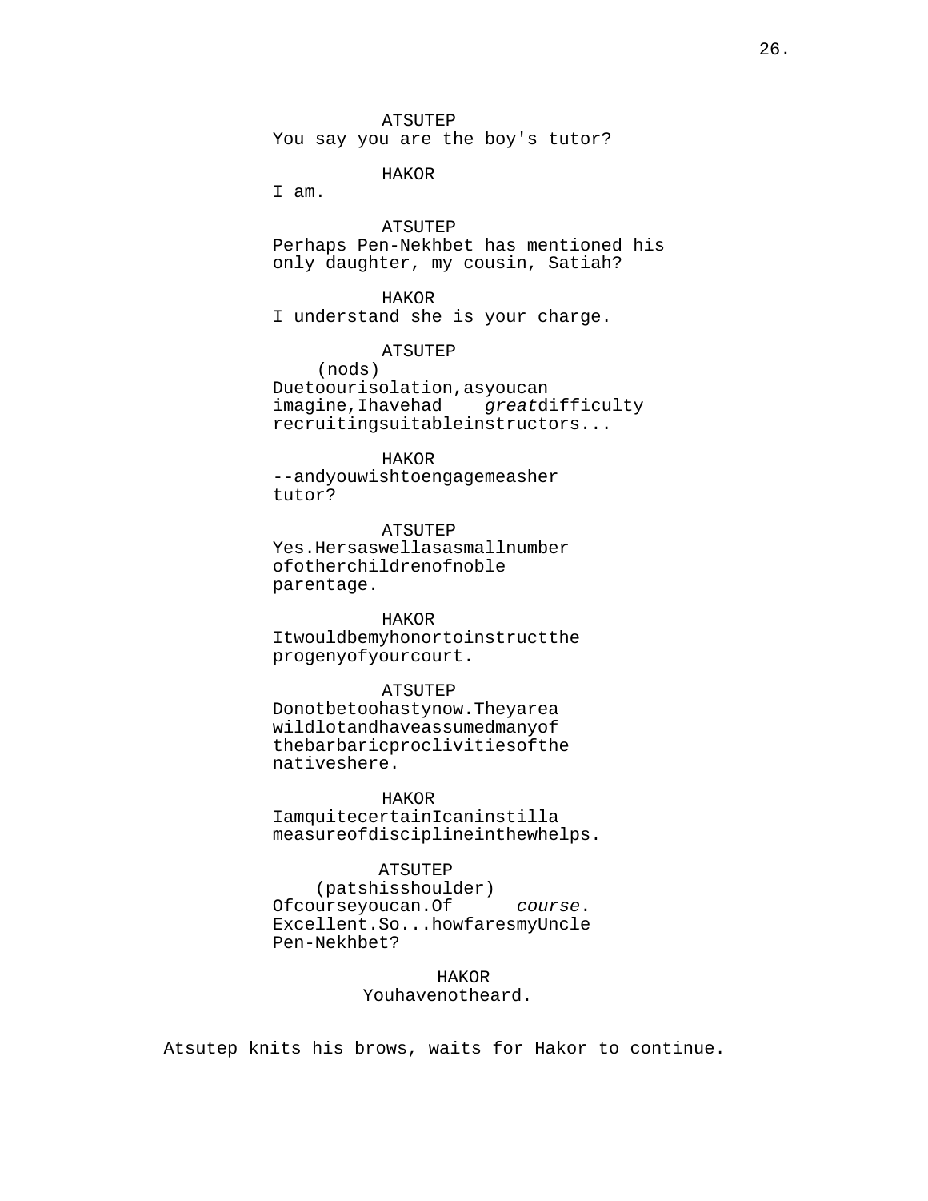ATSUTEP
You say you are the boy's tutor?

HAKOR
I am.

ATSUTEP
Perhaps Pen-Nekhbet has mentioned his only daughter, my cousin, Satiah?

HAKOR
I understand she is your charge.

ATSUTEP
(nods)
Due to our isolation, as you can imagine, I have had *great* difficulty recruiting suitable instructors...

HAKOR
--and you wish to engage me as her tutor?

ATSUTEP
Yes. Hers as well as a small number of other children of noble parentage.

HAKOR
It would be my honor to instruct the progeny of your court.

ATSUTEP
Do not be too hasty now. They are a wild lot and have assumed many of the barbaric proclivities of the natives here.

HAKOR
I am quite certain I can instill a measure of discipline in the whelps.

ATSUTEP
(pats his shoulder)
Of course you can. Of *course*. Excellent. So... how fares my Uncle Pen-Nekhbet?

HAKOR
You have not heard.

Atsutep knits his brows, waits for Hakor to continue.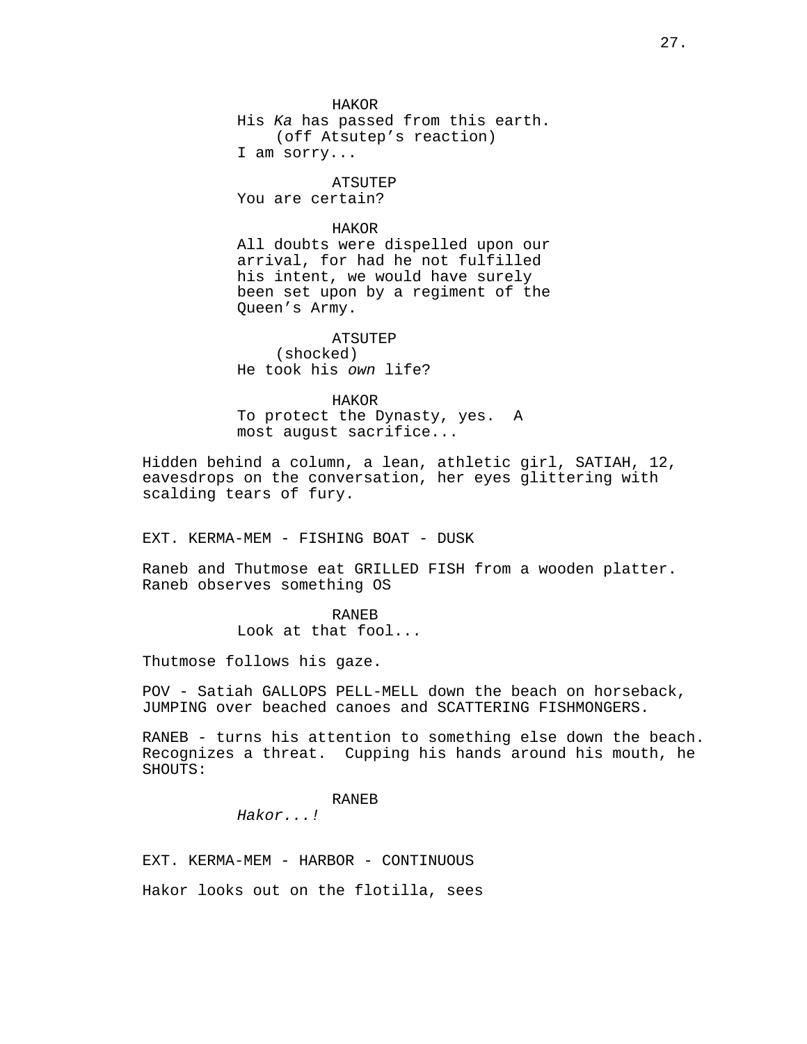HAKOR
His *Ka* has passed from this earth.
(off Atsutep's reaction)
I am sorry...

ATSUTEP
You are certain?

HAKOR
All doubts were dispelled upon our arrival, for had he not fulfilled his intent, we would have surely been set upon by a regiment of the Queen's Army.

ATSUTEP
(shocked)
He took his *own* life?

HAKOR
To protect the Dynasty, yes. A most august sacrifice...

Hidden behind a column, a lean, athletic girl, SATIAH, 12, eavesdrops on the conversation, her eyes glittering with scalding tears of fury.

EXT. KERMA-MEM - FISHING BOAT - DUSK

Raneb and Thutmose eat GRILLED FISH from a wooden platter. Raneb observes something OS

RANEB
Look at that fool...

Thutmose follows his gaze.

POV - Satiah GALLOPS PELL-MELL down the beach on horseback, JUMPING over beached canoes and SCATTERING FISHMONGERS.

RANEB - turns his attention to something else down the beach. Recognizes a threat. Cupping his hands around his mouth, he SHOUTS:

RANEB
*Hakor...!*

EXT. KERMA-MEM - HARBOR - CONTINUOUS

Hakor looks out on the flotilla, sees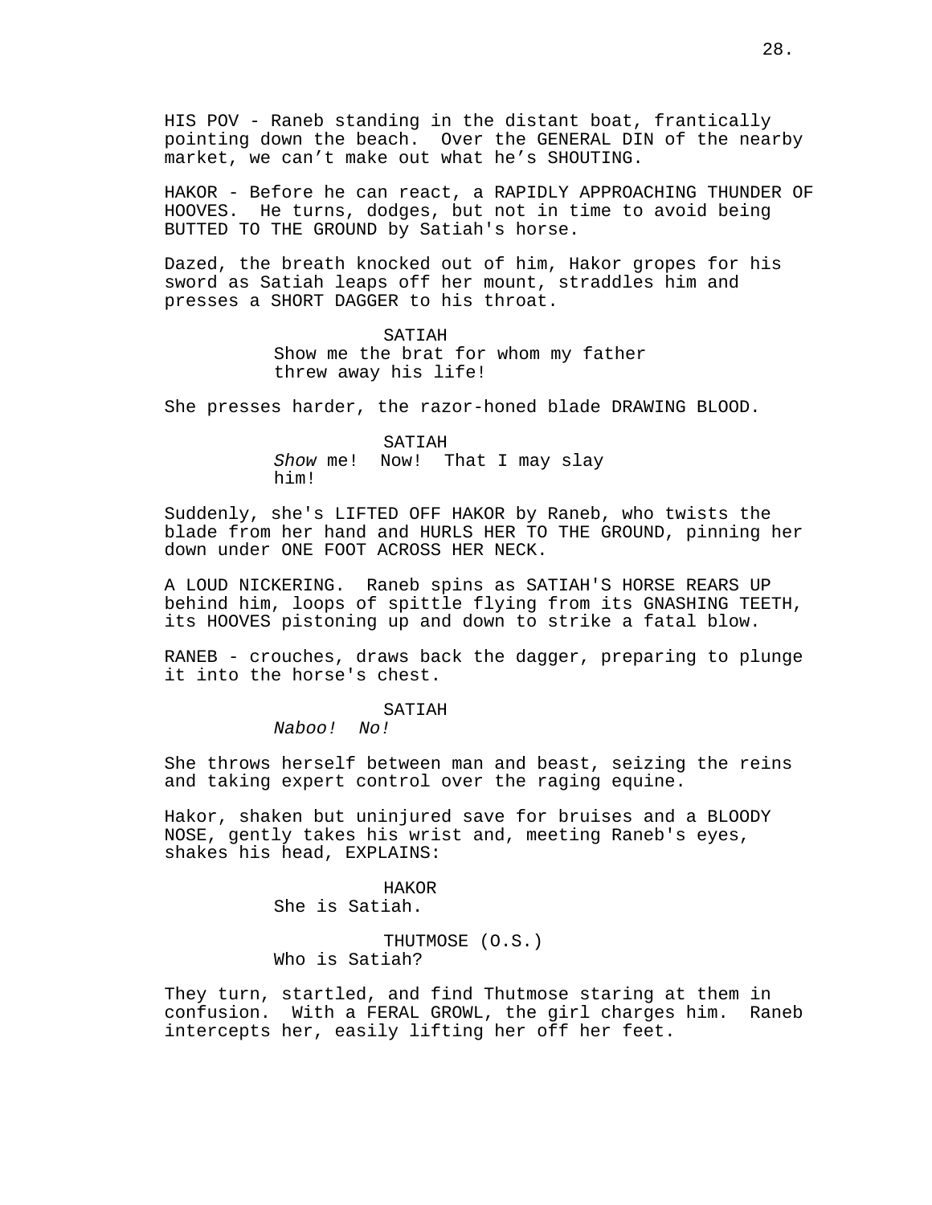HIS POV - Raneb standing in the distant boat, frantically pointing down the beach. Over the GENERAL DIN of the nearby market, we can't make out what he's SHOUTING.

HAKOR - Before he can react, a RAPIDLY APPROACHING THUNDER OF HOOVES. He turns, dodges, but not in time to avoid being BUTTED TO THE GROUND by Satiah's horse.

Dazed, the breath knocked out of him, Hakor gropes for his sword as Satiah leaps off her mount, straddles him and presses a SHORT DAGGER to his throat.

SATIAH
Show me the brat for whom my father threw away his life!

She presses harder, the razor-honed blade DRAWING BLOOD.

SATIAH
*Show* me! Now! That I may slay him!

Suddenly, she's LIFTED OFF HAKOR by Raneb, who twists the blade from her hand and HURLS HER TO THE GROUND, pinning her down under ONE FOOT ACROSS HER NECK.

A LOUD NICKERING. Raneb spins as SATIAH'S HORSE REARS UP behind him, loops of spittle flying from its GNASHING TEETH, its HOOVES pistoning up and down to strike a fatal blow.

RANEB - crouches, draws back the dagger, preparing to plunge it into the horse's chest.

SATIAH
*Naboo! No!*

She throws herself between man and beast, seizing the reins and taking expert control over the raging equine.

Hakor, shaken but uninjured save for bruises and a BLOODY NOSE, gently takes his wrist and, meeting Raneb's eyes, shakes his head, EXPLAINS:

HAKOR
She is Satiah.

THUTMOSE (O.S.)
Who is Satiah?

They turn, startled, and find Thutmose staring at them in confusion. With a FERAL GROWL, the girl charges him. Raneb intercepts her, easily lifting her off her feet.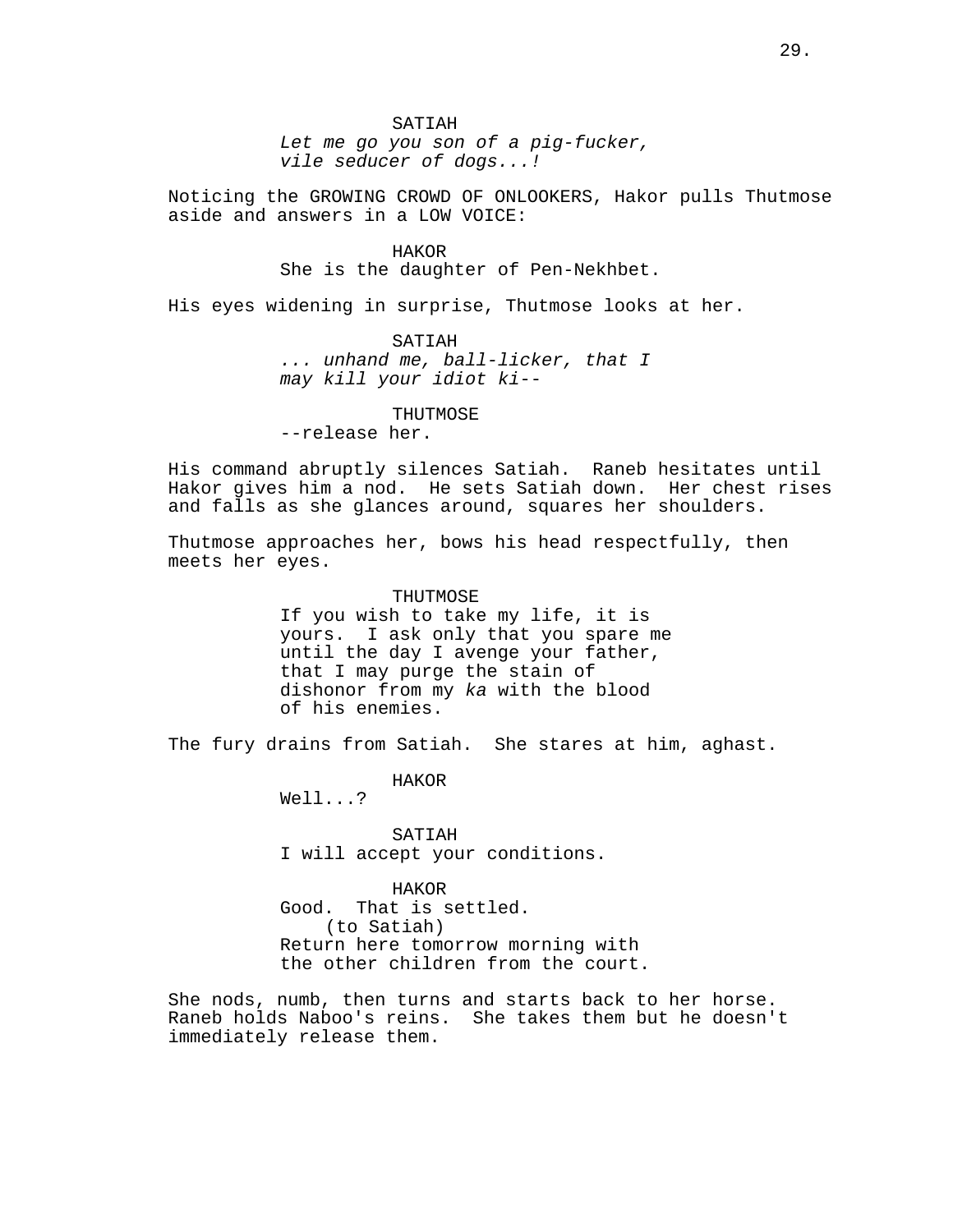SATIAH
*Let me go you son of a pig-fucker, vile seducer of dogs...!*

Noticing the GROWING CROWD OF ONLOOKERS, Hakor pulls Thutmose aside and answers in a LOW VOICE:

HAKOR
She is the daughter of Pen-Nekhbet.

His eyes widening in surprise, Thutmose looks at her.

SATIAH
*... unhand me, ball-licker, that I may kill your idiot ki--*

THUTMOSE
--release her.

His command abruptly silences Satiah. Raneb hesitates until Hakor gives him a nod. He sets Satiah down. Her chest rises and falls as she glances around, squares her shoulders.

Thutmose approaches her, bows his head respectfully, then meets her eyes.

THUTMOSE
If you wish to take my life, it is yours. I ask only that you spare me until the day I avenge your father, that I may purge the stain of dishonor from my *ka* with the blood of his enemies.

The fury drains from Satiah. She stares at him, aghast.

HAKOR
Well...?

SATIAH
I will accept your conditions.

HAKOR
Good. That is settled.
(to Satiah)
Return here tomorrow morning with the other children from the court.

She nods, numb, then turns and starts back to her horse. Raneb holds Naboo's reins. She takes them but he doesn't immediately release them.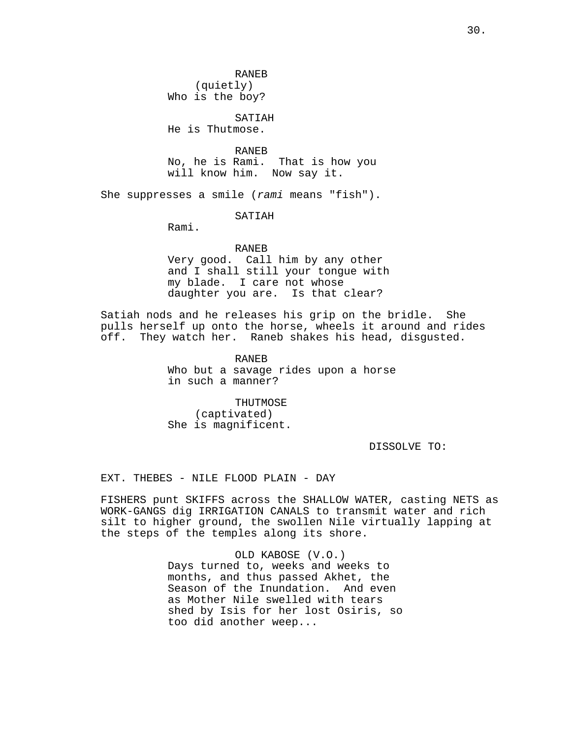RANEB
(quietly)
Who is the boy?

SATIAH
He is Thutmose.

RANEB
No, he is Rami. That is how you will know him. Now say it.

She suppresses a smile (*rami* means "fish").

SATIAH
Rami.

RANEB
Very good. Call him by any other and I shall still your tongue with my blade. I care not whose daughter you are. Is that clear?

Satiah nods and he releases his grip on the bridle. She pulls herself up onto the horse, wheels it around and rides off. They watch her. Raneb shakes his head, disgusted.

RANEB
Who but a savage rides upon a horse in such a manner?

THUTMOSE
(captivated)
She is magnificent.

DISSOLVE TO:

EXT. THEBES - NILE FLOOD PLAIN - DAY

FISHERS punt SKIFFS across the SHALLOW WATER, casting NETS as WORK-GANGS dig IRRIGATION CANALS to transmit water and rich silt to higher ground, the swollen Nile virtually lapping at the steps of the temples along its shore.

OLD KABOSE (V.O.)
Days turned to, weeks and weeks to months, and thus passed Akhet, the Season of the Inundation. And even as Mother Nile swelled with tears shed by Isis for her lost Osiris, so too did another weep...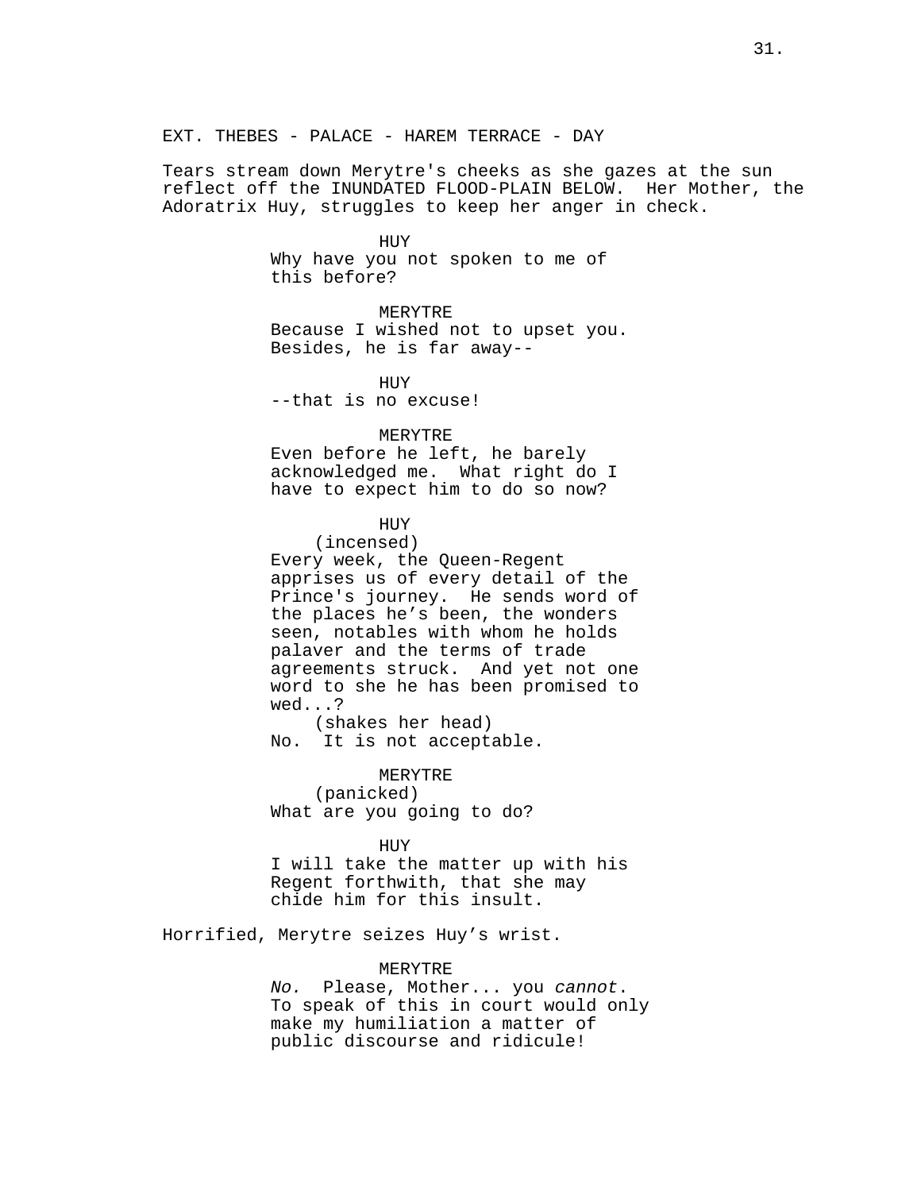EXT. THEBES - PALACE - HAREM TERRACE - DAY

Tears stream down Merytre's cheeks as she gazes at the sun reflect off the INUNDATED FLOOD-PLAIN BELOW. Her Mother, the Adoratrix Huy, struggles to keep her anger in check.

HUY
Why have you not spoken to me of this before?

MERYTRE
Because I wished not to upset you. Besides, he is far away--

HUY
--that is no excuse!

MERYTRE
Even before he left, he barely acknowledged me. What right do I have to expect him to do so now?

HUY
(incensed)
Every week, the Queen-Regent apprises us of every detail of the Prince's journey. He sends word of the places he's been, the wonders seen, notables with whom he holds palaver and the terms of trade agreements struck. And yet not one word to she he has been promised to wed...?
(shakes her head)
No. It is not acceptable.

MERYTRE
(panicked)
What are you going to do?

HUY
I will take the matter up with his Regent forthwith, that she may chide him for this insult.

Horrified, Merytre seizes Huy's wrist.

MERYTRE
*No.* Please, Mother... you *cannot*. To speak of this in court would only make my humiliation a matter of public discourse and ridicule!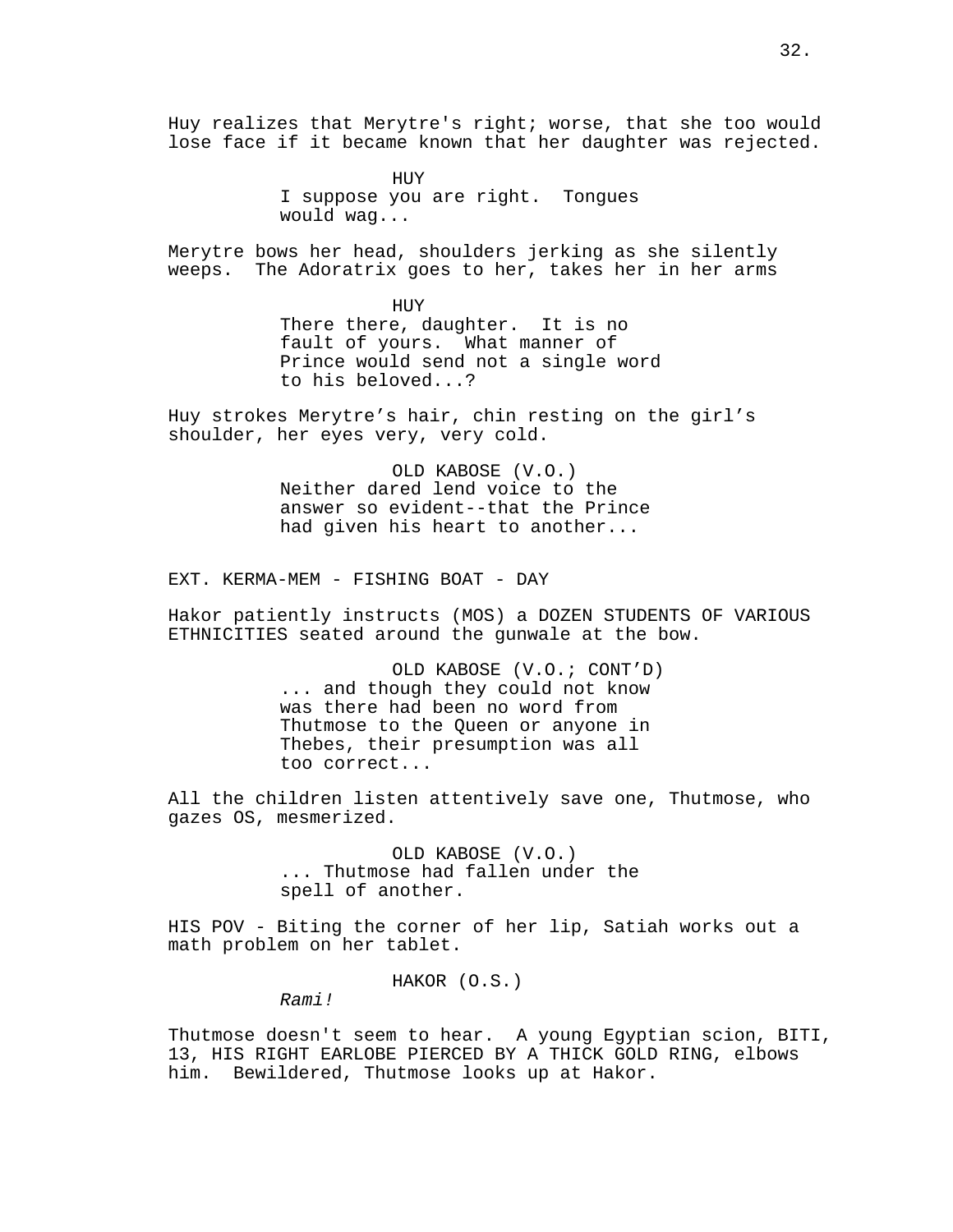Huy realizes that Merytre's right; worse, that she too would lose face if it became known that her daughter was rejected.

HUY
I suppose you are right. Tongues would wag...

Merytre bows her head, shoulders jerking as she silently weeps. The Adoratrix goes to her, takes her in her arms

HUY
There there, daughter. It is no fault of yours. What manner of Prince would send not a single word to his beloved...?

Huy strokes Merytre's hair, chin resting on the girl's shoulder, her eyes very, very cold.

OLD KABOSE (V.O.)
Neither dared lend voice to the answer so evident--that the Prince had given his heart to another...

EXT. KERMA-MEM - FISHING BOAT - DAY

Hakor patiently instructs (MOS) a DOZEN STUDENTS OF VARIOUS ETHNICITIES seated around the gunwale at the bow.

OLD KABOSE (V.O.; CONT'D)
... and though they could not know was there had been no word from Thutmose to the Queen or anyone in Thebes, their presumption was all too correct...

All the children listen attentively save one, Thutmose, who gazes OS, mesmerized.

OLD KABOSE (V.O.)
... Thutmose had fallen under the spell of another.

HIS POV - Biting the corner of her lip, Satiah works out a math problem on her tablet.

HAKOR (O.S.)
*Rami!*

Thutmose doesn't seem to hear. A young Egyptian scion, BITI, 13, HIS RIGHT EARLOBE PIERCED BY A THICK GOLD RING, elbows him. Bewildered, Thutmose looks up at Hakor.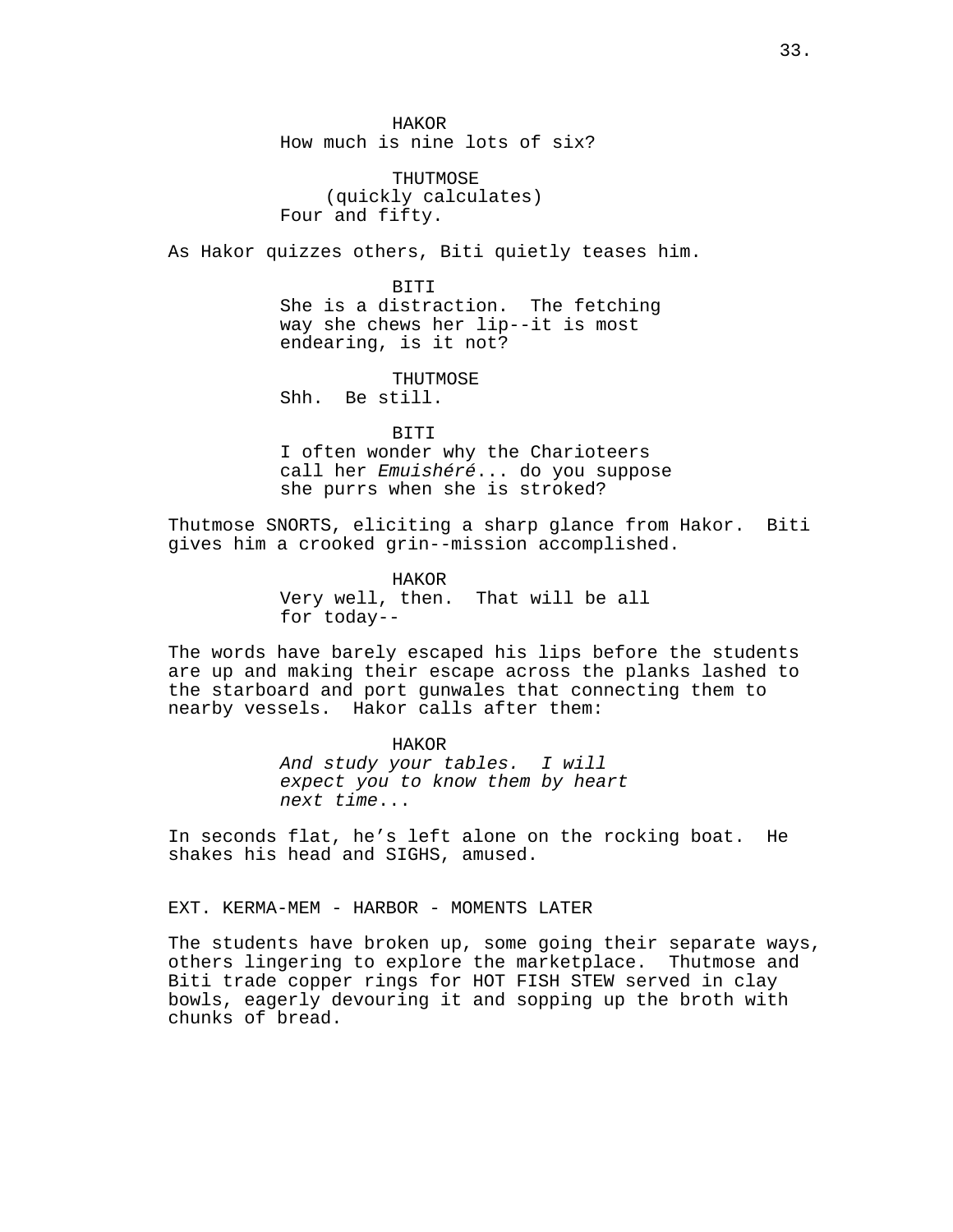HAKOR
How much is nine lots of six?

THUTMOSE
(quickly calculates)
Four and fifty.

As Hakor quizzes others, Biti quietly teases him.

BITI
She is a distraction. The fetching way she chews her lip--it is most endearing, is it not?

THUTMOSE
Shh. Be still.

BITI
I often wonder why the Charioteers call her *Emuishéré*... do you suppose she purrs when she is stroked?

Thutmose SNORTS, eliciting a sharp glance from Hakor. Biti gives him a crooked grin--mission accomplished.

HAKOR
Very well, then. That will be all for today--

The words have barely escaped his lips before the students are up and making their escape across the planks lashed to the starboard and port gunwales that connecting them to nearby vessels. Hakor calls after them:

HAKOR
*And study your tables. I will expect you to know them by heart next time*...

In seconds flat, he's left alone on the rocking boat. He shakes his head and SIGHS, amused.

EXT. KERMA-MEM - HARBOR - MOMENTS LATER

The students have broken up, some going their separate ways, others lingering to explore the marketplace. Thutmose and Biti trade copper rings for HOT FISH STEW served in clay bowls, eagerly devouring it and sopping up the broth with chunks of bread.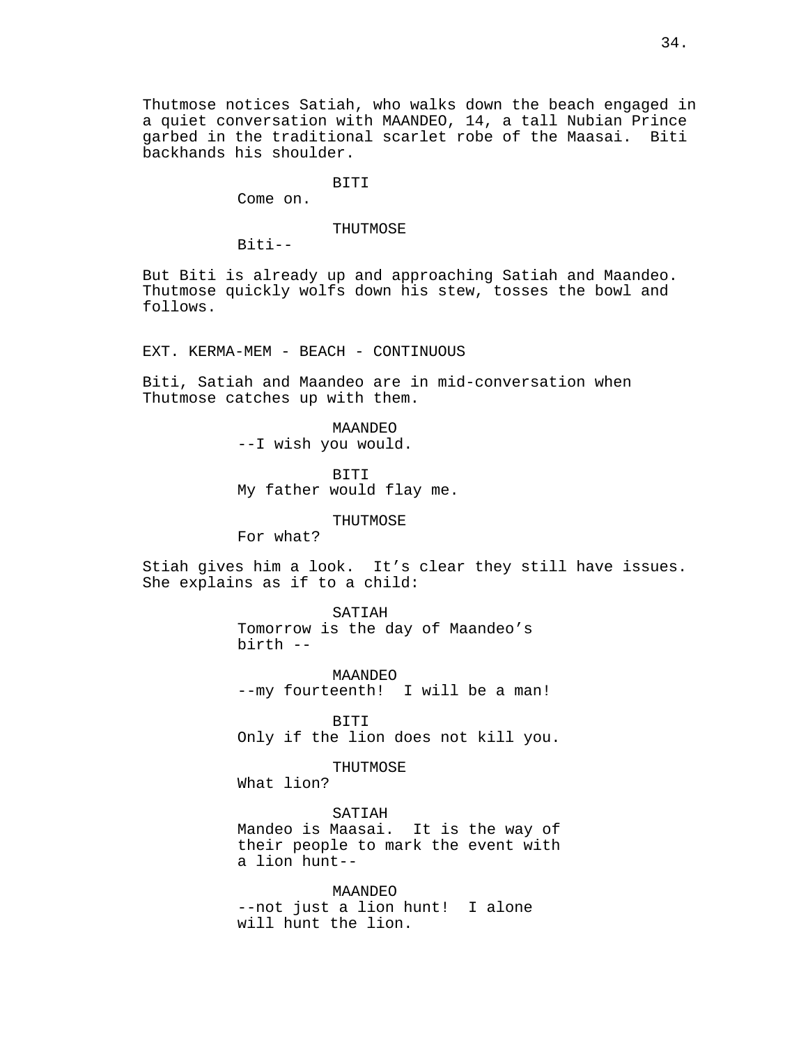Thutmose notices Satiah, who walks down the beach engaged in a quiet conversation with MAANDEO, 14, a tall Nubian Prince garbed in the traditional scarlet robe of the Maasai. Biti backhands his shoulder.

BITI
Come on.

THUTMOSE
Biti--

But Biti is already up and approaching Satiah and Maandeo. Thutmose quickly wolfs down his stew, tosses the bowl and follows.

EXT. KERMA-MEM - BEACH - CONTINUOUS

Biti, Satiah and Maandeo are in mid-conversation when Thutmose catches up with them.

MAANDEO
--I wish you would.

BITI
My father would flay me.

THUTMOSE
For what?

Stiah gives him a look. It's clear they still have issues. She explains as if to a child:

SATIAH
Tomorrow is the day of Maandeo's birth --

MAANDEO
--my fourteenth! I will be a man!

BITI
Only if the lion does not kill you.

THUTMOSE
What lion?

SATIAH
Mandeo is Maasai. It is the way of their people to mark the event with a lion hunt--

MAANDEO
--not just a lion hunt! I alone will hunt the lion.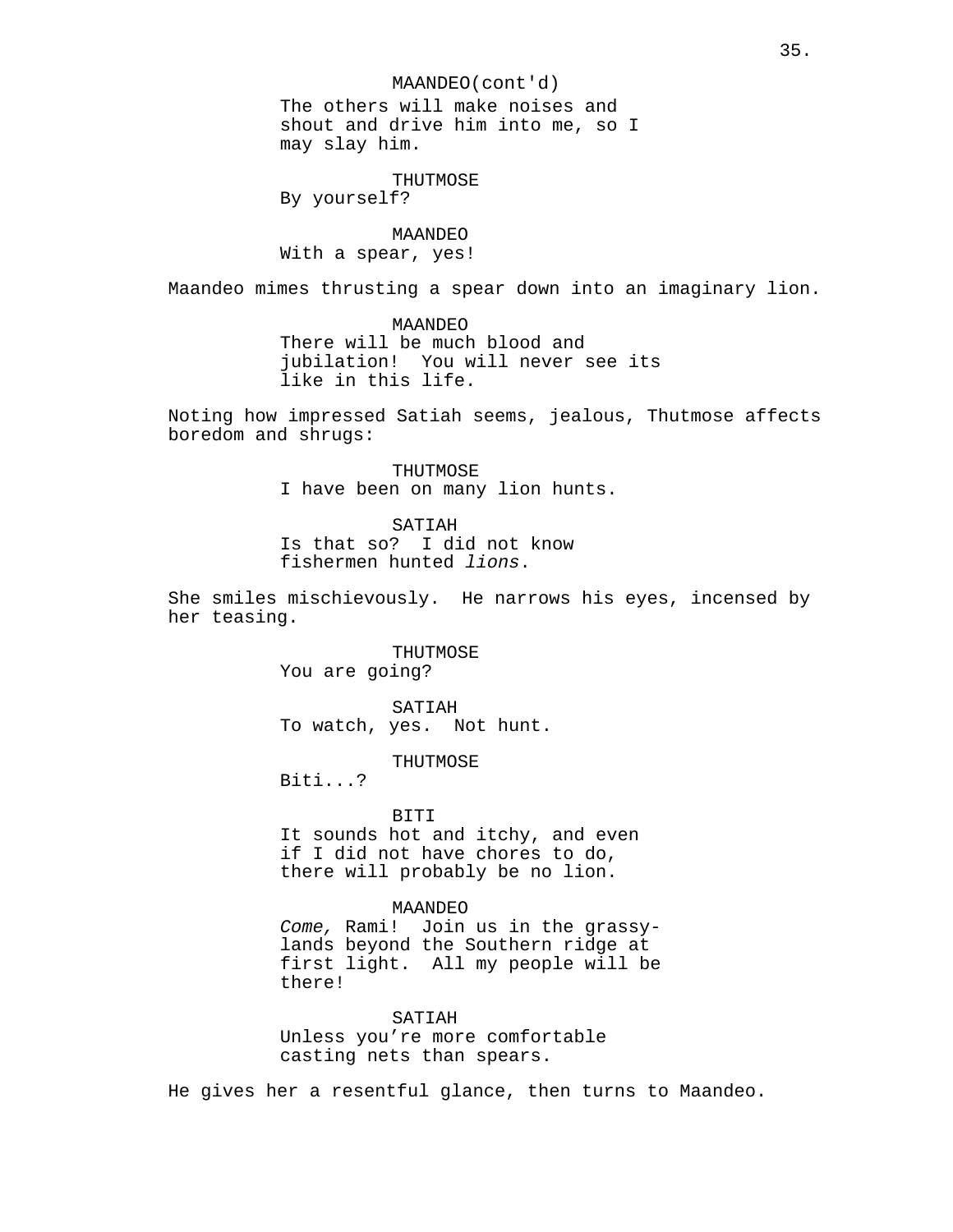MAANDEO(cont'd)
The others will make noises and shout and drive him into me, so I may slay him.

THUTMOSE
By yourself?

MAANDEO
With a spear, yes!

Maandeo mimes thrusting a spear down into an imaginary lion.

MAANDEO
There will be much blood and jubilation! You will never see its like in this life.

Noting how impressed Satiah seems, jealous, Thutmose affects boredom and shrugs:

THUTMOSE
I have been on many lion hunts.

SATIAH
Is that so? I did not know fishermen hunted *lions*.

She smiles mischievously. He narrows his eyes, incensed by her teasing.

THUTMOSE
You are going?

SATIAH
To watch, yes. Not hunt.

THUTMOSE
Biti...?

BITI
It sounds hot and itchy, and even if I did not have chores to do, there will probably be no lion.

MAANDEO
*Come,* Rami! Join us in the grassy-lands beyond the Southern ridge at first light. All my people will be there!

SATIAH
Unless you're more comfortable casting nets than spears.

He gives her a resentful glance, then turns to Maandeo.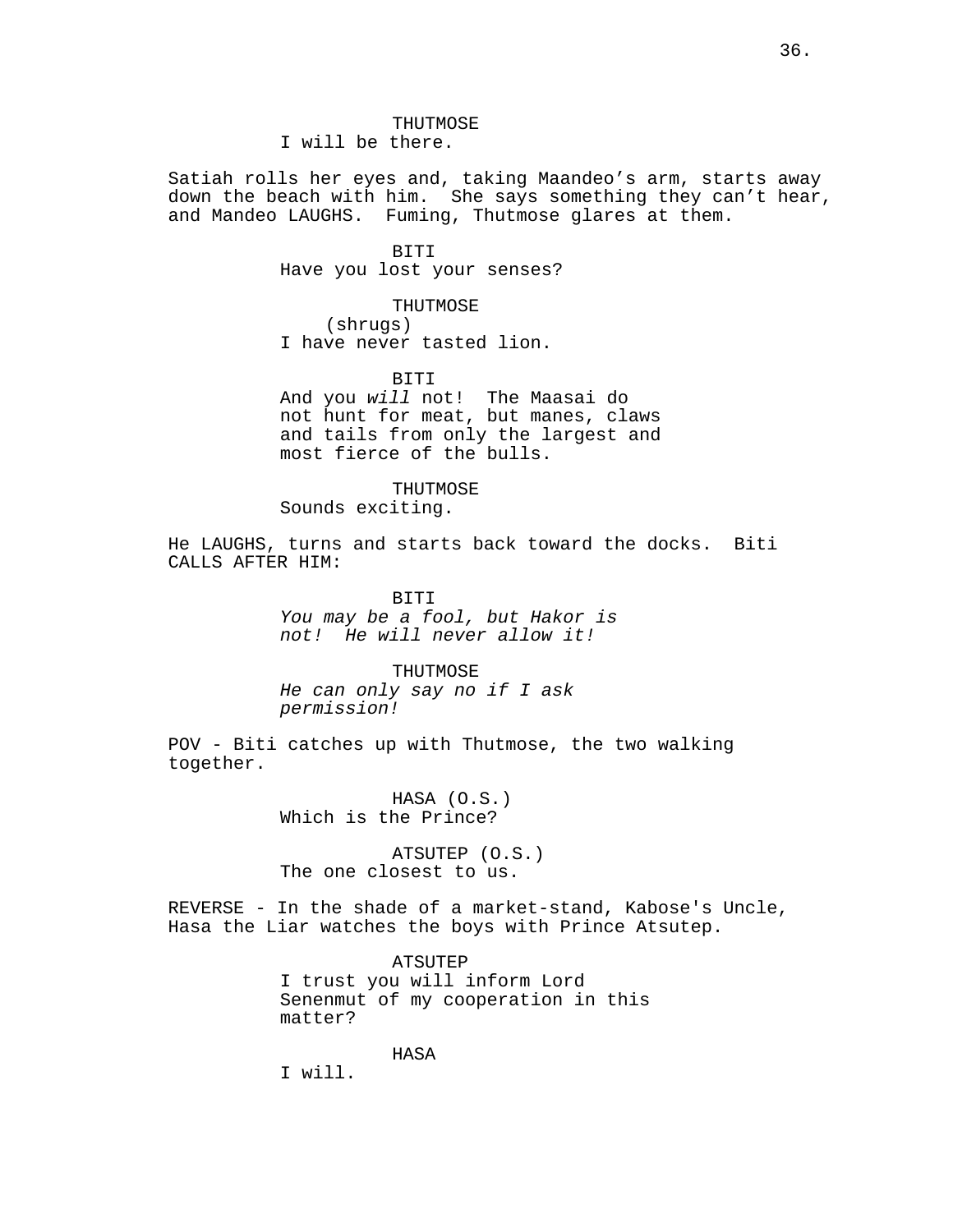THUTMOSE
I will be there.

Satiah rolls her eyes and, taking Maandeo's arm, starts away down the beach with him. She says something they can't hear, and Mandeo LAUGHS. Fuming, Thutmose glares at them.

BITI
Have you lost your senses?

THUTMOSE
(shrugs)
I have never tasted lion.

BITI
And you *will* not! The Maasai do not hunt for meat, but manes, claws and tails from only the largest and most fierce of the bulls.

THUTMOSE
Sounds exciting.

He LAUGHS, turns and starts back toward the docks. Biti CALLS AFTER HIM:

BITI
*You may be a fool, but Hakor is not! He will never allow it!*

THUTMOSE
*He can only say no if I ask permission!*

POV - Biti catches up with Thutmose, the two walking together.

HASA (O.S.)
Which is the Prince?

ATSUTEP (O.S.)
The one closest to us.

REVERSE - In the shade of a market-stand, Kabose's Uncle, Hasa the Liar watches the boys with Prince Atsutep.

ATSUTEP
I trust you will inform Lord Senenmut of my cooperation in this matter?

HASA
I will.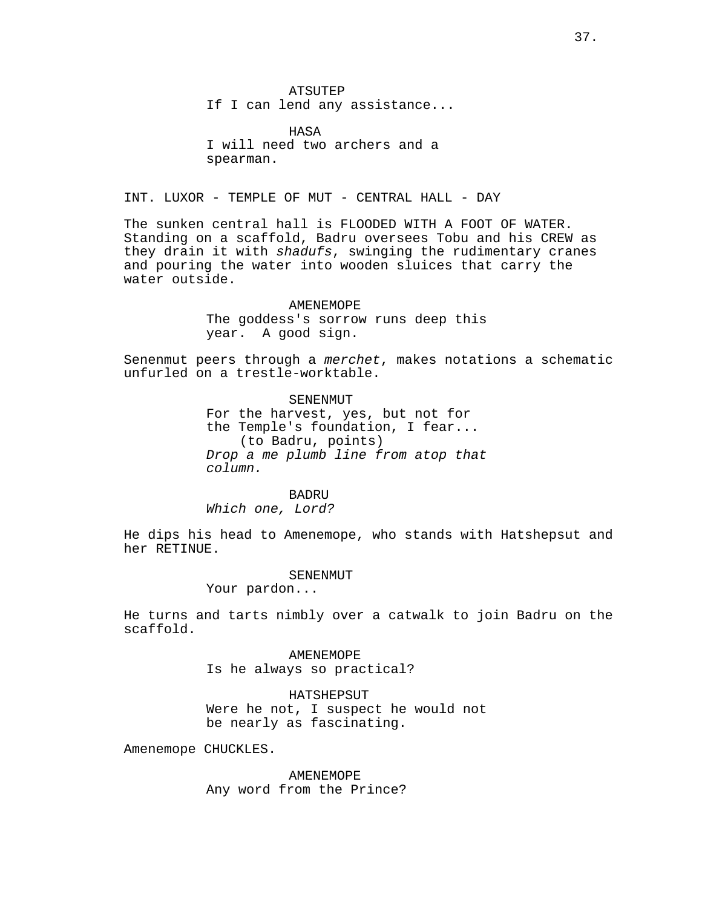ATSUTEP
If I can lend any assistance...

HASA
I will need two archers and a spearman.

INT. LUXOR - TEMPLE OF MUT - CENTRAL HALL - DAY

The sunken central hall is FLOODED WITH A FOOT OF WATER. Standing on a scaffold, Badru oversees Tobu and his CREW as they drain it with *shadufs*, swinging the rudimentary cranes and pouring the water into wooden sluices that carry the water outside.

AMENEMOPE
The goddess's sorrow runs deep this year. A good sign.

Senenmut peers through a *merchet*, makes notations a schematic unfurled on a trestle-worktable.

SENENMUT
For the harvest, yes, but not for the Temple's foundation, I fear...
(to Badru, points)
*Drop a me plumb line from atop that column.*

BADRU
*Which one, Lord?*

He dips his head to Amenemope, who stands with Hatshepsut and her RETINUE.

SENENMUT
Your pardon...

He turns and tarts nimbly over a catwalk to join Badru on the scaffold.

AMENEMOPE
Is he always so practical?

HATSHEPSUT
Were he not, I suspect he would not be nearly as fascinating.

Amenemope CHUCKLES.

AMENEMOPE
Any word from the Prince?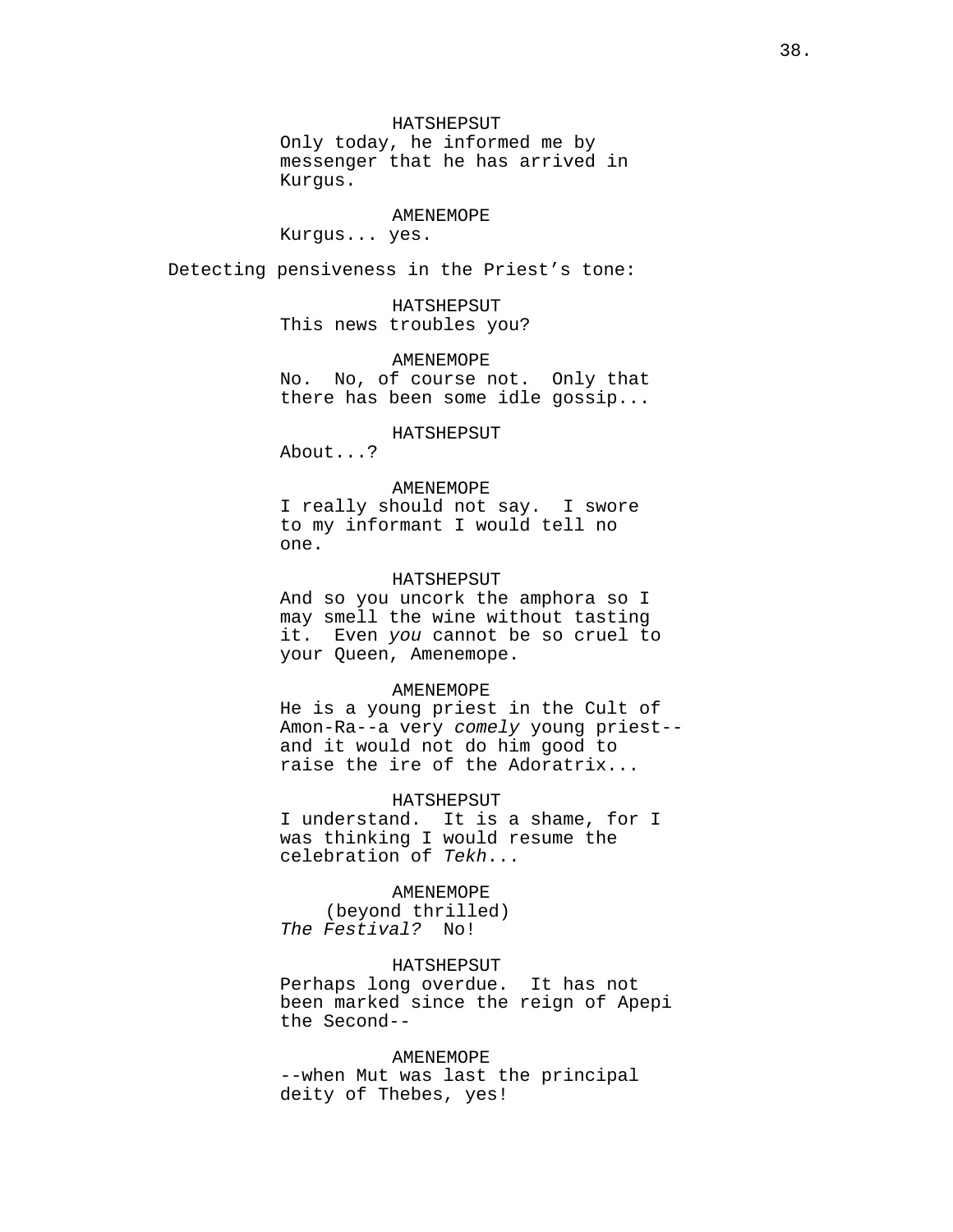HATSHEPSUT
Only today, he informed me by messenger that he has arrived in Kurgus.

AMENEMOPE
Kurgus... yes.

Detecting pensiveness in the Priest’s tone:

HATSHEPSUT
This news troubles you?

AMENEMOPE
No. No, of course not. Only that there has been some idle gossip...

HATSHEPSUT
About...?

AMENEMOPE
I really should not say. I swore to my informant I would tell no one.

HATSHEPSUT
And so you uncork the amphora so I may smell the wine without tasting it. Even *you* cannot be so cruel to your Queen, Amenemope.

AMENEMOPE
He is a young priest in the Cult of Amon-Ra--a very *comely* young priest--and it would not do him good to raise the ire of the Adoratrix...

HATSHEPSUT
I understand. It is a shame, for I was thinking I would resume the celebration of *Tekh*...

AMENEMOPE
(beyond thrilled)
*The Festival?* No!

HATSHEPSUT
Perhaps long overdue. It has not been marked since the reign of Apepi the Second--

AMENEMOPE
--when Mut was last the principal deity of Thebes, yes!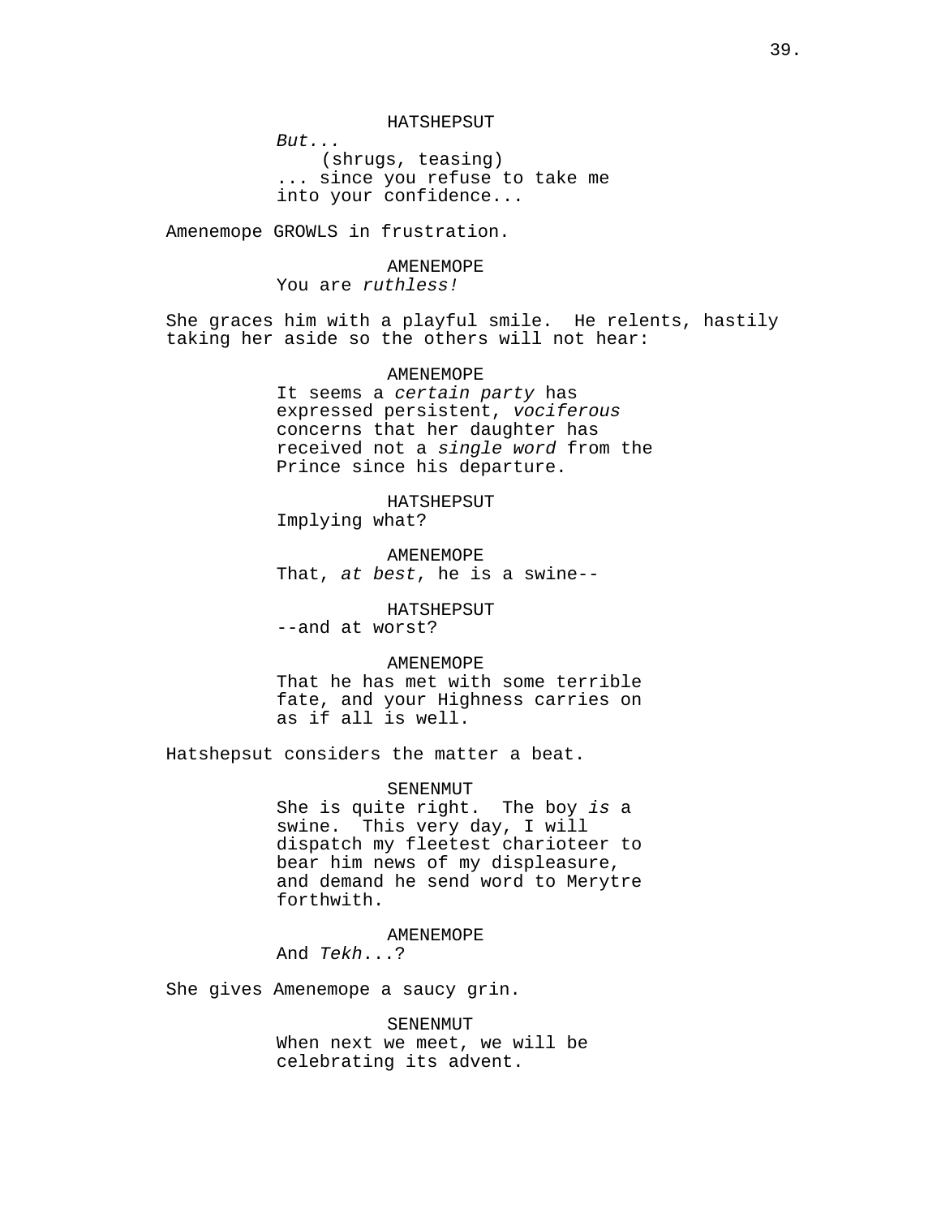HATSHEPSUT

*But...*

(shrugs, teasing)

... since you refuse to take me into your confidence...

Amenemope GROWLS in frustration.

AMENEMOPE

You are *ruthless!*

She graces him with a playful smile. He relents, hastily taking her aside so the others will not hear:

AMENEMOPE

It seems a *certain party* has expressed persistent, *vociferous* concerns that her daughter has received not a *single word* from the Prince since his departure.

HATSHEPSUT

Implying what?

AMENEMOPE

That, *at best*, he is a swine--

HATSHEPSUT

--and at worst?

AMENEMOPE

That he has met with some terrible fate, and your Highness carries on as if all is well.

Hatshepsut considers the matter a beat.

SENENMUT

She is quite right. The boy *is* a swine. This very day, I will dispatch my fleetest charioteer to bear him news of my displeasure, and demand he send word to Merytre forthwith.

AMENEMOPE

And *Tekh*...?

She gives Amenemope a saucy grin.

SENENMUT

When next we meet, we will be celebrating its advent.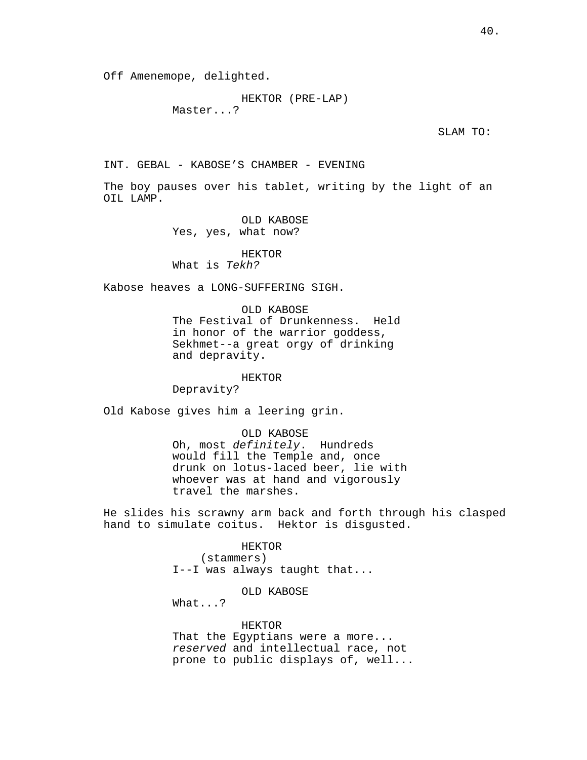Off Amenemope, delighted.

HEKTOR (PRE-LAP)
Master...?

SLAM TO:

INT. GEBAL - KABOSE'S CHAMBER - EVENING

The boy pauses over his tablet, writing by the light of an OIL LAMP.

OLD KABOSE
Yes, yes, what now?

HEKTOR
What is *Tekh?*

Kabose heaves a LONG-SUFFERING SIGH.

OLD KABOSE
The Festival of Drunkenness. Held in honor of the warrior goddess, Sekhmet--a great orgy of drinking and depravity.

HEKTOR
Depravity?

Old Kabose gives him a leering grin.

OLD KABOSE
Oh, most *definitely*. Hundreds would fill the Temple and, once drunk on lotus-laced beer, lie with whoever was at hand and vigorously travel the marshes.

He slides his scrawny arm back and forth through his clasped hand to simulate coitus. Hektor is disgusted.

HEKTOR
(stammers)
I--I was always taught that...

OLD KABOSE
What...?

HEKTOR
That the Egyptians were a more... *reserved* and intellectual race, not prone to public displays of, well...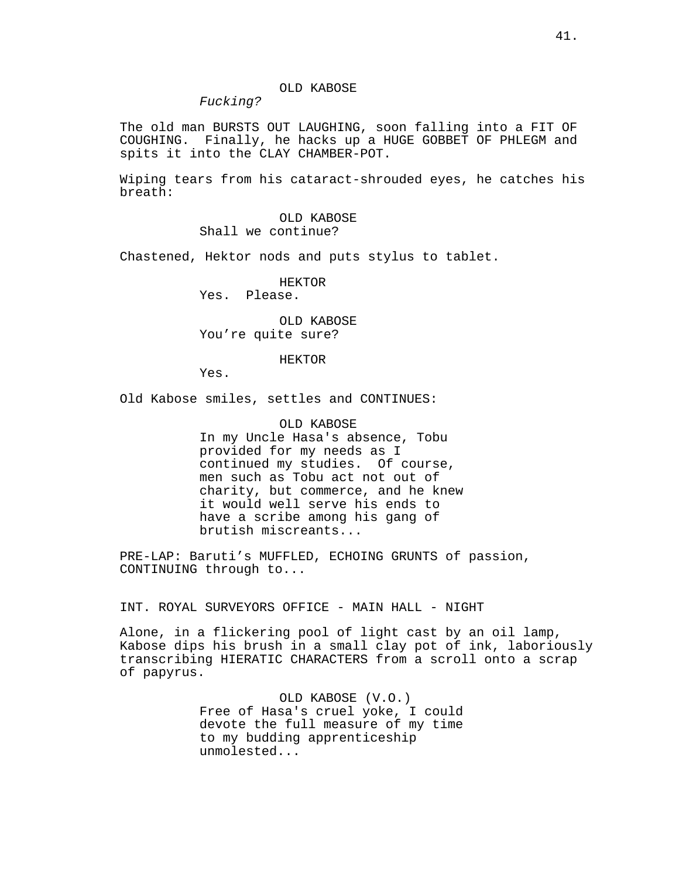OLD KABOSE
*Fucking?*

The old man BURSTS OUT LAUGHING, soon falling into a FIT OF COUGHING. Finally, he hacks up a HUGE GOBBET OF PHLEGM and spits it into the CLAY CHAMBER-POT.

Wiping tears from his cataract-shrouded eyes, he catches his breath:

OLD KABOSE
Shall we continue?

Chastened, Hektor nods and puts stylus to tablet.

HEKTOR
Yes. Please.

OLD KABOSE
You're quite sure?

HEKTOR
Yes.

Old Kabose smiles, settles and CONTINUES:

OLD KABOSE
In my Uncle Hasa's absence, Tobu provided for my needs as I continued my studies. Of course, men such as Tobu act not out of charity, but commerce, and he knew it would well serve his ends to have a scribe among his gang of brutish miscreants...

PRE-LAP: Baruti's MUFFLED, ECHOING GRUNTS of passion, CONTINUING through to...

INT. ROYAL SURVEYORS OFFICE - MAIN HALL - NIGHT

Alone, in a flickering pool of light cast by an oil lamp, Kabose dips his brush in a small clay pot of ink, laboriously transcribing HIERATIC CHARACTERS from a scroll onto a scrap of papyrus.

OLD KABOSE (V.O.)
Free of Hasa's cruel yoke, I could devote the full measure of my time to my budding apprenticeship unmolested...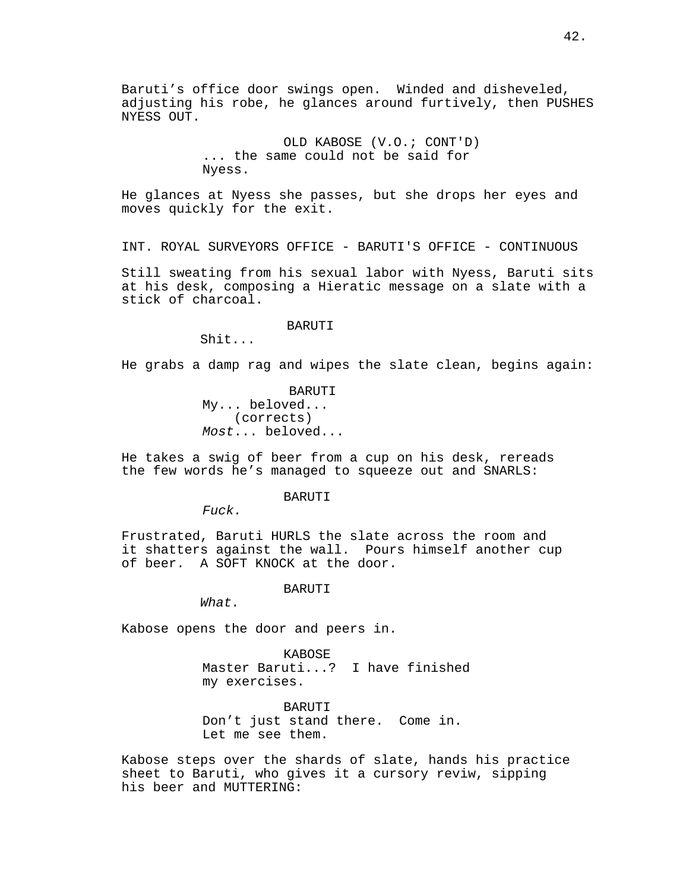Baruti’s office door swings open. Winded and disheveled, adjusting his robe, he glances around furtively, then PUSHES NYESS OUT.

OLD KABOSE (V.O.; CONT'D)
... the same could not be said for Nyess.

He glances at Nyess she passes, but she drops her eyes and moves quickly for the exit.

INT. ROYAL SURVEYORS OFFICE - BARUTI'S OFFICE - CONTINUOUS

Still sweating from his sexual labor with Nyess, Baruti sits at his desk, composing a Hieratic message on a slate with a stick of charcoal.

BARUTI
Shit...

He grabs a damp rag and wipes the slate clean, begins again:

BARUTI
My... beloved...
(corrects)
*Most*... beloved...

He takes a swig of beer from a cup on his desk, rereads the few words he’s managed to squeeze out and SNARLS:

BARUTI
*Fuck.*

Frustrated, Baruti HURLS the slate across the room and it shatters against the wall. Pours himself another cup of beer. A SOFT KNOCK at the door.

BARUTI
*What.*

Kabose opens the door and peers in.

KABOSE
Master Baruti...? I have finished my exercises.

BARUTI
Don’t just stand there. Come in. Let me see them.

Kabose steps over the shards of slate, hands his practice sheet to Baruti, who gives it a cursory reviw, sipping his beer and MUTTERING: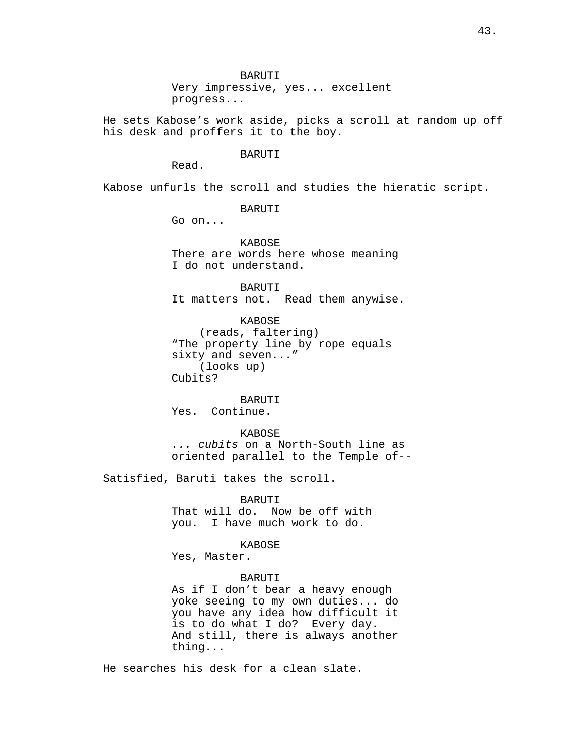BARUTI
Very impressive, yes... excellent progress...

He sets Kabose’s work aside, picks a scroll at random up off his desk and proffers it to the boy.

BARUTI
Read.

Kabose unfurls the scroll and studies the hieratic script.

BARUTI
Go on...

KABOSE
There are words here whose meaning I do not understand.

BARUTI
It matters not.  Read them anywise.

KABOSE
(reads, faltering)
“The property line by rope equals sixty and seven...”
(looks up)
Cubits?

BARUTI
Yes.  Continue.

KABOSE
*... cubits* on a North-South line as oriented parallel to the Temple of--

Satisfied, Baruti takes the scroll.

BARUTI
That will do.  Now be off with you.  I have much work to do.

KABOSE
Yes, Master.

BARUTI
As if I don’t bear a heavy enough yoke seeing to my own duties... do you have any idea how difficult it is to do what I do?  Every day.  And still, there is always another thing...

He searches his desk for a clean slate.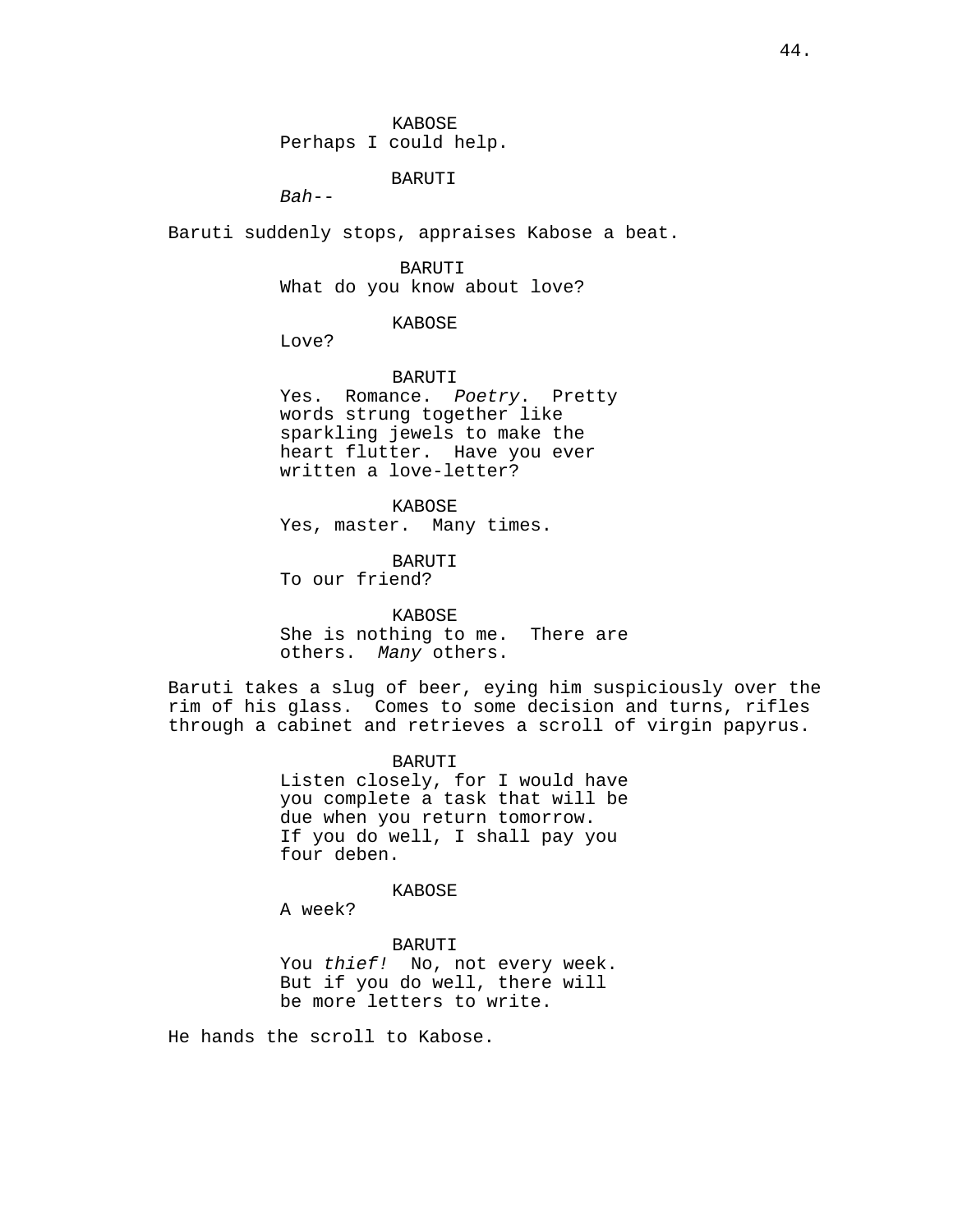KABOSE
Perhaps I could help.

BARUTI
*Bah*--

Baruti suddenly stops, appraises Kabose a beat.

BARUTI
What do you know about love?

KABOSE
Love?

BARUTI
Yes. Romance. *Poetry*. Pretty words strung together like sparkling jewels to make the heart flutter. Have you ever written a love-letter?

KABOSE
Yes, master. Many times.

BARUTI
To our friend?

KABOSE
She is nothing to me. There are others. *Many* others.

Baruti takes a slug of beer, eying him suspiciously over the rim of his glass. Comes to some decision and turns, rifles through a cabinet and retrieves a scroll of virgin papyrus.

BARUTI
Listen closely, for I would have you complete a task that will be due when you return tomorrow. If you do well, I shall pay you four deben.

KABOSE
A week?

BARUTI
You *thief!* No, not every week. But if you do well, there will be more letters to write.

He hands the scroll to Kabose.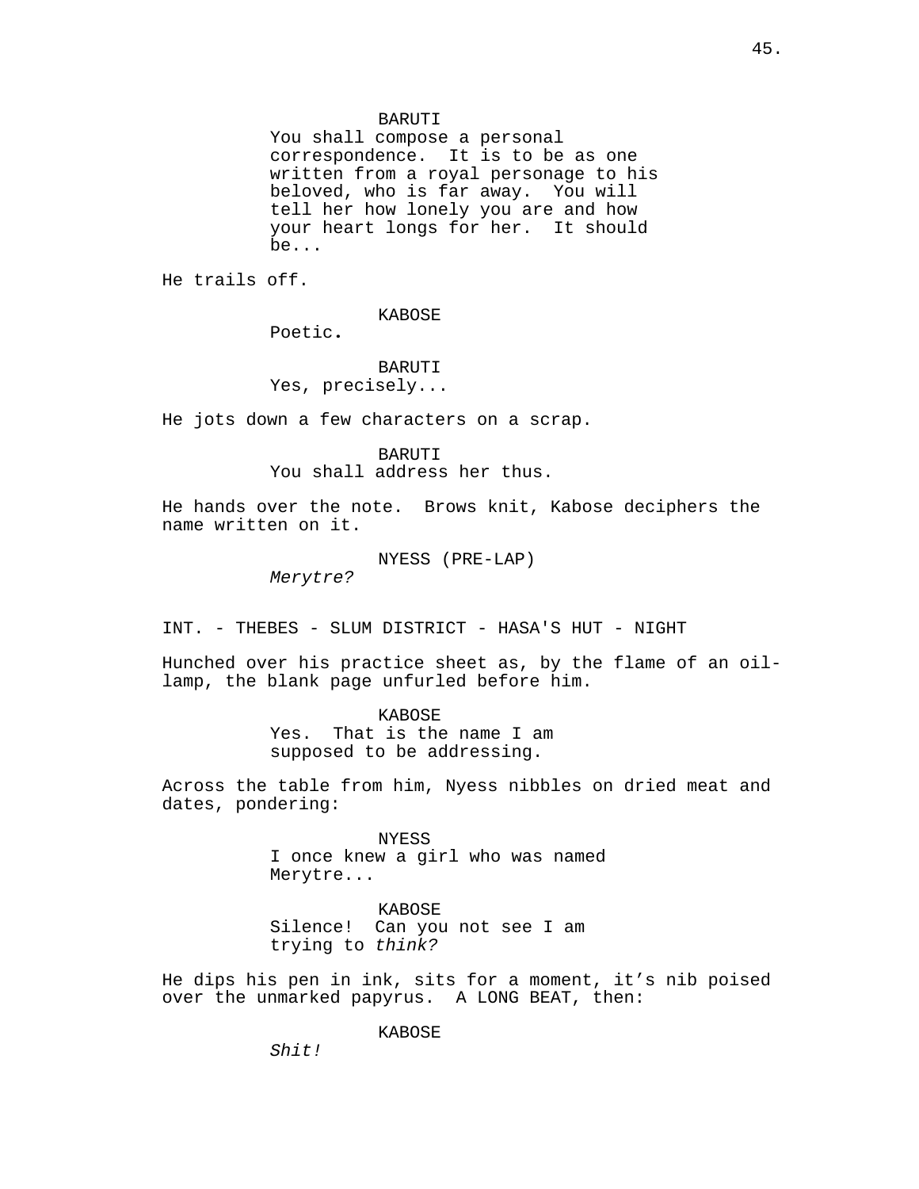BARUTI
You shall compose a personal correspondence. It is to be as one written from a royal personage to his beloved, who is far away. You will tell her how lonely you are and how your heart longs for her. It should be...

He trails off.

KABOSE
Poetic.

BARUTI
Yes, precisely...

He jots down a few characters on a scrap.

BARUTI
You shall address her thus.

He hands over the note. Brows knit, Kabose deciphers the name written on it.

NYESS (PRE-LAP)
*Merytre?*

INT. - THEBES - SLUM DISTRICT - HASA'S HUT - NIGHT

Hunched over his practice sheet as, by the flame of an oil-lamp, the blank page unfurled before him.

KABOSE
Yes. That is the name I am supposed to be addressing.

Across the table from him, Nyess nibbles on dried meat and dates, pondering:

NYESS
I once knew a girl who was named Merytre...

KABOSE
Silence! Can you not see I am trying to *think?*

He dips his pen in ink, sits for a moment, it’s nib poised over the unmarked papyrus. A LONG BEAT, then:

KABOSE
*Shit!*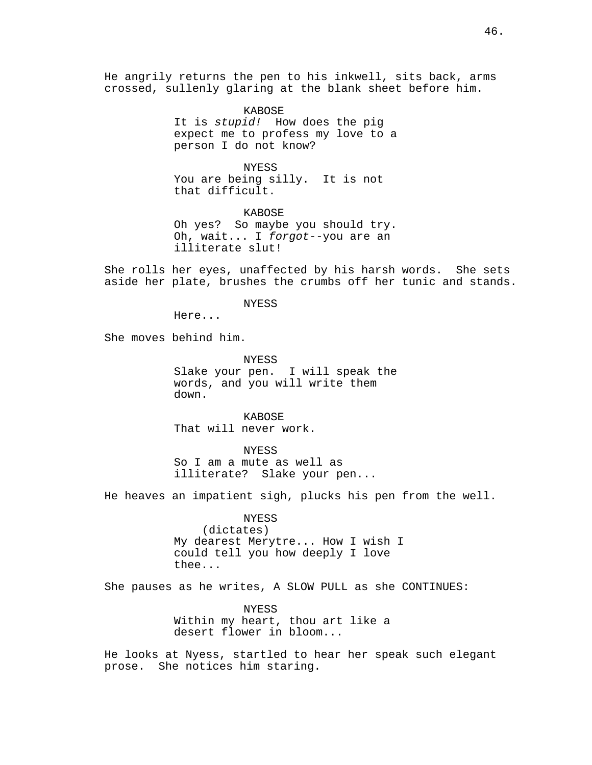He angrily returns the pen to his inkwell, sits back, arms crossed, sullenly glaring at the blank sheet before him.

KABOSE
It is *stupid!* How does the pig expect me to profess my love to a person I do not know?

NYESS
You are being silly. It is not that difficult.

KABOSE
Oh yes? So maybe you should try. Oh, wait... I *forgot*--you are an illiterate slut!

She rolls her eyes, unaffected by his harsh words. She sets aside her plate, brushes the crumbs off her tunic and stands.

NYESS
Here...

She moves behind him.

NYESS
Slake your pen. I will speak the words, and you will write them down.

KABOSE
That will never work.

NYESS
So I am a mute as well as illiterate? Slake your pen...

He heaves an impatient sigh, plucks his pen from the well.

NYESS
(dictates)
My dearest Merytre... How I wish I could tell you how deeply I love thee...

She pauses as he writes, A SLOW PULL as she CONTINUES:

NYESS
Within my heart, thou art like a desert flower in bloom...

He looks at Nyess, startled to hear her speak such elegant prose. She notices him staring.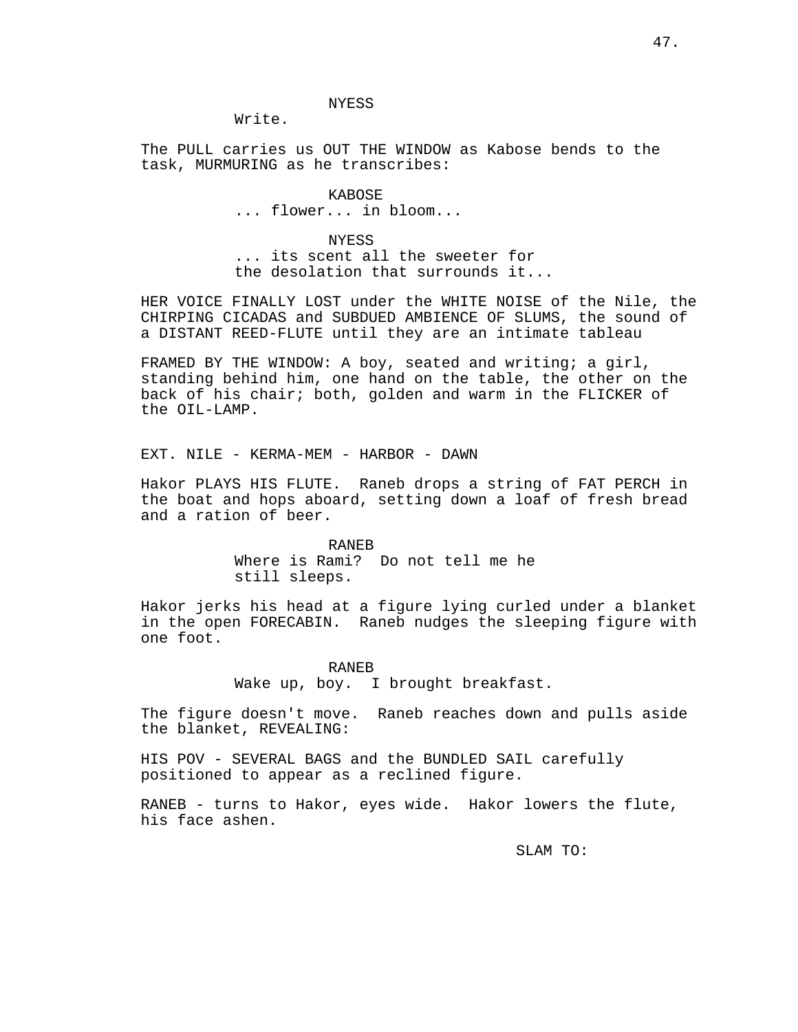NYESS

Write.

The PULL carries us OUT THE WINDOW as Kabose bends to the task, MURMURING as he transcribes:

KABOSE

... flower... in bloom...

NYESS

... its scent all the sweeter for the desolation that surrounds it...

HER VOICE FINALLY LOST under the WHITE NOISE of the Nile, the CHIRPING CICADAS and SUBDUED AMBIENCE OF SLUMS, the sound of a DISTANT REED-FLUTE until they are an intimate tableau

FRAMED BY THE WINDOW: A boy, seated and writing; a girl, standing behind him, one hand on the table, the other on the back of his chair; both, golden and warm in the FLICKER of the OIL-LAMP.

EXT. NILE - KERMA-MEM - HARBOR - DAWN

Hakor PLAYS HIS FLUTE. Raneb drops a string of FAT PERCH in the boat and hops aboard, setting down a loaf of fresh bread and a ration of beer.

RANEB

Where is Rami? Do not tell me he still sleeps.

Hakor jerks his head at a figure lying curled under a blanket in the open FORECABIN. Raneb nudges the sleeping figure with one foot.

RANEB

Wake up, boy. I brought breakfast.

The figure doesn't move. Raneb reaches down and pulls aside the blanket, REVEALING:

HIS POV - SEVERAL BAGS and the BUNDLED SAIL carefully positioned to appear as a reclined figure.

RANEB - turns to Hakor, eyes wide. Hakor lowers the flute, his face ashen.

SLAM TO: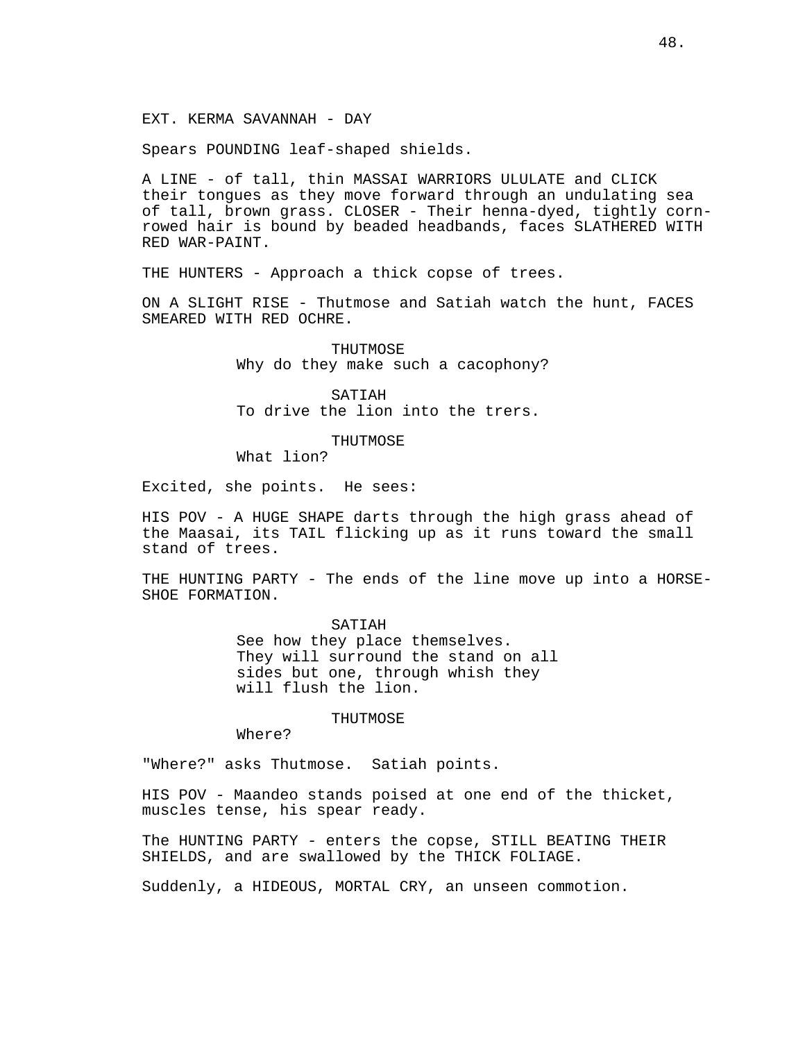EXT. KERMA SAVANNAH - DAY

Spears POUNDING leaf-shaped shields.

A LINE - of tall, thin MASSAI WARRIORS ULULATE and CLICK their tongues as they move forward through an undulating sea of tall, brown grass. CLOSER - Their henna-dyed, tightly corn-rowed hair is bound by beaded headbands, faces SLATHERED WITH RED WAR-PAINT.

THE HUNTERS - Approach a thick copse of trees.

ON A SLIGHT RISE - Thutmose and Satiah watch the hunt, FACES SMEARED WITH RED OCHRE.

THUTMOSE
Why do they make such a cacophony?

SATIAH
To drive the lion into the trers.

THUTMOSE
What lion?

Excited, she points. He sees:

HIS POV - A HUGE SHAPE darts through the high grass ahead of the Maasai, its TAIL flicking up as it runs toward the small stand of trees.

THE HUNTING PARTY - The ends of the line move up into a HORSE-SHOE FORMATION.

SATIAH
See how they place themselves. They will surround the stand on all sides but one, through whish they will flush the lion.

THUTMOSE
Where?

"Where?" asks Thutmose. Satiah points.

HIS POV - Maandeo stands poised at one end of the thicket, muscles tense, his spear ready.

The HUNTING PARTY - enters the copse, STILL BEATING THEIR SHIELDS, and are swallowed by the THICK FOLIAGE.

Suddenly, a HIDEOUS, MORTAL CRY, an unseen commotion.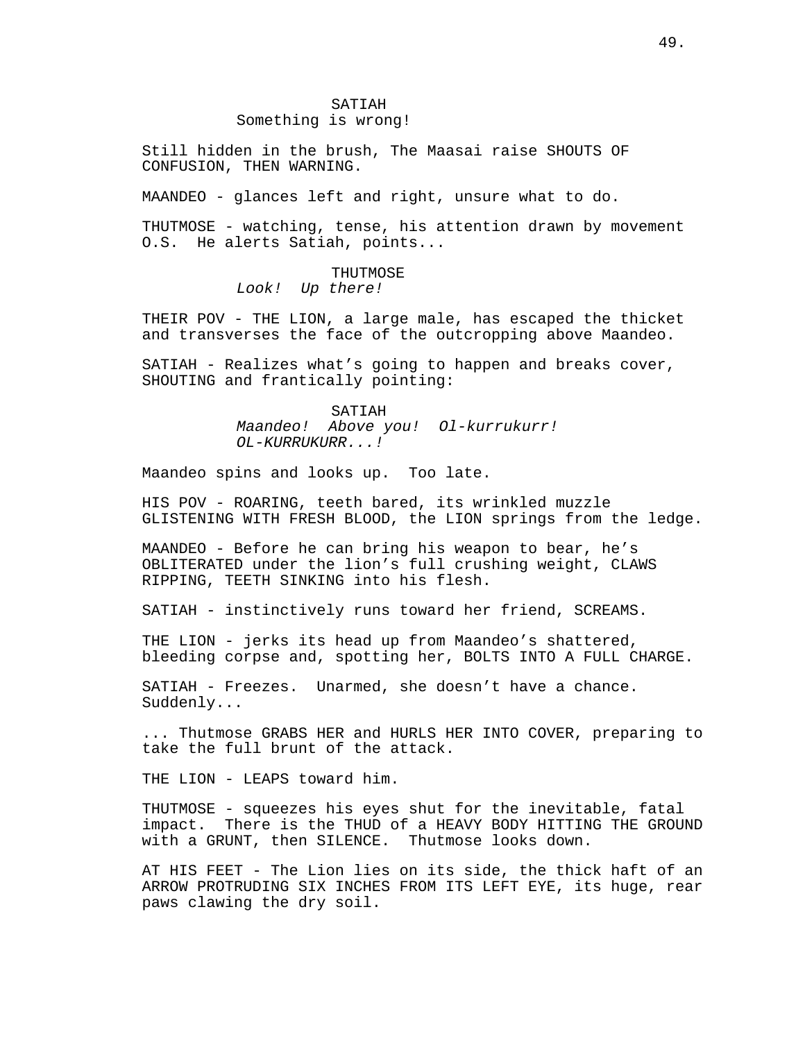SATIAH
Something is wrong!

Still hidden in the brush, The Maasai raise SHOUTS OF CONFUSION, THEN WARNING.

MAANDEO - glances left and right, unsure what to do.

THUTMOSE - watching, tense, his attention drawn by movement O.S. He alerts Satiah, points...

THUTMOSE
*Look! Up there!*

THEIR POV - THE LION, a large male, has escaped the thicket and transverses the face of the outcropping above Maandeo.

SATIAH - Realizes what's going to happen and breaks cover, SHOUTING and frantically pointing:

SATIAH
*Maandeo! Above you! Ol-kurrukurr! OL-KURRUKURR...!*

Maandeo spins and looks up. Too late.

HIS POV - ROARING, teeth bared, its wrinkled muzzle GLISTENING WITH FRESH BLOOD, the LION springs from the ledge.

MAANDEO - Before he can bring his weapon to bear, he's OBLITERATED under the lion's full crushing weight, CLAWS RIPPING, TEETH SINKING into his flesh.

SATIAH - instinctively runs toward her friend, SCREAMS.

THE LION - jerks its head up from Maandeo's shattered, bleeding corpse and, spotting her, BOLTS INTO A FULL CHARGE.

SATIAH - Freezes. Unarmed, she doesn't have a chance. Suddenly...

... Thutmose GRABS HER and HURLS HER INTO COVER, preparing to take the full brunt of the attack.

THE LION - LEAPS toward him.

THUTMOSE - squeezes his eyes shut for the inevitable, fatal impact. There is the THUD of a HEAVY BODY HITTING THE GROUND with a GRUNT, then SILENCE. Thutmose looks down.

AT HIS FEET - The Lion lies on its side, the thick haft of an ARROW PROTRUDING SIX INCHES FROM ITS LEFT EYE, its huge, rear paws clawing the dry soil.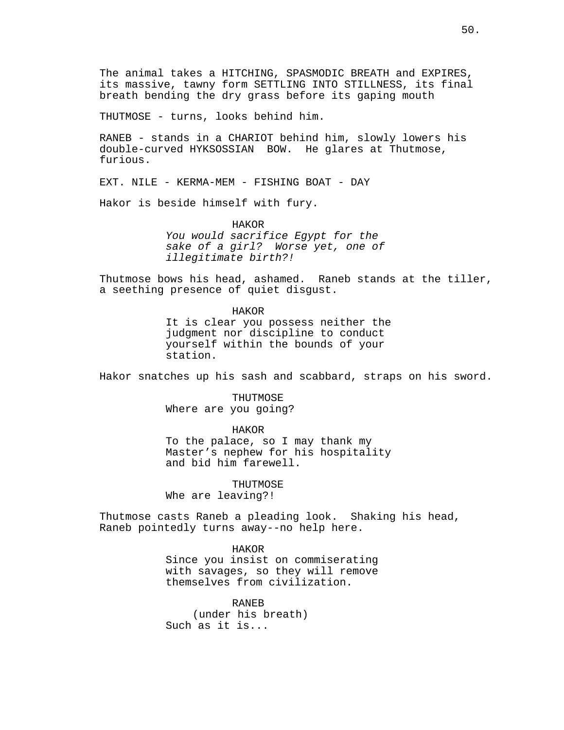The animal takes a HITCHING, SPASMODIC BREATH and EXPIRES, its massive, tawny form SETTLING INTO STILLNESS, its final breath bending the dry grass before its gaping mouth

THUTMOSE - turns, looks behind him.

RANEB - stands in a CHARIOT behind him, slowly lowers his double-curved HYKSOSSIAN BOW. He glares at Thutmose, furious.

EXT. NILE - KERMA-MEM - FISHING BOAT - DAY

Hakor is beside himself with fury.

HAKOR
*You would sacrifice Egypt for the sake of a girl? Worse yet, one of illegitimate birth?!*

Thutmose bows his head, ashamed. Raneb stands at the tiller, a seething presence of quiet disgust.

HAKOR
It is clear you possess neither the judgment nor discipline to conduct yourself within the bounds of your station.

Hakor snatches up his sash and scabbard, straps on his sword.

THUTMOSE
Where are you going?

HAKOR
To the palace, so I may thank my Master's nephew for his hospitality and bid him farewell.

THUTMOSE
Whe are leaving?!

Thutmose casts Raneb a pleading look. Shaking his head, Raneb pointedly turns away--no help here.

HAKOR
Since you insist on commiserating with savages, so they will remove themselves from civilization.

RANEB
(under his breath)
Such as it is...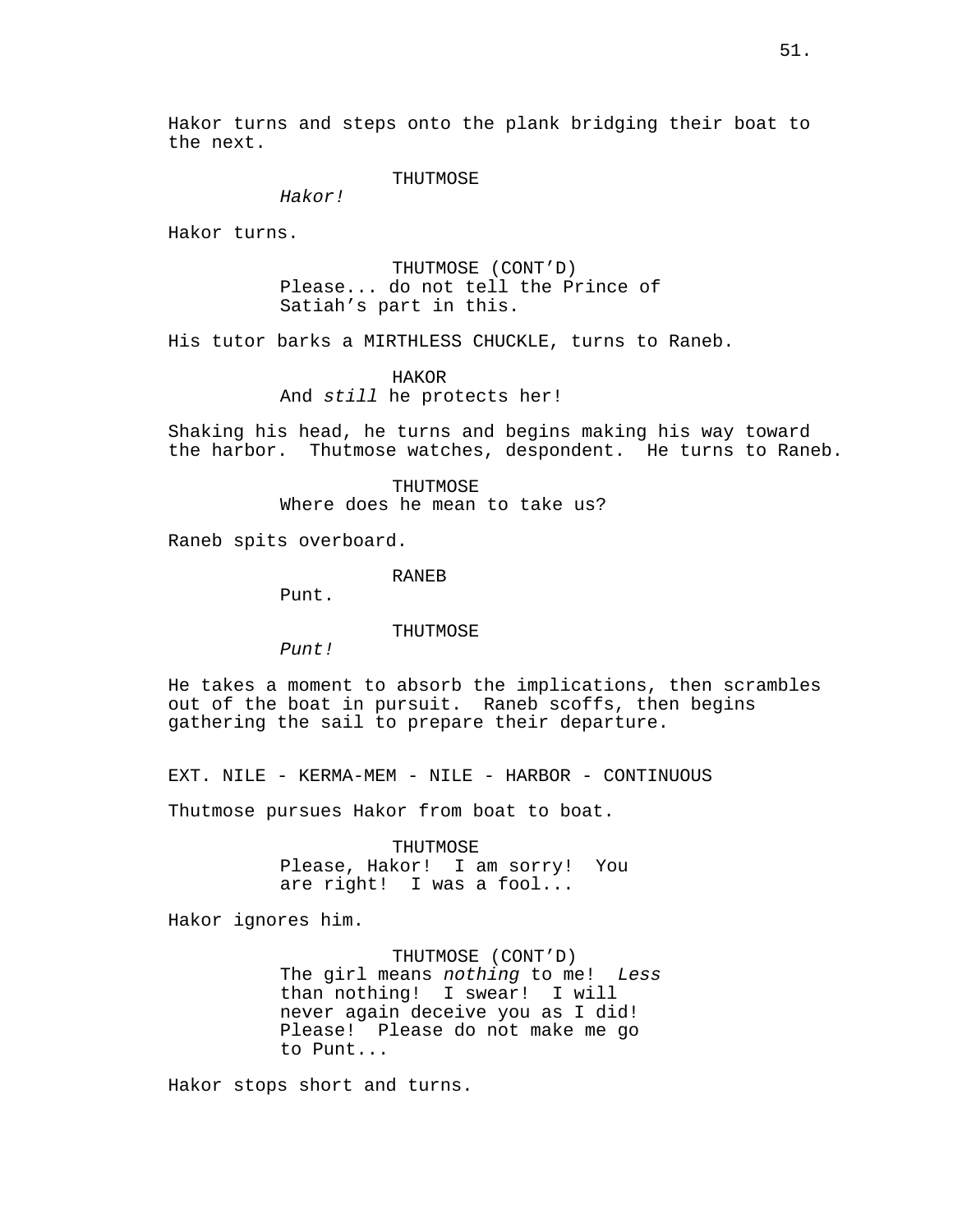Hakor turns and steps onto the plank bridging their boat to the next.

THUTMOSE
*Hakor!*

Hakor turns.

THUTMOSE (CONT'D)
Please... do not tell the Prince of Satiah's part in this.

His tutor barks a MIRTHLESS CHUCKLE, turns to Raneb.

HAKOR
And *still* he protects her!

Shaking his head, he turns and begins making his way toward the harbor. Thutmose watches, despondent. He turns to Raneb.

THUTMOSE
Where does he mean to take us?

Raneb spits overboard.

RANEB
Punt.

THUTMOSE
*Punt!*

He takes a moment to absorb the implications, then scrambles out of the boat in pursuit. Raneb scoffs, then begins gathering the sail to prepare their departure.

EXT. NILE - KERMA-MEM - NILE - HARBOR - CONTINUOUS

Thutmose pursues Hakor from boat to boat.

THUTMOSE
Please, Hakor! I am sorry! You are right! I was a fool...

Hakor ignores him.

THUTMOSE (CONT'D)
The girl means *nothing* to me! *Less* than nothing! I swear! I will never again deceive you as I did! Please! Please do not make me go to Punt...

Hakor stops short and turns.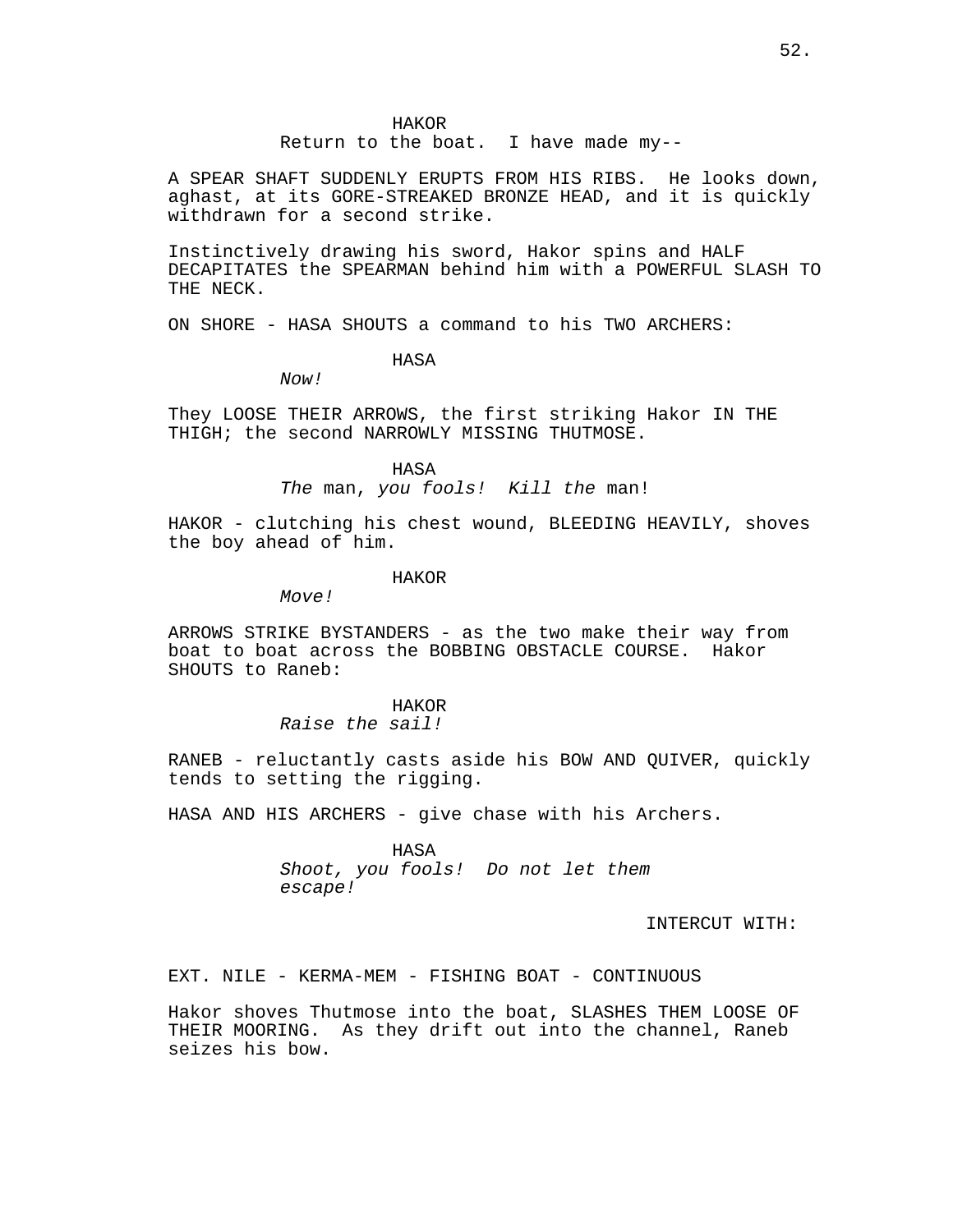HAKOR

Return to the boat. I have made my--

A SPEAR SHAFT SUDDENLY ERUPTS FROM HIS RIBS. He looks down, aghast, at its GORE-STREAKED BRONZE HEAD, and it is quickly withdrawn for a second strike.

Instinctively drawing his sword, Hakor spins and HALF DECAPITATES the SPEARMAN behind him with a POWERFUL SLASH TO THE NECK.

ON SHORE - HASA SHOUTS a command to his TWO ARCHERS:

HASA

*Now!*

They LOOSE THEIR ARROWS, the first striking Hakor IN THE THIGH; the second NARROWLY MISSING THUTMOSE.

HASA

*The* man, *you fools! Kill the* man!

HAKOR - clutching his chest wound, BLEEDING HEAVILY, shoves the boy ahead of him.

HAKOR

*Move!*

ARROWS STRIKE BYSTANDERS - as the two make their way from boat to boat across the BOBBING OBSTACLE COURSE. Hakor SHOUTS to Raneb:

HAKOR

*Raise the sail!*

RANEB - reluctantly casts aside his BOW AND QUIVER, quickly tends to setting the rigging.

HASA AND HIS ARCHERS - give chase with his Archers.

HASA

*Shoot, you fools! Do not let them escape!*

INTERCUT WITH:

EXT. NILE - KERMA-MEM - FISHING BOAT - CONTINUOUS

Hakor shoves Thutmose into the boat, SLASHES THEM LOOSE OF THEIR MOORING. As they drift out into the channel, Raneb seizes his bow.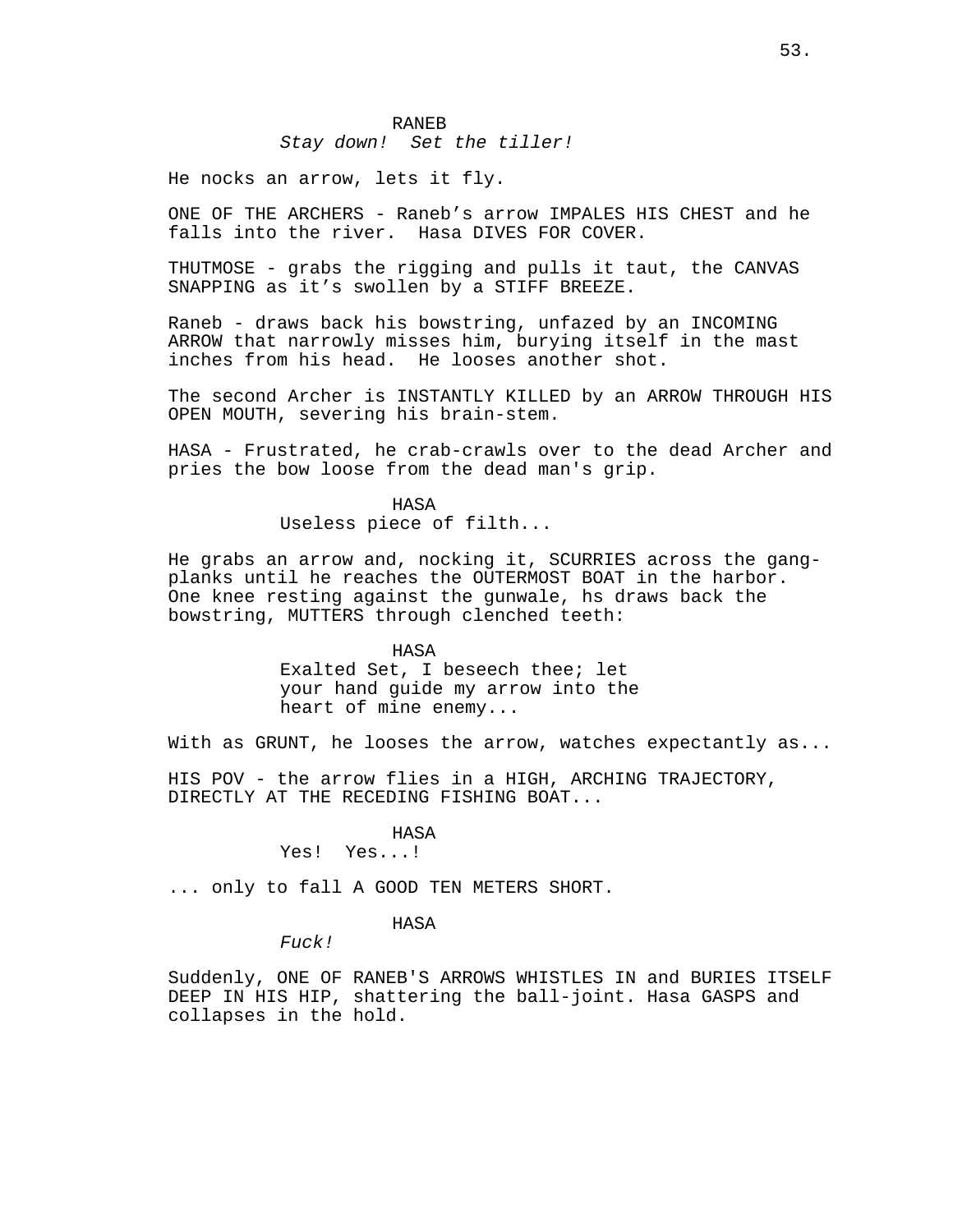RANEB
*Stay down! Set the tiller!*

He nocks an arrow, lets it fly.

ONE OF THE ARCHERS - Raneb's arrow IMPALES HIS CHEST and he falls into the river. Hasa DIVES FOR COVER.

THUTMOSE - grabs the rigging and pulls it taut, the CANVAS SNAPPING as it's swollen by a STIFF BREEZE.

Raneb - draws back his bowstring, unfazed by an INCOMING ARROW that narrowly misses him, burying itself in the mast inches from his head. He looses another shot.

The second Archer is INSTANTLY KILLED by an ARROW THROUGH HIS OPEN MOUTH, severing his brain-stem.

HASA - Frustrated, he crab-crawls over to the dead Archer and pries the bow loose from the dead man's grip.

HASA
Useless piece of filth...

He grabs an arrow and, nocking it, SCURRIES across the gang-planks until he reaches the OUTERMOST BOAT in the harbor. One knee resting against the gunwale, hs draws back the bowstring, MUTTERS through clenched teeth:

HASA
Exalted Set, I beseech thee; let your hand guide my arrow into the heart of mine enemy...

With as GRUNT, he looses the arrow, watches expectantly as...

HIS POV - the arrow flies in a HIGH, ARCHING TRAJECTORY, DIRECTLY AT THE RECEDING FISHING BOAT...

HASA
Yes! Yes...!

... only to fall A GOOD TEN METERS SHORT.

HASA
*Fuck!*

Suddenly, ONE OF RANEB'S ARROWS WHISTLES IN and BURIES ITSELF DEEP IN HIS HIP, shattering the ball-joint. Hasa GASPS and collapses in the hold.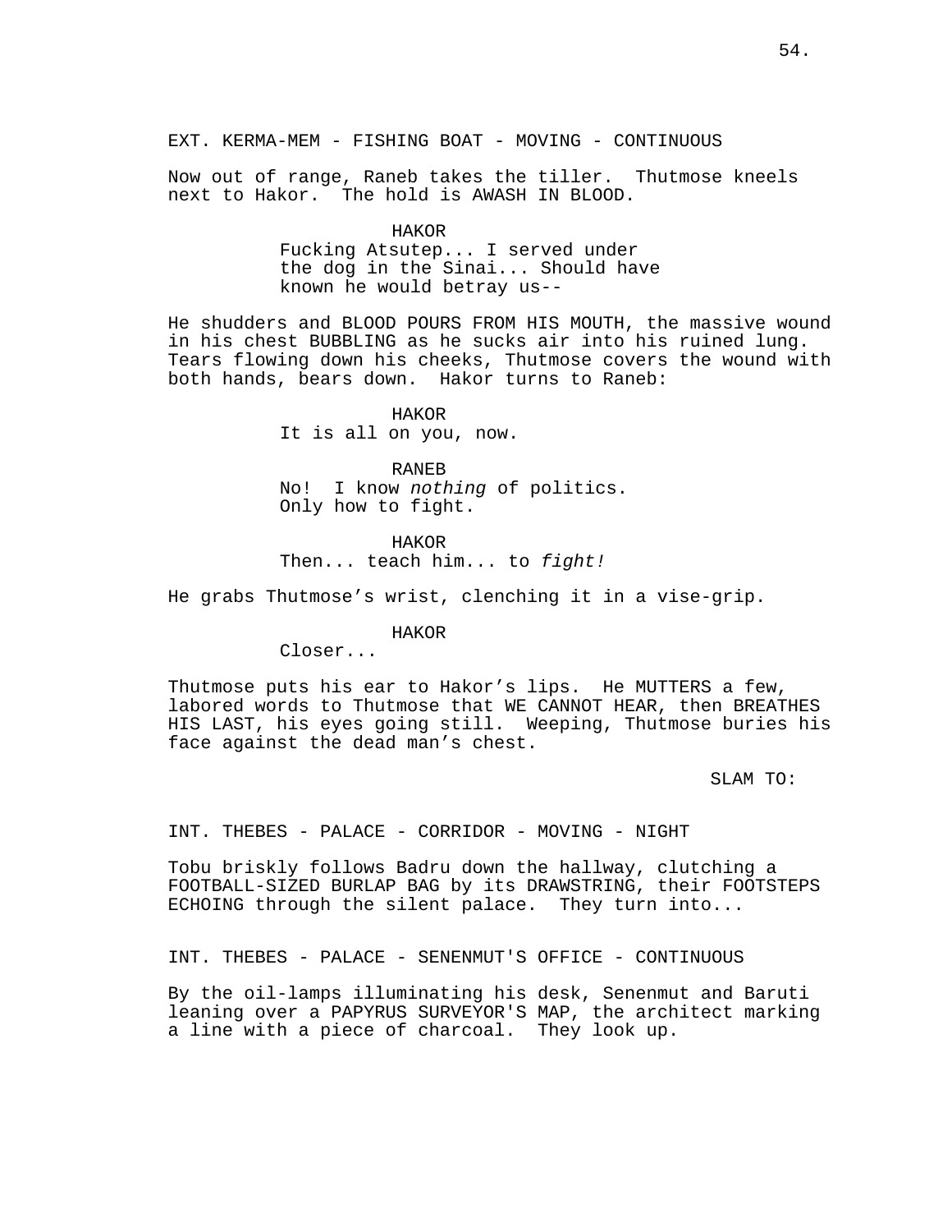EXT. KERMA-MEM - FISHING BOAT - MOVING - CONTINUOUS

Now out of range, Raneb takes the tiller. Thutmose kneels next to Hakor. The hold is AWASH IN BLOOD.

HAKOR
Fucking Atsutep... I served under the dog in the Sinai... Should have known he would betray us--

He shudders and BLOOD POURS FROM HIS MOUTH, the massive wound in his chest BUBBLING as he sucks air into his ruined lung. Tears flowing down his cheeks, Thutmose covers the wound with both hands, bears down. Hakor turns to Raneb:

HAKOR
It is all on you, now.

RANEB
No! I know *nothing* of politics. Only how to fight.

HAKOR
Then... teach him... to *fight!*

He grabs Thutmose's wrist, clenching it in a vise-grip.

HAKOR
Closer...

Thutmose puts his ear to Hakor's lips. He MUTTERS a few, labored words to Thutmose that WE CANNOT HEAR, then BREATHES HIS LAST, his eyes going still. Weeping, Thutmose buries his face against the dead man's chest.

SLAM TO:

INT. THEBES - PALACE - CORRIDOR - MOVING - NIGHT

Tobu briskly follows Badru down the hallway, clutching a FOOTBALL-SIZED BURLAP BAG by its DRAWSTRING, their FOOTSTEPS ECHOING through the silent palace. They turn into...

INT. THEBES - PALACE - SENENMUT'S OFFICE - CONTINUOUS

By the oil-lamps illuminating his desk, Senenmut and Baruti leaning over a PAPYRUS SURVEYOR'S MAP, the architect marking a line with a piece of charcoal. They look up.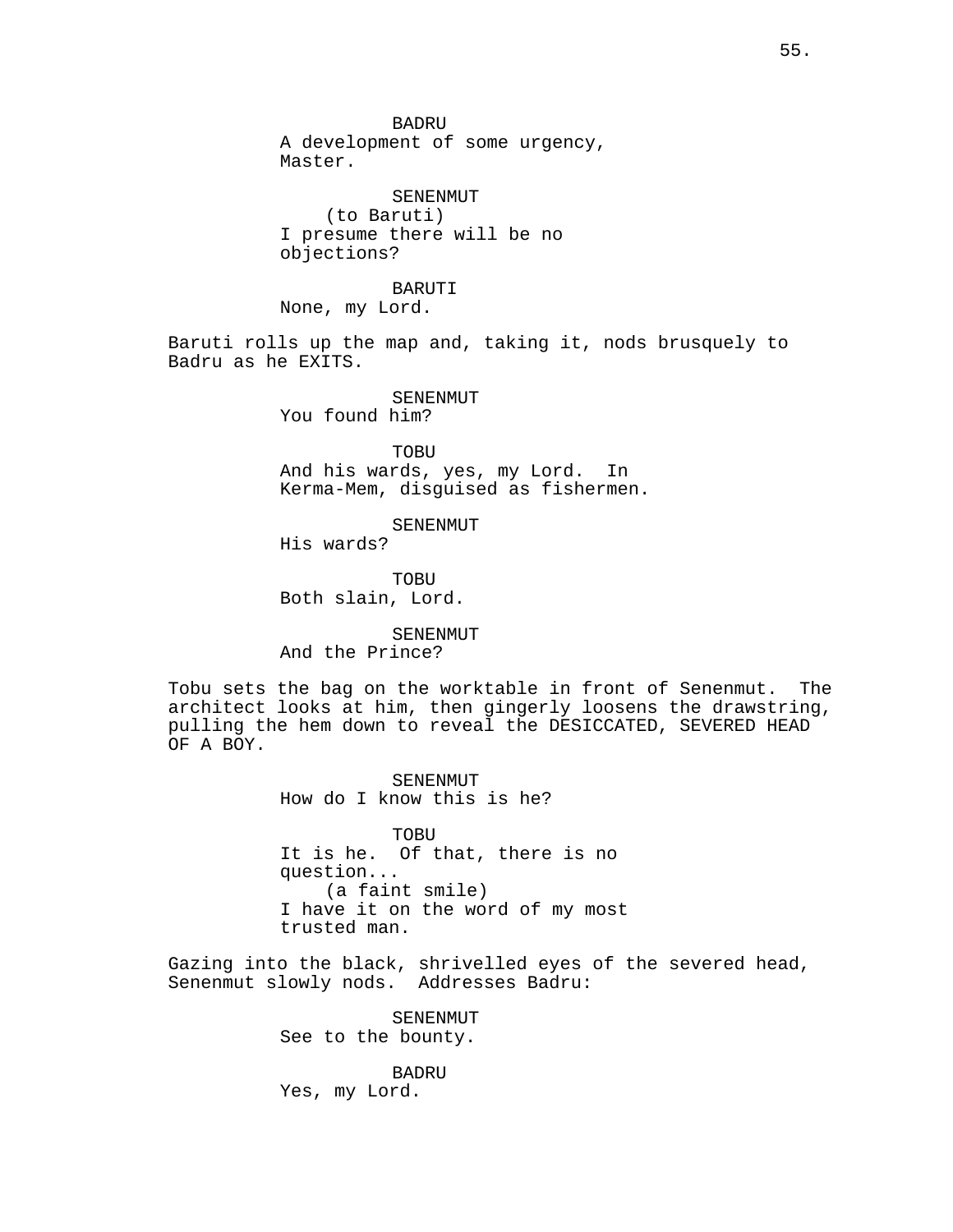BADRU
A development of some urgency,
Master.

SENENMUT
(to Baruti)
I presume there will be no
objections?

BARUTI
None, my Lord.

Baruti rolls up the map and, taking it, nods brusquely to Badru as he EXITS.

SENENMUT
You found him?

TOBU
And his wards, yes, my Lord. In
Kerma-Mem, disguised as fishermen.

SENENMUT
His wards?

TOBU
Both slain, Lord.

SENENMUT
And the Prince?

Tobu sets the bag on the worktable in front of Senenmut. The architect looks at him, then gingerly loosens the drawstring, pulling the hem down to reveal the DESICCATED, SEVERED HEAD OF A BOY.

SENENMUT
How do I know this is he?

TOBU
It is he. Of that, there is no
question...
(a faint smile)
I have it on the word of my most
trusted man.

Gazing into the black, shrivelled eyes of the severed head, Senenmut slowly nods. Addresses Badru:

SENENMUT
See to the bounty.

BADRU
Yes, my Lord.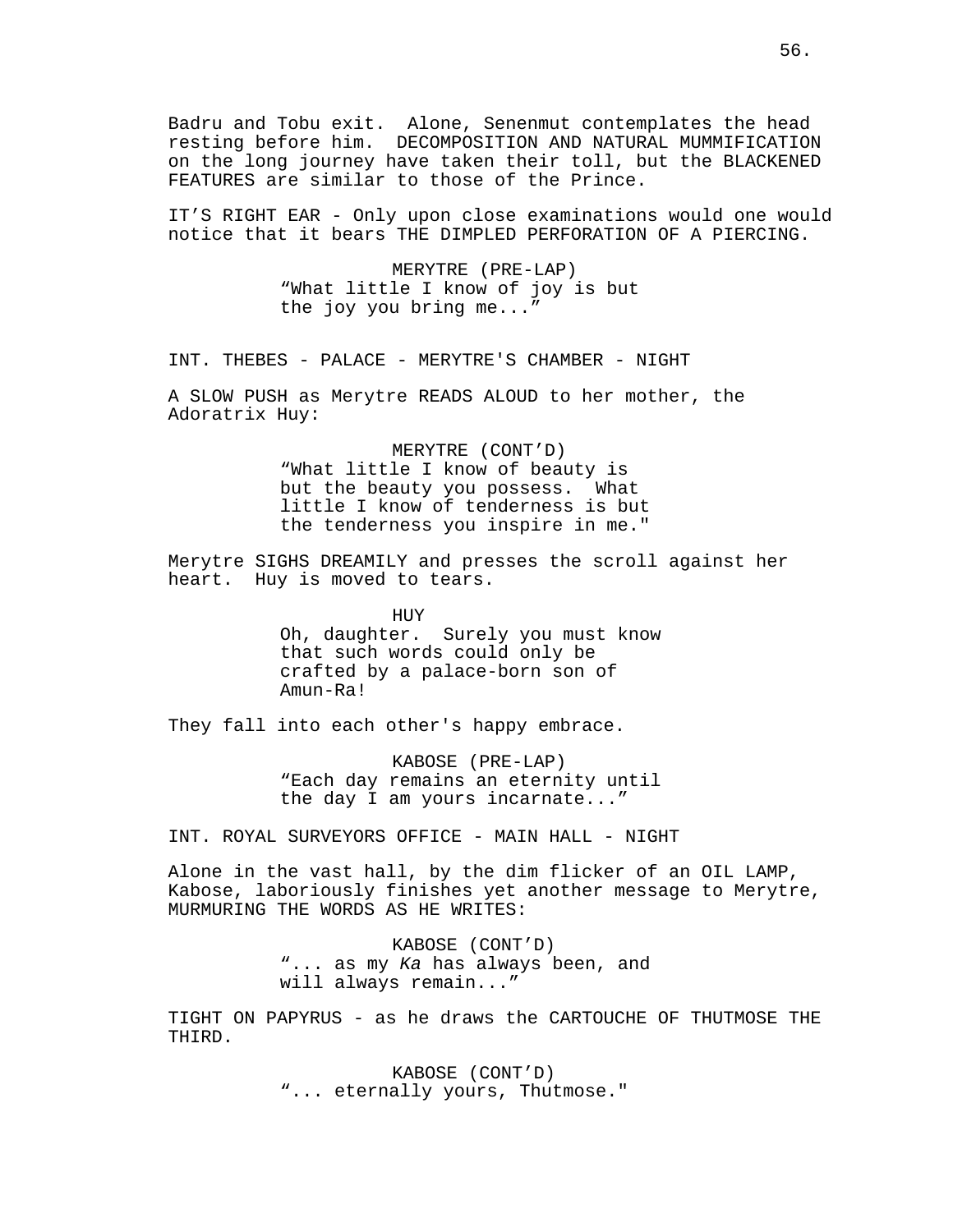Badru and Tobu exit. Alone, Senenmut contemplates the head resting before him. DECOMPOSITION AND NATURAL MUMMIFICATION on the long journey have taken their toll, but the BLACKENED FEATURES are similar to those of the Prince.

IT'S RIGHT EAR - Only upon close examinations would one would notice that it bears THE DIMPLED PERFORATION OF A PIERCING.

MERYTRE (PRE-LAP)
"What little I know of joy is but the joy you bring me..."

INT. THEBES - PALACE - MERYTRE'S CHAMBER - NIGHT

A SLOW PUSH as Merytre READS ALOUD to her mother, the Adoratrix Huy:

MERYTRE (CONT'D)
"What little I know of beauty is but the beauty you possess. What little I know of tenderness is but the tenderness you inspire in me."

Merytre SIGHS DREAMILY and presses the scroll against her heart. Huy is moved to tears.

HUY
Oh, daughter. Surely you must know that such words could only be crafted by a palace-born son of Amun-Ra!

They fall into each other's happy embrace.

KABOSE (PRE-LAP)
"Each day remains an eternity until the day I am yours incarnate..."

INT. ROYAL SURVEYORS OFFICE - MAIN HALL - NIGHT

Alone in the vast hall, by the dim flicker of an OIL LAMP, Kabose, laboriously finishes yet another message to Merytre, MURMURING THE WORDS AS HE WRITES:

KABOSE (CONT'D)
"... as my *Ka* has always been, and will always remain..."

TIGHT ON PAPYRUS - as he draws the CARTOUCHE OF THUTMOSE THE THIRD.

KABOSE (CONT'D)
"... eternally yours, Thutmose."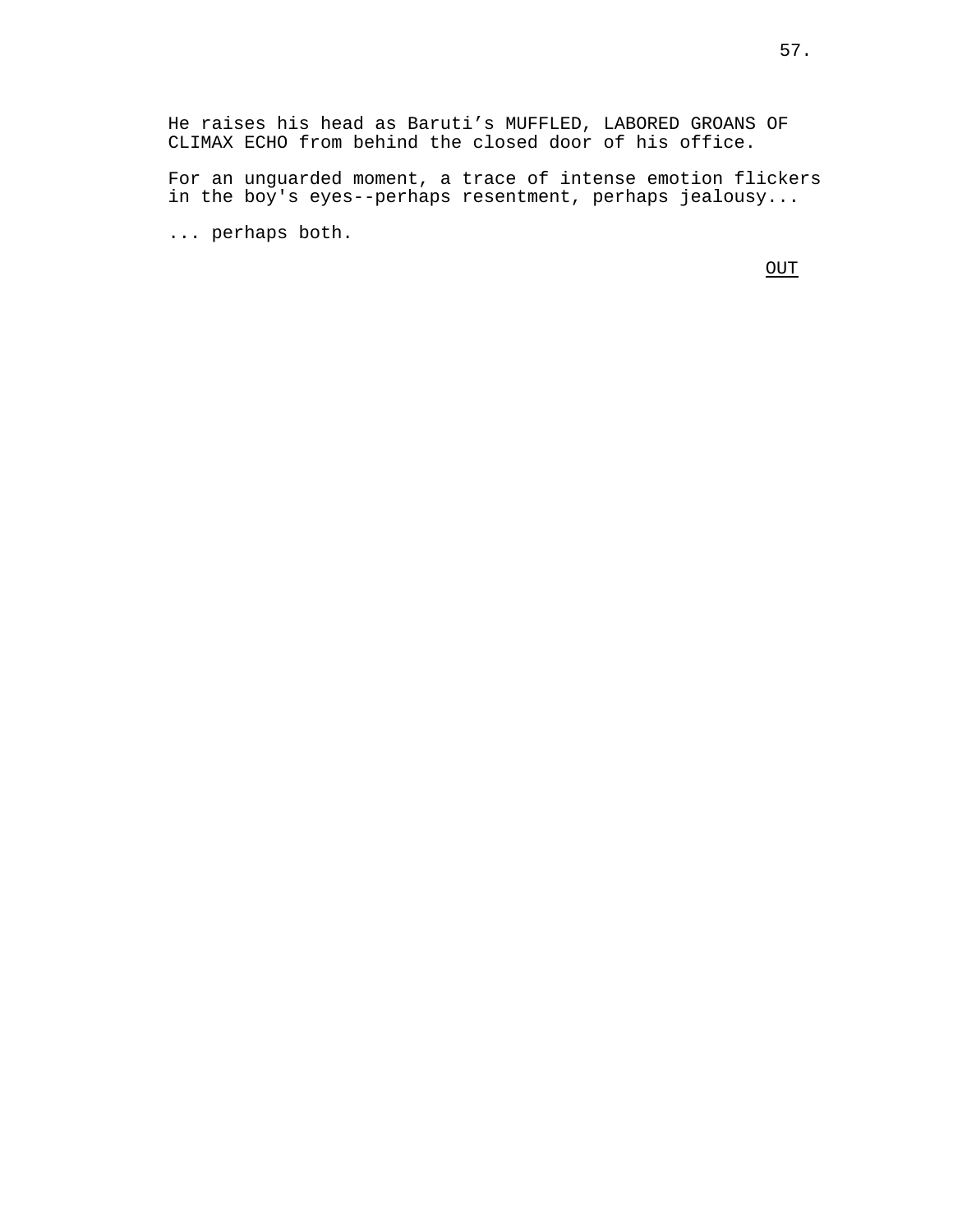He raises his head as Baruti's MUFFLED, LABORED GROANS OF CLIMAX ECHO from behind the closed door of his office.

For an unguarded moment, a trace of intense emotion flickers in the boy's eyes--perhaps resentment, perhaps jealousy...

... perhaps both.

<u>OUT</u>